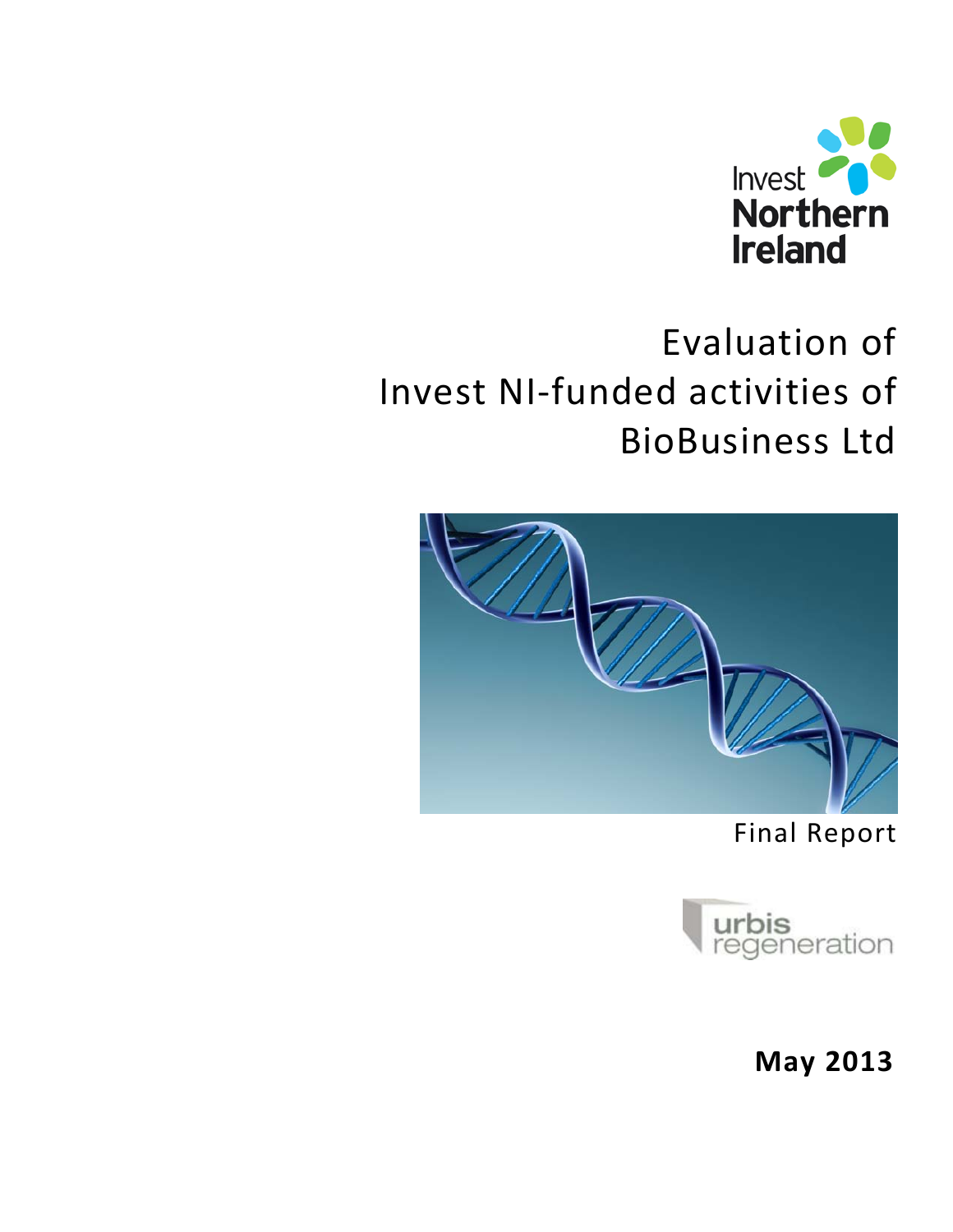Invest Northern Ireland

# Evaluation of Invest NI-funded activities of BioBusiness Ltd

Final Report

urbis regeneration

**May 2013**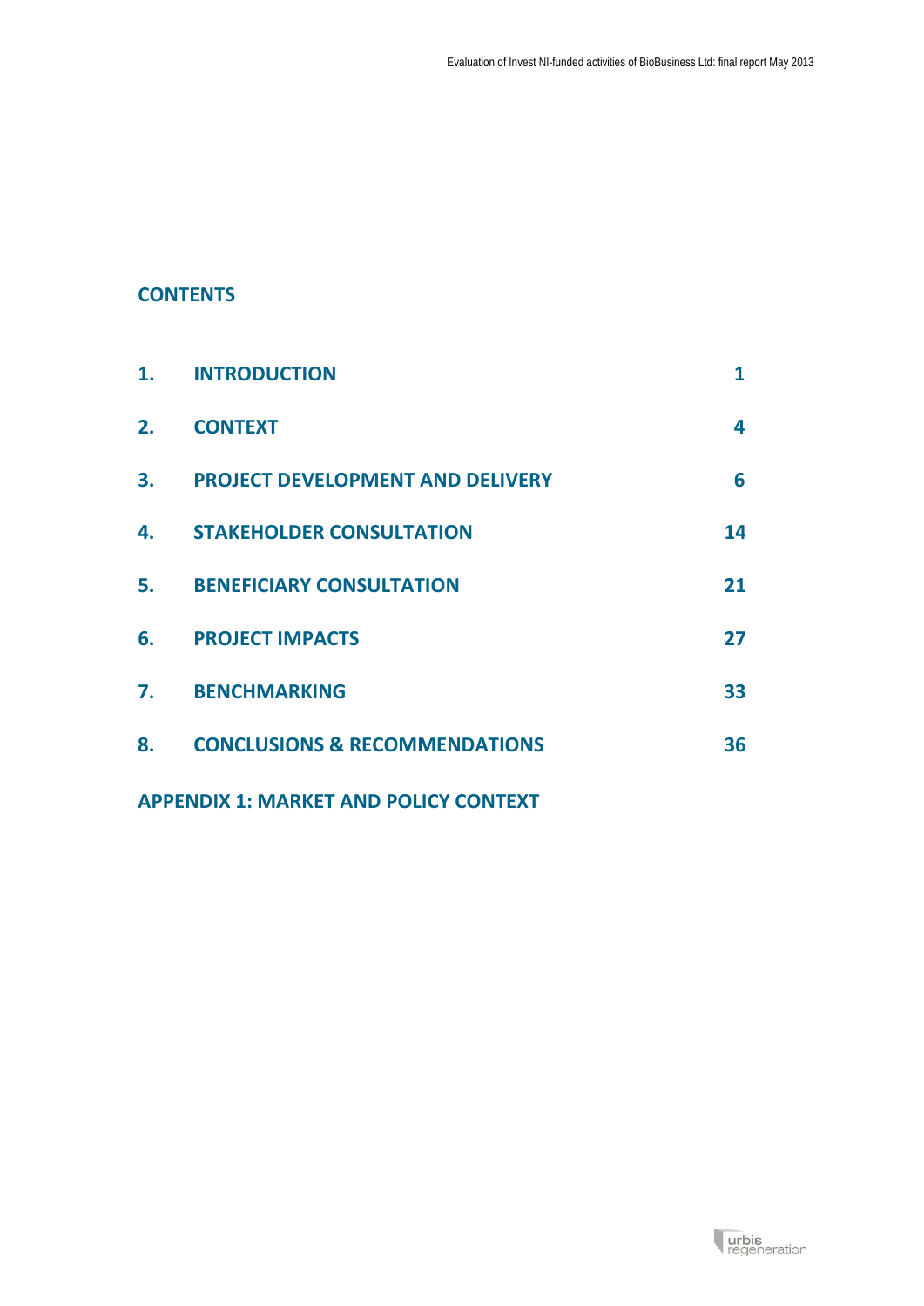## CONTENTS

| | | |
|---|---|---|
| 1. | INTRODUCTION | 1 |
| 2. | CONTEXT | 4 |
| 3. | PROJECT DEVELOPMENT AND DELIVERY | 6 |
| 4. | STAKEHOLDER CONSULTATION | 14 |
| 5. | BENEFICIARY CONSULTATION | 21 |
| 6. | PROJECT IMPACTS | 27 |
| 7. | BENCHMARKING | 33 |
| 8. | CONCLUSIONS & RECOMMENDATIONS | 36 |

APPENDIX 1: MARKET AND POLICY CONTEXT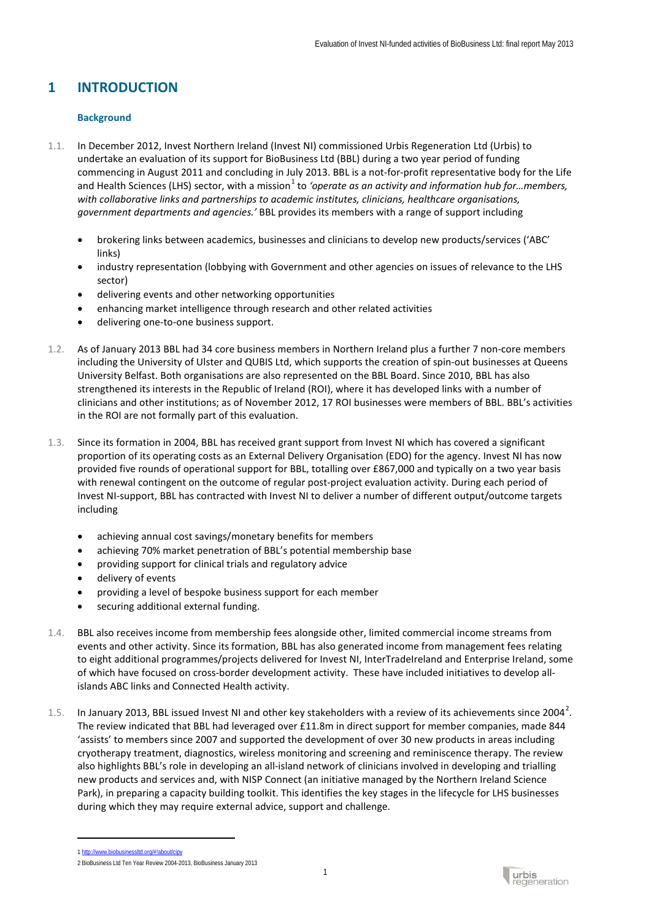# 1 INTRODUCTION

### Background

1.1. In December 2012, Invest Northern Ireland (Invest NI) commissioned Urbis Regeneration Ltd (Urbis) to undertake an evaluation of its support for BioBusiness Ltd (BBL) during a two year period of funding commencing in August 2011 and concluding in July 2013. BBL is a not-for-profit representative body for the Life and Health Sciences (LHS) sector, with a mission[1] to *'operate as an activity and information hub for…members, with collaborative links and partnerships to academic institutes, clinicians, healthcare organisations, government departments and agencies.'* BBL provides its members with a range of support including

- brokering links between academics, businesses and clinicians to develop new products/services ('ABC' links)
- industry representation (lobbying with Government and other agencies on issues of relevance to the LHS sector)
- delivering events and other networking opportunities
- enhancing market intelligence through research and other related activities
- delivering one-to-one business support.

1.2. As of January 2013 BBL had 34 core business members in Northern Ireland plus a further 7 non-core members including the University of Ulster and QUBIS Ltd, which supports the creation of spin-out businesses at Queens University Belfast. Both organisations are also represented on the BBL Board. Since 2010, BBL has also strengthened its interests in the Republic of Ireland (ROI), where it has developed links with a number of clinicians and other institutions; as of November 2012, 17 ROI businesses were members of BBL. BBL's activities in the ROI are not formally part of this evaluation.

1.3. Since its formation in 2004, BBL has received grant support from Invest NI which has covered a significant proportion of its operating costs as an External Delivery Organisation (EDO) for the agency. Invest NI has now provided five rounds of operational support for BBL, totalling over £867,000 and typically on a two year basis with renewal contingent on the outcome of regular post-project evaluation activity. During each period of Invest NI-support, BBL has contracted with Invest NI to deliver a number of different output/outcome targets including

- achieving annual cost savings/monetary benefits for members
- achieving 70% market penetration of BBL's potential membership base
- providing support for clinical trials and regulatory advice
- delivery of events
- providing a level of bespoke business support for each member
- securing additional external funding.

1.4. BBL also receives income from membership fees alongside other, limited commercial income streams from events and other activity. Since its formation, BBL has also generated income from management fees relating to eight additional programmes/projects delivered for Invest NI, InterTradeIreland and Enterprise Ireland, some of which have focused on cross-border development activity. These have included initiatives to develop all-islands ABC links and Connected Health activity.

1.5. In January 2013, BBL issued Invest NI and other key stakeholders with a review of its achievements since 2004[2]. The review indicated that BBL had leveraged over £11.8m in direct support for member companies, made 844 'assists' to members since 2007 and supported the development of over 30 new products in areas including cryotherapy treatment, diagnostics, wireless monitoring and screening and reminiscence therapy. The review also highlights BBL's role in developing an all-island network of clinicians involved in developing and trialling new products and services and, with NISP Connect (an initiative managed by the Northern Ireland Science Park), in preparing a capacity building toolkit. This identifies the key stages in the lifecycle for LHS businesses during which they may require external advice, support and challenge.

---

1 http://www.biobusinessltd.org/#!about/cipy

2 BioBusiness Ltd Ten Year Review 2004-2013, BioBusiness January 2013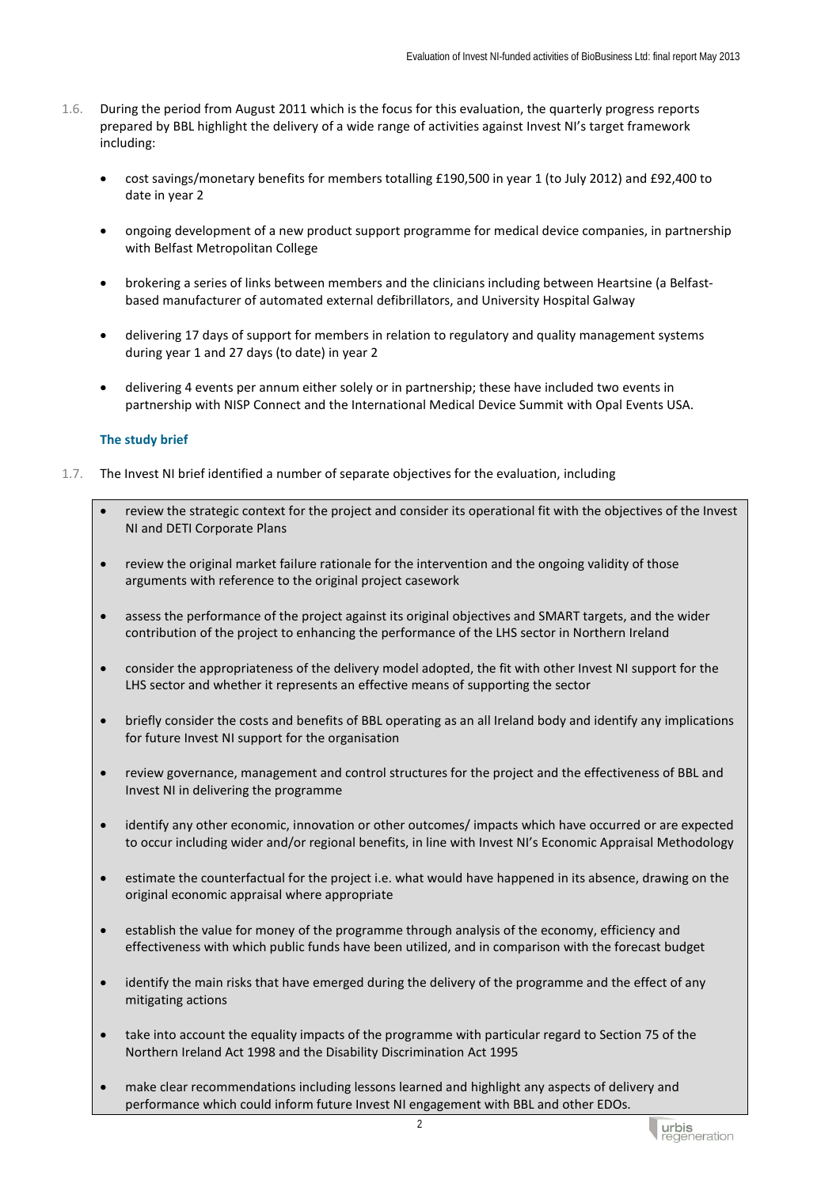1.6. During the period from August 2011 which is the focus for this evaluation, the quarterly progress reports prepared by BBL highlight the delivery of a wide range of activities against Invest NI's target framework including:

- cost savings/monetary benefits for members totalling £190,500 in year 1 (to July 2012) and £92,400 to date in year 2
- ongoing development of a new product support programme for medical device companies, in partnership with Belfast Metropolitan College
- brokering a series of links between members and the clinicians including between Heartsine (a Belfast-based manufacturer of automated external defibrillators, and University Hospital Galway
- delivering 17 days of support for members in relation to regulatory and quality management systems during year 1 and 27 days (to date) in year 2
- delivering 4 events per annum either solely or in partnership; these have included two events in partnership with NISP Connect and the International Medical Device Summit with Opal Events USA.

### The study brief

1.7. The Invest NI brief identified a number of separate objectives for the evaluation, including

- review the strategic context for the project and consider its operational fit with the objectives of the Invest NI and DETI Corporate Plans
- review the original market failure rationale for the intervention and the ongoing validity of those arguments with reference to the original project casework
- assess the performance of the project against its original objectives and SMART targets, and the wider contribution of the project to enhancing the performance of the LHS sector in Northern Ireland
- consider the appropriateness of the delivery model adopted, the fit with other Invest NI support for the LHS sector and whether it represents an effective means of supporting the sector
- briefly consider the costs and benefits of BBL operating as an all Ireland body and identify any implications for future Invest NI support for the organisation
- review governance, management and control structures for the project and the effectiveness of BBL and Invest NI in delivering the programme
- identify any other economic, innovation or other outcomes/ impacts which have occurred or are expected to occur including wider and/or regional benefits, in line with Invest NI's Economic Appraisal Methodology
- estimate the counterfactual for the project i.e. what would have happened in its absence, drawing on the original economic appraisal where appropriate
- establish the value for money of the programme through analysis of the economy, efficiency and effectiveness with which public funds have been utilized, and in comparison with the forecast budget
- identify the main risks that have emerged during the delivery of the programme and the effect of any mitigating actions
- take into account the equality impacts of the programme with particular regard to Section 75 of the Northern Ireland Act 1998 and the Disability Discrimination Act 1995
- make clear recommendations including lessons learned and highlight any aspects of delivery and performance which could inform future Invest NI engagement with BBL and other EDOs.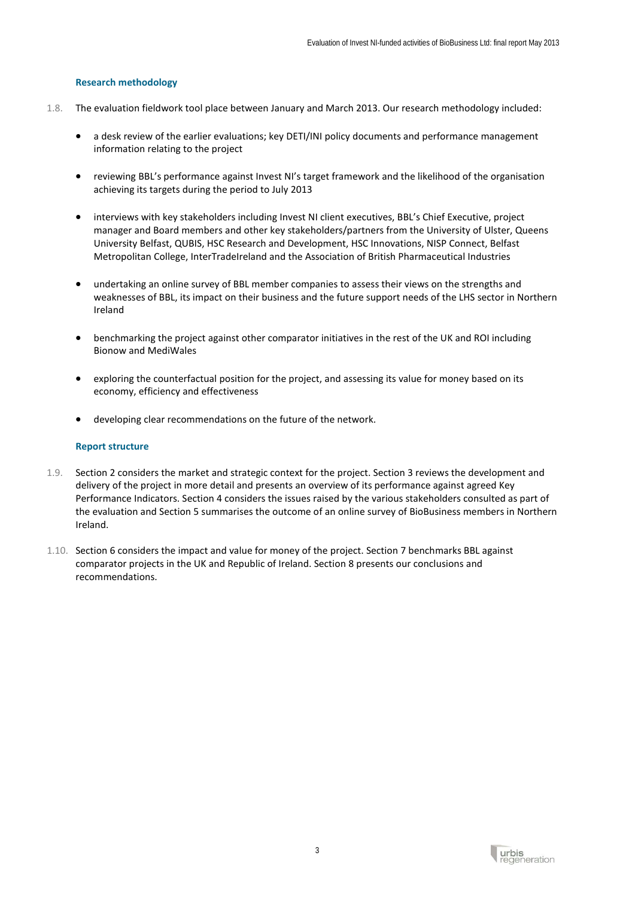### Research methodology

1.8. The evaluation fieldwork tool place between January and March 2013. Our research methodology included:

- a desk review of the earlier evaluations; key DETI/INI policy documents and performance management information relating to the project
- reviewing BBL's performance against Invest NI's target framework and the likelihood of the organisation achieving its targets during the period to July 2013
- interviews with key stakeholders including Invest NI client executives, BBL's Chief Executive, project manager and Board members and other key stakeholders/partners from the University of Ulster, Queens University Belfast, QUBIS, HSC Research and Development, HSC Innovations, NISP Connect, Belfast Metropolitan College, InterTradeIreland and the Association of British Pharmaceutical Industries
- undertaking an online survey of BBL member companies to assess their views on the strengths and weaknesses of BBL, its impact on their business and the future support needs of the LHS sector in Northern Ireland
- benchmarking the project against other comparator initiatives in the rest of the UK and ROI including Bionow and MediWales
- exploring the counterfactual position for the project, and assessing its value for money based on its economy, efficiency and effectiveness
- developing clear recommendations on the future of the network.

### Report structure

1.9. Section 2 considers the market and strategic context for the project. Section 3 reviews the development and delivery of the project in more detail and presents an overview of its performance against agreed Key Performance Indicators. Section 4 considers the issues raised by the various stakeholders consulted as part of the evaluation and Section 5 summarises the outcome of an online survey of BioBusiness members in Northern Ireland.

1.10. Section 6 considers the impact and value for money of the project. Section 7 benchmarks BBL against comparator projects in the UK and Republic of Ireland. Section 8 presents our conclusions and recommendations.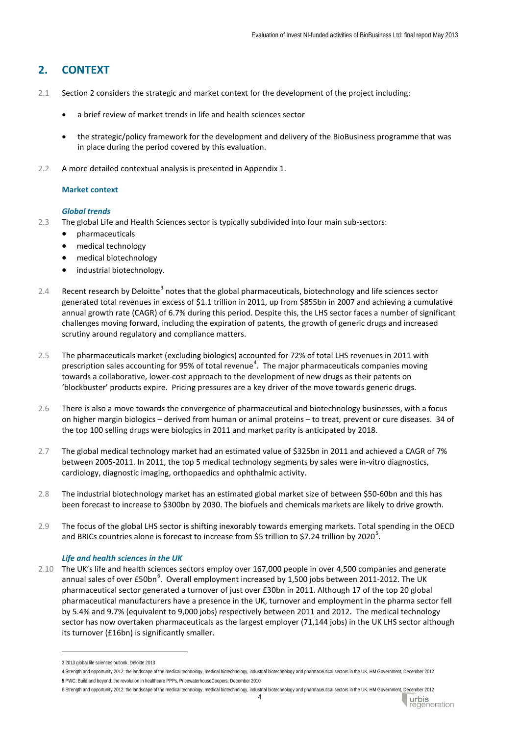## 2. CONTEXT

2.1 Section 2 considers the strategic and market context for the development of the project including:

- a brief review of market trends in life and health sciences sector
- the strategic/policy framework for the development and delivery of the BioBusiness programme that was in place during the period covered by this evaluation.

2.2 A more detailed contextual analysis is presented in Appendix 1.

### Market context

#### *Global trends*

2.3 The global Life and Health Sciences sector is typically subdivided into four main sub-sectors:

- pharmaceuticals
- medical technology
- medical biotechnology
- industrial biotechnology.

2.4 Recent research by Deloitte[3] notes that the global pharmaceuticals, biotechnology and life sciences sector generated total revenues in excess of $1.1 trillion in 2011, up from $855bn in 2007 and achieving a cumulative annual growth rate (CAGR) of 6.7% during this period. Despite this, the LHS sector faces a number of significant challenges moving forward, including the expiration of patents, the growth of generic drugs and increased scrutiny around regulatory and compliance matters.

2.5 The pharmaceuticals market (excluding biologics) accounted for 72% of total LHS revenues in 2011 with prescription sales accounting for 95% of total revenue[4]. The major pharmaceuticals companies moving towards a collaborative, lower-cost approach to the development of new drugs as their patents on 'blockbuster' products expire. Pricing pressures are a key driver of the move towards generic drugs.

2.6 There is also a move towards the convergence of pharmaceutical and biotechnology businesses, with a focus on higher margin biologics – derived from human or animal proteins – to treat, prevent or cure diseases. 34 of the top 100 selling drugs were biologics in 2011 and market parity is anticipated by 2018.

2.7 The global medical technology market had an estimated value of $325bn in 2011 and achieved a CAGR of 7% between 2005-2011. In 2011, the top 5 medical technology segments by sales were in-vitro diagnostics, cardiology, diagnostic imaging, orthopaedics and ophthalmic activity.

2.8 The industrial biotechnology market has an estimated global market size of between $50-60bn and this has been forecast to increase to $300bn by 2030. The biofuels and chemicals markets are likely to drive growth.

2.9 The focus of the global LHS sector is shifting inexorably towards emerging markets. Total spending in the OECD and BRICs countries alone is forecast to increase from $5 trillion to $7.24 trillion by 2020[5].

#### *Life and health sciences in the UK*

2.10 The UK's life and health sciences sectors employ over 167,000 people in over 4,500 companies and generate annual sales of over £50bn[6]. Overall employment increased by 1,500 jobs between 2011-2012. The UK pharmaceutical sector generated a turnover of just over £30bn in 2011. Although 17 of the top 20 global pharmaceutical manufacturers have a presence in the UK, turnover and employment in the pharma sector fell by 5.4% and 9.7% (equivalent to 9,000 jobs) respectively between 2011 and 2012. The medical technology sector has now overtaken pharmaceuticals as the largest employer (71,144 jobs) in the UK LHS sector although its turnover (£16bn) is significantly smaller.

---

3 2013 global life sciences outlook, Deloitte 2013

4 Strength and opportunity 2012: the landscape of the medical technology, medical biotechnology, industrial biotechnology and pharmaceutical sectors in the UK, HM Government, December 2012

5 PWC: Build and beyond: the revolution in healthcare PPPs, PricewaterhouseCoopers, December 2010

6 Strength and opportunity 2012: the landscape of the medical technology, medical biotechnology, industrial biotechnology and pharmaceutical sectors in the UK, HM Government, December 2012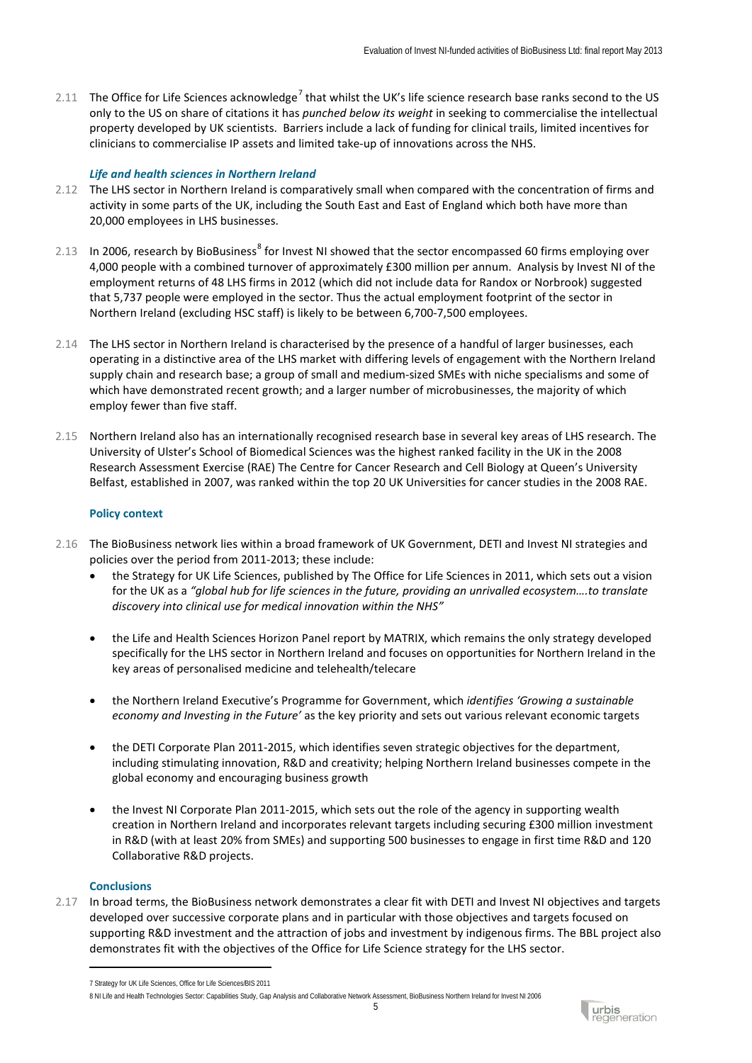2.11 The Office for Life Sciences acknowledge[7] that whilst the UK's life science research base ranks second to the US only to the US on share of citations it has *punched below its weight* in seeking to commercialise the intellectual property developed by UK scientists. Barriers include a lack of funding for clinical trails, limited incentives for clinicians to commercialise IP assets and limited take-up of innovations across the NHS.

### *Life and health sciences in Northern Ireland*

2.12 The LHS sector in Northern Ireland is comparatively small when compared with the concentration of firms and activity in some parts of the UK, including the South East and East of England which both have more than 20,000 employees in LHS businesses.

2.13 In 2006, research by BioBusiness[8] for Invest NI showed that the sector encompassed 60 firms employing over 4,000 people with a combined turnover of approximately £300 million per annum. Analysis by Invest NI of the employment returns of 48 LHS firms in 2012 (which did not include data for Randox or Norbrook) suggested that 5,737 people were employed in the sector. Thus the actual employment footprint of the sector in Northern Ireland (excluding HSC staff) is likely to be between 6,700-7,500 employees.

2.14 The LHS sector in Northern Ireland is characterised by the presence of a handful of larger businesses, each operating in a distinctive area of the LHS market with differing levels of engagement with the Northern Ireland supply chain and research base; a group of small and medium-sized SMEs with niche specialisms and some of which have demonstrated recent growth; and a larger number of microbusinesses, the majority of which employ fewer than five staff.

2.15 Northern Ireland also has an internationally recognised research base in several key areas of LHS research. The University of Ulster's School of Biomedical Sciences was the highest ranked facility in the UK in the 2008 Research Assessment Exercise (RAE) The Centre for Cancer Research and Cell Biology at Queen's University Belfast, established in 2007, was ranked within the top 20 UK Universities for cancer studies in the 2008 RAE.

### Policy context

2.16 The BioBusiness network lies within a broad framework of UK Government, DETI and Invest NI strategies and policies over the period from 2011-2013; these include:

- the Strategy for UK Life Sciences, published by The Office for Life Sciences in 2011, which sets out a vision for the UK as a *"global hub for life sciences in the future, providing an unrivalled ecosystem….to translate discovery into clinical use for medical innovation within the NHS"*
- the Life and Health Sciences Horizon Panel report by MATRIX, which remains the only strategy developed specifically for the LHS sector in Northern Ireland and focuses on opportunities for Northern Ireland in the key areas of personalised medicine and telehealth/telecare
- the Northern Ireland Executive's Programme for Government, which *identifies 'Growing a sustainable economy and Investing in the Future'* as the key priority and sets out various relevant economic targets
- the DETI Corporate Plan 2011-2015, which identifies seven strategic objectives for the department, including stimulating innovation, R&D and creativity; helping Northern Ireland businesses compete in the global economy and encouraging business growth
- the Invest NI Corporate Plan 2011-2015, which sets out the role of the agency in supporting wealth creation in Northern Ireland and incorporates relevant targets including securing £300 million investment in R&D (with at least 20% from SMEs) and supporting 500 businesses to engage in first time R&D and 120 Collaborative R&D projects.

### Conclusions

2.17 In broad terms, the BioBusiness network demonstrates a clear fit with DETI and Invest NI objectives and targets developed over successive corporate plans and in particular with those objectives and targets focused on supporting R&D investment and the attraction of jobs and investment by indigenous firms. The BBL project also demonstrates fit with the objectives of the Office for Life Science strategy for the LHS sector.

---

7 Strategy for UK Life Sciences, Office for Life Sciences/BIS 2011

8 NI Life and Health Technologies Sector: Capabilities Study, Gap Analysis and Collaborative Network Assessment, BioBusiness Northern Ireland for Invest NI 2006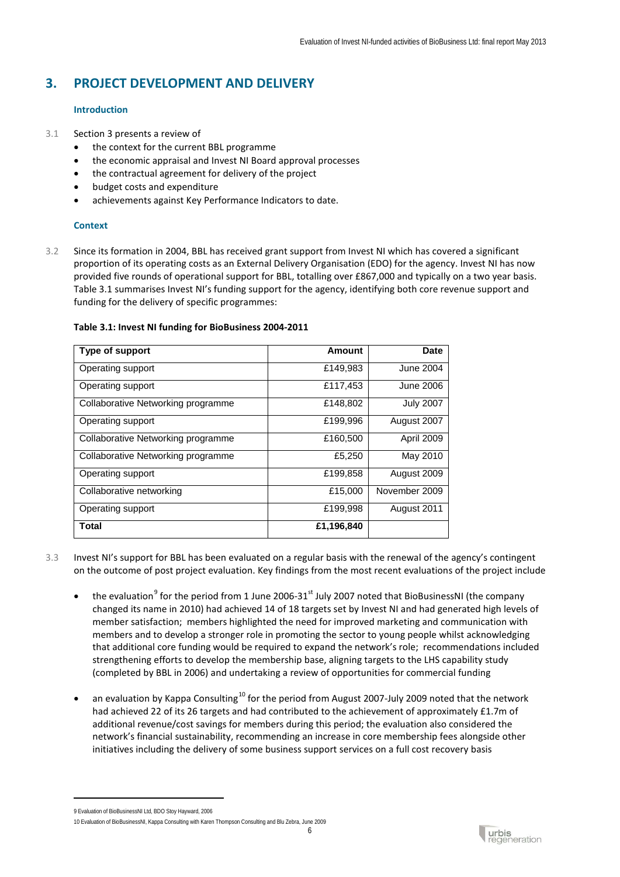## 3. PROJECT DEVELOPMENT AND DELIVERY

### Introduction

3.1 Section 3 presents a review of

- the context for the current BBL programme
- the economic appraisal and Invest NI Board approval processes
- the contractual agreement for delivery of the project
- budget costs and expenditure
- achievements against Key Performance Indicators to date.

### Context

3.2 Since its formation in 2004, BBL has received grant support from Invest NI which has covered a significant proportion of its operating costs as an External Delivery Organisation (EDO) for the agency. Invest NI has now provided five rounds of operational support for BBL, totalling over £867,000 and typically on a two year basis. Table 3.1 summarises Invest NI's funding support for the agency, identifying both core revenue support and funding for the delivery of specific programmes:

**Table 3.1: Invest NI funding for BioBusiness 2004-2011**

| Type of support | Amount | Date |
|---|---|---|
| Operating support | £149,983 | June 2004 |
| Operating support | £117,453 | June 2006 |
| Collaborative Networking programme | £148,802 | July 2007 |
| Operating support | £199,996 | August 2007 |
| Collaborative Networking programme | £160,500 | April 2009 |
| Collaborative Networking programme | £5,250 | May 2010 |
| Operating support | £199,858 | August 2009 |
| Collaborative networking | £15,000 | November 2009 |
| Operating support | £199,998 | August 2011 |
| **Total** | **£1,196,840** | |

3.3 Invest NI's support for BBL has been evaluated on a regular basis with the renewal of the agency's contingent on the outcome of post project evaluation. Key findings from the most recent evaluations of the project include

- the evaluation[9] for the period from 1 June 2006-31st July 2007 noted that BioBusinessNI (the company changed its name in 2010) had achieved 14 of 18 targets set by Invest NI and had generated high levels of member satisfaction; members highlighted the need for improved marketing and communication with members and to develop a stronger role in promoting the sector to young people whilst acknowledging that additional core funding would be required to expand the network's role; recommendations included strengthening efforts to develop the membership base, aligning targets to the LHS capability study (completed by BBL in 2006) and undertaking a review of opportunities for commercial funding

- an evaluation by Kappa Consulting[10] for the period from August 2007-July 2009 noted that the network had achieved 22 of its 26 targets and had contributed to the achievement of approximately £1.7m of additional revenue/cost savings for members during this period; the evaluation also considered the network's financial sustainability, recommending an increase in core membership fees alongside other initiatives including the delivery of some business support services on a full cost recovery basis

---

9 Evaluation of BioBusinessNI Ltd, BDO Stoy Hayward, 2006

10 Evaluation of BioBusinessNI, Kappa Consulting with Karen Thompson Consulting and Blu Zebra, June 2009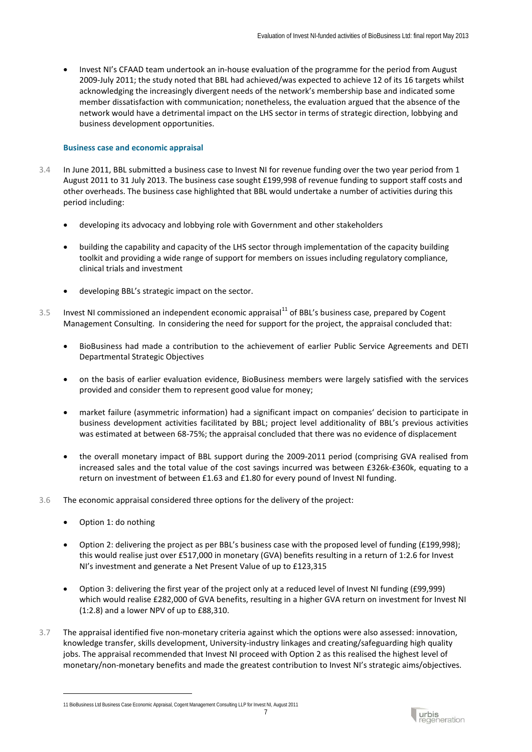- Invest NI's CFAAD team undertook an in-house evaluation of the programme for the period from August 2009-July 2011; the study noted that BBL had achieved/was expected to achieve 12 of its 16 targets whilst acknowledging the increasingly divergent needs of the network's membership base and indicated some member dissatisfaction with communication; nonetheless, the evaluation argued that the absence of the network would have a detrimental impact on the LHS sector in terms of strategic direction, lobbying and business development opportunities.

### Business case and economic appraisal

3.4 In June 2011, BBL submitted a business case to Invest NI for revenue funding over the two year period from 1 August 2011 to 31 July 2013. The business case sought £199,998 of revenue funding to support staff costs and other overheads. The business case highlighted that BBL would undertake a number of activities during this period including:

- developing its advocacy and lobbying role with Government and other stakeholders
- building the capability and capacity of the LHS sector through implementation of the capacity building toolkit and providing a wide range of support for members on issues including regulatory compliance, clinical trials and investment
- developing BBL's strategic impact on the sector.

3.5 Invest NI commissioned an independent economic appraisal[11] of BBL's business case, prepared by Cogent Management Consulting. In considering the need for support for the project, the appraisal concluded that:

- BioBusiness had made a contribution to the achievement of earlier Public Service Agreements and DETI Departmental Strategic Objectives
- on the basis of earlier evaluation evidence, BioBusiness members were largely satisfied with the services provided and consider them to represent good value for money;
- market failure (asymmetric information) had a significant impact on companies' decision to participate in business development activities facilitated by BBL; project level additionality of BBL's previous activities was estimated at between 68-75%; the appraisal concluded that there was no evidence of displacement
- the overall monetary impact of BBL support during the 2009-2011 period (comprising GVA realised from increased sales and the total value of the cost savings incurred was between £326k-£360k, equating to a return on investment of between £1.63 and £1.80 for every pound of Invest NI funding.

3.6 The economic appraisal considered three options for the delivery of the project:

- Option 1: do nothing
- Option 2: delivering the project as per BBL's business case with the proposed level of funding (£199,998); this would realise just over £517,000 in monetary (GVA) benefits resulting in a return of 1:2.6 for Invest NI's investment and generate a Net Present Value of up to £123,315
- Option 3: delivering the first year of the project only at a reduced level of Invest NI funding (£99,999) which would realise £282,000 of GVA benefits, resulting in a higher GVA return on investment for Invest NI (1:2.8) and a lower NPV of up to £88,310.

3.7 The appraisal identified five non-monetary criteria against which the options were also assessed: innovation, knowledge transfer, skills development, University-industry linkages and creating/safeguarding high quality jobs. The appraisal recommended that Invest NI proceed with Option 2 as this realised the highest level of monetary/non-monetary benefits and made the greatest contribution to Invest NI's strategic aims/objectives.

11 BioBusiness Ltd Business Case Economic Appraisal, Cogent Management Consulting LLP for Invest NI, August 2011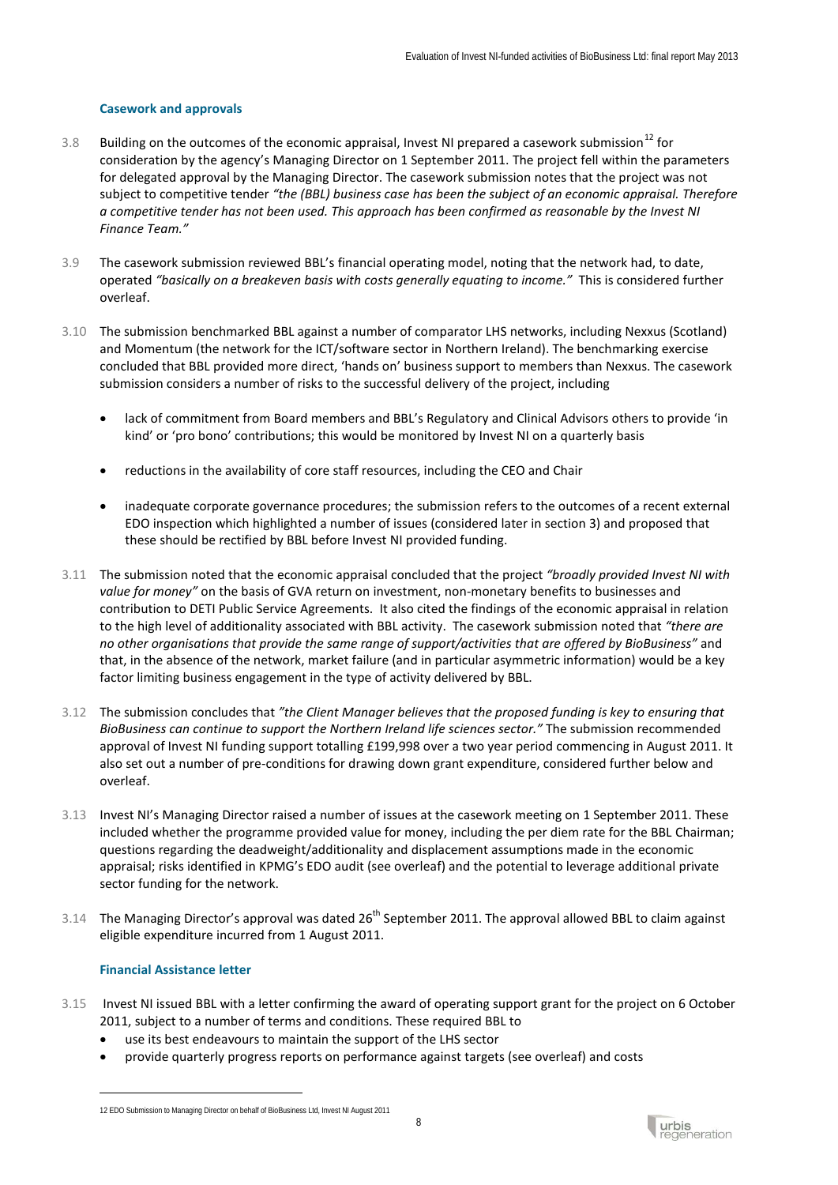### Casework and approvals

3.8 Building on the outcomes of the economic appraisal, Invest NI prepared a casework submission[12] for consideration by the agency's Managing Director on 1 September 2011. The project fell within the parameters for delegated approval by the Managing Director. The casework submission notes that the project was not subject to competitive tender *"the (BBL) business case has been the subject of an economic appraisal. Therefore a competitive tender has not been used. This approach has been confirmed as reasonable by the Invest NI Finance Team."*

3.9 The casework submission reviewed BBL's financial operating model, noting that the network had, to date, operated *"basically on a breakeven basis with costs generally equating to income."* This is considered further overleaf.

3.10 The submission benchmarked BBL against a number of comparator LHS networks, including Nexxus (Scotland) and Momentum (the network for the ICT/software sector in Northern Ireland). The benchmarking exercise concluded that BBL provided more direct, 'hands on' business support to members than Nexxus. The casework submission considers a number of risks to the successful delivery of the project, including

- lack of commitment from Board members and BBL's Regulatory and Clinical Advisors others to provide 'in kind' or 'pro bono' contributions; this would be monitored by Invest NI on a quarterly basis
- reductions in the availability of core staff resources, including the CEO and Chair
- inadequate corporate governance procedures; the submission refers to the outcomes of a recent external EDO inspection which highlighted a number of issues (considered later in section 3) and proposed that these should be rectified by BBL before Invest NI provided funding.

3.11 The submission noted that the economic appraisal concluded that the project *"broadly provided Invest NI with value for money"* on the basis of GVA return on investment, non-monetary benefits to businesses and contribution to DETI Public Service Agreements. It also cited the findings of the economic appraisal in relation to the high level of additionality associated with BBL activity. The casework submission noted that *"there are no other organisations that provide the same range of support/activities that are offered by BioBusiness"* and that, in the absence of the network, market failure (and in particular asymmetric information) would be a key factor limiting business engagement in the type of activity delivered by BBL.

3.12 The submission concludes that *"the Client Manager believes that the proposed funding is key to ensuring that BioBusiness can continue to support the Northern Ireland life sciences sector."* The submission recommended approval of Invest NI funding support totalling £199,998 over a two year period commencing in August 2011. It also set out a number of pre-conditions for drawing down grant expenditure, considered further below and overleaf.

3.13 Invest NI's Managing Director raised a number of issues at the casework meeting on 1 September 2011. These included whether the programme provided value for money, including the per diem rate for the BBL Chairman; questions regarding the deadweight/additionality and displacement assumptions made in the economic appraisal; risks identified in KPMG's EDO audit (see overleaf) and the potential to leverage additional private sector funding for the network.

3.14 The Managing Director's approval was dated 26th September 2011. The approval allowed BBL to claim against eligible expenditure incurred from 1 August 2011.

### Financial Assistance letter

3.15 Invest NI issued BBL with a letter confirming the award of operating support grant for the project on 6 October 2011, subject to a number of terms and conditions. These required BBL to

- use its best endeavours to maintain the support of the LHS sector
- provide quarterly progress reports on performance against targets (see overleaf) and costs

---

12 EDO Submission to Managing Director on behalf of BioBusiness Ltd, Invest NI August 2011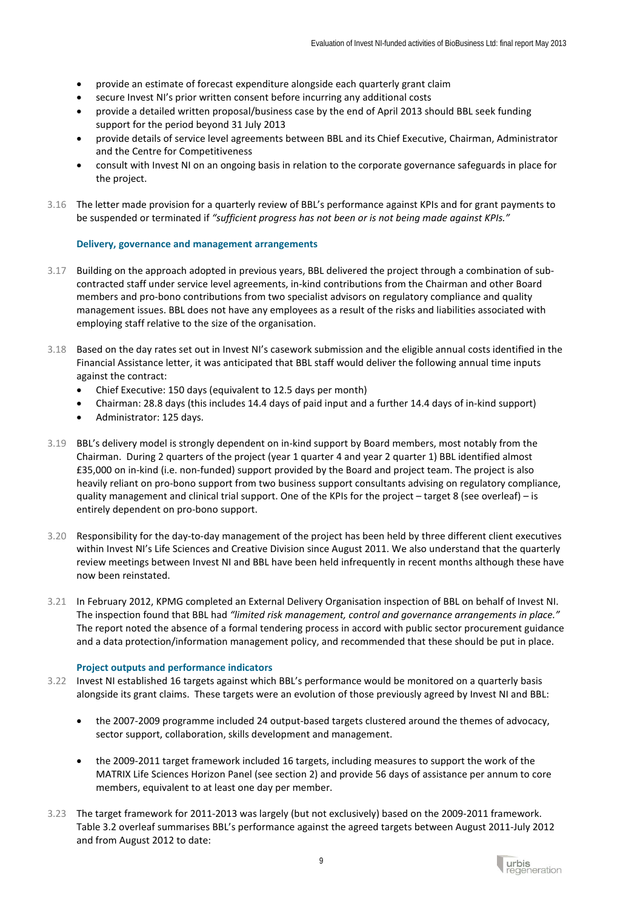- provide an estimate of forecast expenditure alongside each quarterly grant claim
- secure Invest NI's prior written consent before incurring any additional costs
- provide a detailed written proposal/business case by the end of April 2013 should BBL seek funding support for the period beyond 31 July 2013
- provide details of service level agreements between BBL and its Chief Executive, Chairman, Administrator and the Centre for Competitiveness
- consult with Invest NI on an ongoing basis in relation to the corporate governance safeguards in place for the project.

3.16 The letter made provision for a quarterly review of BBL's performance against KPIs and for grant payments to be suspended or terminated if *"sufficient progress has not been or is not being made against KPIs."*

### Delivery, governance and management arrangements

3.17 Building on the approach adopted in previous years, BBL delivered the project through a combination of sub-contracted staff under service level agreements, in-kind contributions from the Chairman and other Board members and pro-bono contributions from two specialist advisors on regulatory compliance and quality management issues. BBL does not have any employees as a result of the risks and liabilities associated with employing staff relative to the size of the organisation.

3.18 Based on the day rates set out in Invest NI's casework submission and the eligible annual costs identified in the Financial Assistance letter, it was anticipated that BBL staff would deliver the following annual time inputs against the contract:

- Chief Executive: 150 days (equivalent to 12.5 days per month)
- Chairman: 28.8 days (this includes 14.4 days of paid input and a further 14.4 days of in-kind support)
- Administrator: 125 days.

3.19 BBL's delivery model is strongly dependent on in-kind support by Board members, most notably from the Chairman. During 2 quarters of the project (year 1 quarter 4 and year 2 quarter 1) BBL identified almost £35,000 on in-kind (i.e. non-funded) support provided by the Board and project team. The project is also heavily reliant on pro-bono support from two business support consultants advising on regulatory compliance, quality management and clinical trial support. One of the KPIs for the project – target 8 (see overleaf) – is entirely dependent on pro-bono support.

3.20 Responsibility for the day-to-day management of the project has been held by three different client executives within Invest NI's Life Sciences and Creative Division since August 2011. We also understand that the quarterly review meetings between Invest NI and BBL have been held infrequently in recent months although these have now been reinstated.

3.21 In February 2012, KPMG completed an External Delivery Organisation inspection of BBL on behalf of Invest NI. The inspection found that BBL had *"limited risk management, control and governance arrangements in place."* The report noted the absence of a formal tendering process in accord with public sector procurement guidance and a data protection/information management policy, and recommended that these should be put in place.

### Project outputs and performance indicators

3.22 Invest NI established 16 targets against which BBL's performance would be monitored on a quarterly basis alongside its grant claims. These targets were an evolution of those previously agreed by Invest NI and BBL:

- the 2007-2009 programme included 24 output-based targets clustered around the themes of advocacy, sector support, collaboration, skills development and management.
- the 2009-2011 target framework included 16 targets, including measures to support the work of the MATRIX Life Sciences Horizon Panel (see section 2) and provide 56 days of assistance per annum to core members, equivalent to at least one day per member.

3.23 The target framework for 2011-2013 was largely (but not exclusively) based on the 2009-2011 framework. Table 3.2 overleaf summarises BBL's performance against the agreed targets between August 2011-July 2012 and from August 2012 to date: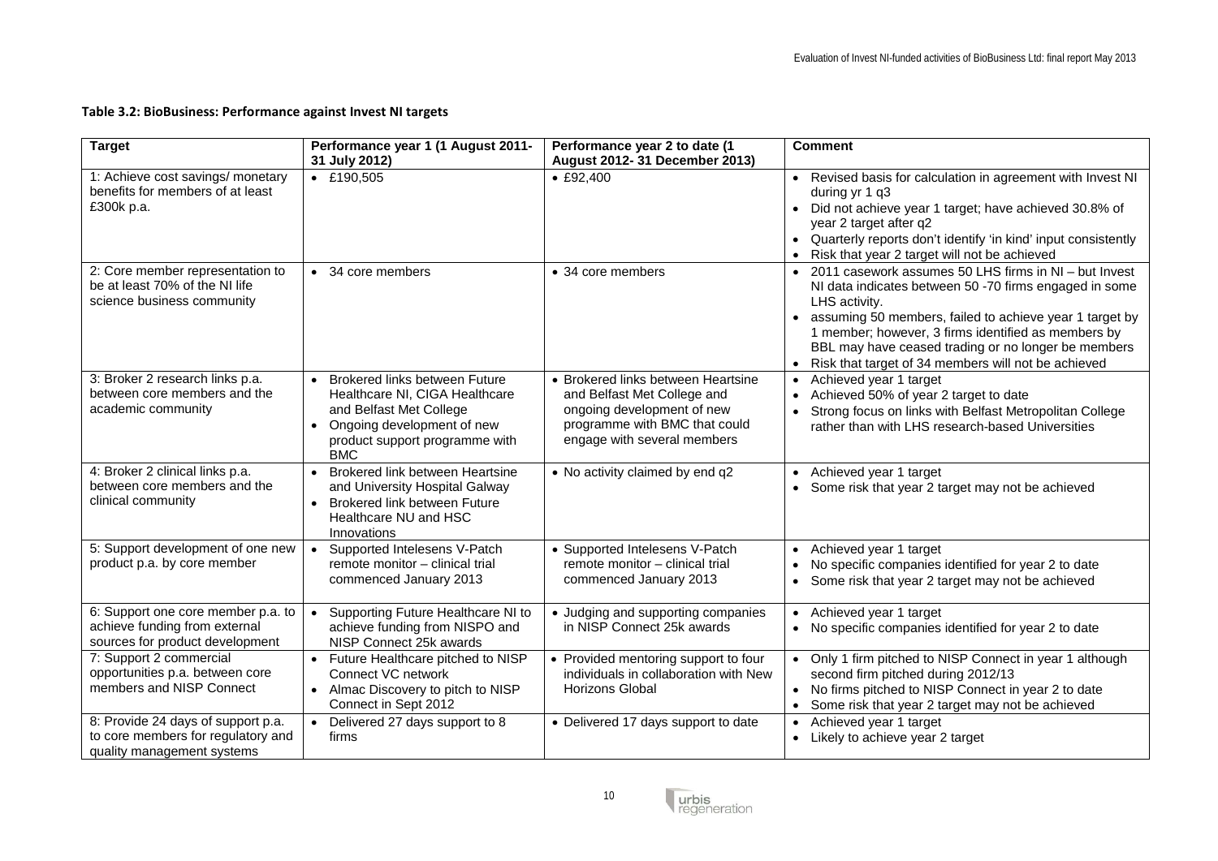**Table 3.2: BioBusiness: Performance against Invest NI targets**

| Target | Performance year 1 (1 August 2011- 31 July 2012) | Performance year 2 to date (1 August 2012- 31 December 2013) | Comment |
|---|---|---|---|
| 1: Achieve cost savings/ monetary benefits for members of at least £300k p.a. | • £190,505 | • £92,400 | • Revised basis for calculation in agreement with Invest NI during yr 1 q3<br>• Did not achieve year 1 target; have achieved 30.8% of year 2 target after q2<br>• Quarterly reports don't identify 'in kind' input consistently<br>• Risk that year 2 target will not be achieved |
| 2: Core member representation to be at least 70% of the NI life science business community | • 34 core members | • 34 core members | • 2011 casework assumes 50 LHS firms in NI – but Invest NI data indicates between 50 -70 firms engaged in some LHS activity.<br>• assuming 50 members, failed to achieve year 1 target by 1 member; however, 3 firms identified as members by BBL may have ceased trading or no longer be members<br>• Risk that target of 34 members will not be achieved |
| 3: Broker 2 research links p.a. between core members and the academic community | • Brokered links between Future Healthcare NI, CIGA Healthcare and Belfast Met College<br>• Ongoing development of new product support programme with BMC | • Brokered links between Heartsine and Belfast Met College and ongoing development of new programme with BMC that could engage with several members | • Achieved year 1 target<br>• Achieved 50% of year 2 target to date<br>• Strong focus on links with Belfast Metropolitan College rather than with LHS research-based Universities |
| 4: Broker 2 clinical links p.a. between core members and the clinical community | • Brokered link between Heartsine and University Hospital Galway<br>• Brokered link between Future Healthcare NU and HSC Innovations | • No activity claimed by end q2 | • Achieved year 1 target<br>• Some risk that year 2 target may not be achieved |
| 5: Support development of one new product p.a. by core member | • Supported Intelesens V-Patch remote monitor – clinical trial commenced January 2013 | • Supported Intelesens V-Patch remote monitor – clinical trial commenced January 2013 | • Achieved year 1 target<br>• No specific companies identified for year 2 to date<br>• Some risk that year 2 target may not be achieved |
| 6: Support one core member p.a. to achieve funding from external sources for product development | • Supporting Future Healthcare NI to achieve funding from NISPO and NISP Connect 25k awards | • Judging and supporting companies in NISP Connect 25k awards | • Achieved year 1 target<br>• No specific companies identified for year 2 to date |
| 7: Support 2 commercial opportunities p.a. between core members and NISP Connect | • Future Healthcare pitched to NISP Connect VC network<br>• Almac Discovery to pitch to NISP Connect in Sept 2012 | • Provided mentoring support to four individuals in collaboration with New Horizons Global | • Only 1 firm pitched to NISP Connect in year 1 although second firm pitched during 2012/13<br>• No firms pitched to NISP Connect in year 2 to date<br>• Some risk that year 2 target may not be achieved |
| 8: Provide 24 days of support p.a. to core members for regulatory and quality management systems | • Delivered 27 days support to 8 firms | • Delivered 17 days support to date | • Achieved year 1 target<br>• Likely to achieve year 2 target |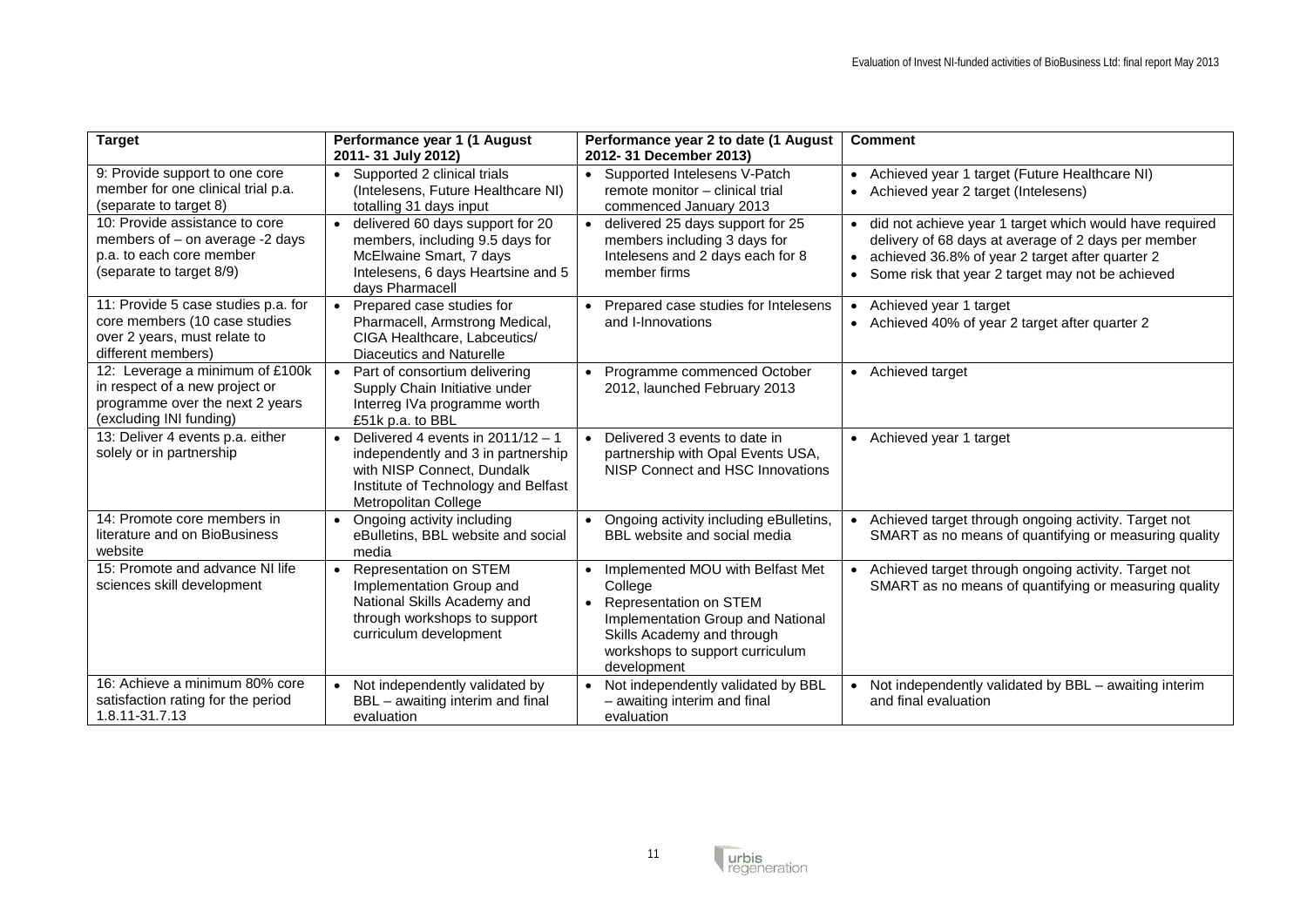| Target | Performance year 1 (1 August 2011- 31 July 2012) | Performance year 2 to date (1 August 2012- 31 December 2013) | Comment |
|---|---|---|---|
| 9: Provide support to one core member for one clinical trial p.a. (separate to target 8) | • Supported 2 clinical trials (Intelesens, Future Healthcare NI) totalling 31 days input | • Supported Intelesens V-Patch remote monitor – clinical trial commenced January 2013 | • Achieved year 1 target (Future Healthcare NI)<br>• Achieved year 2 target (Intelesens) |
| 10: Provide assistance to core members of – on average -2 days p.a. to each core member (separate to target 8/9) | • delivered 60 days support for 20 members, including 9.5 days for McElwaine Smart, 7 days Intelesens, 6 days Heartsine and 5 days Pharmacell | • delivered 25 days support for 25 members including 3 days for Intelesens and 2 days each for 8 member firms | • did not achieve year 1 target which would have required delivery of 68 days at average of 2 days per member<br>• achieved 36.8% of year 2 target after quarter 2<br>• Some risk that year 2 target may not be achieved |
| 11: Provide 5 case studies p.a. for core members (10 case studies over 2 years, must relate to different members) | • Prepared case studies for Pharmacell, Armstrong Medical, CIGA Healthcare, Labceutics/ Diaceutics and Naturelle | • Prepared case studies for Intelesens and I-Innovations | • Achieved year 1 target<br>• Achieved 40% of year 2 target after quarter 2 |
| 12: Leverage a minimum of £100k in respect of a new project or programme over the next 2 years (excluding INI funding) | • Part of consortium delivering Supply Chain Initiative under Interreg IVa programme worth £51k p.a. to BBL | • Programme commenced October 2012, launched February 2013 | • Achieved target |
| 13: Deliver 4 events p.a. either solely or in partnership | • Delivered 4 events in 2011/12 – 1 independently and 3 in partnership with NISP Connect, Dundalk Institute of Technology and Belfast Metropolitan College | • Delivered 3 events to date in partnership with Opal Events USA, NISP Connect and HSC Innovations | • Achieved year 1 target |
| 14: Promote core members in literature and on BioBusiness website | • Ongoing activity including eBulletins, BBL website and social media | • Ongoing activity including eBulletins, BBL website and social media | • Achieved target through ongoing activity. Target not SMART as no means of quantifying or measuring quality |
| 15: Promote and advance NI life sciences skill development | • Representation on STEM Implementation Group and National Skills Academy and through workshops to support curriculum development | • Implemented MOU with Belfast Met College<br>• Representation on STEM Implementation Group and National Skills Academy and through workshops to support curriculum development | • Achieved target through ongoing activity. Target not SMART as no means of quantifying or measuring quality |
| 16: Achieve a minimum 80% core satisfaction rating for the period 1.8.11-31.7.13 | • Not independently validated by BBL – awaiting interim and final evaluation | • Not independently validated by BBL – awaiting interim and final evaluation | • Not independently validated by BBL – awaiting interim and final evaluation |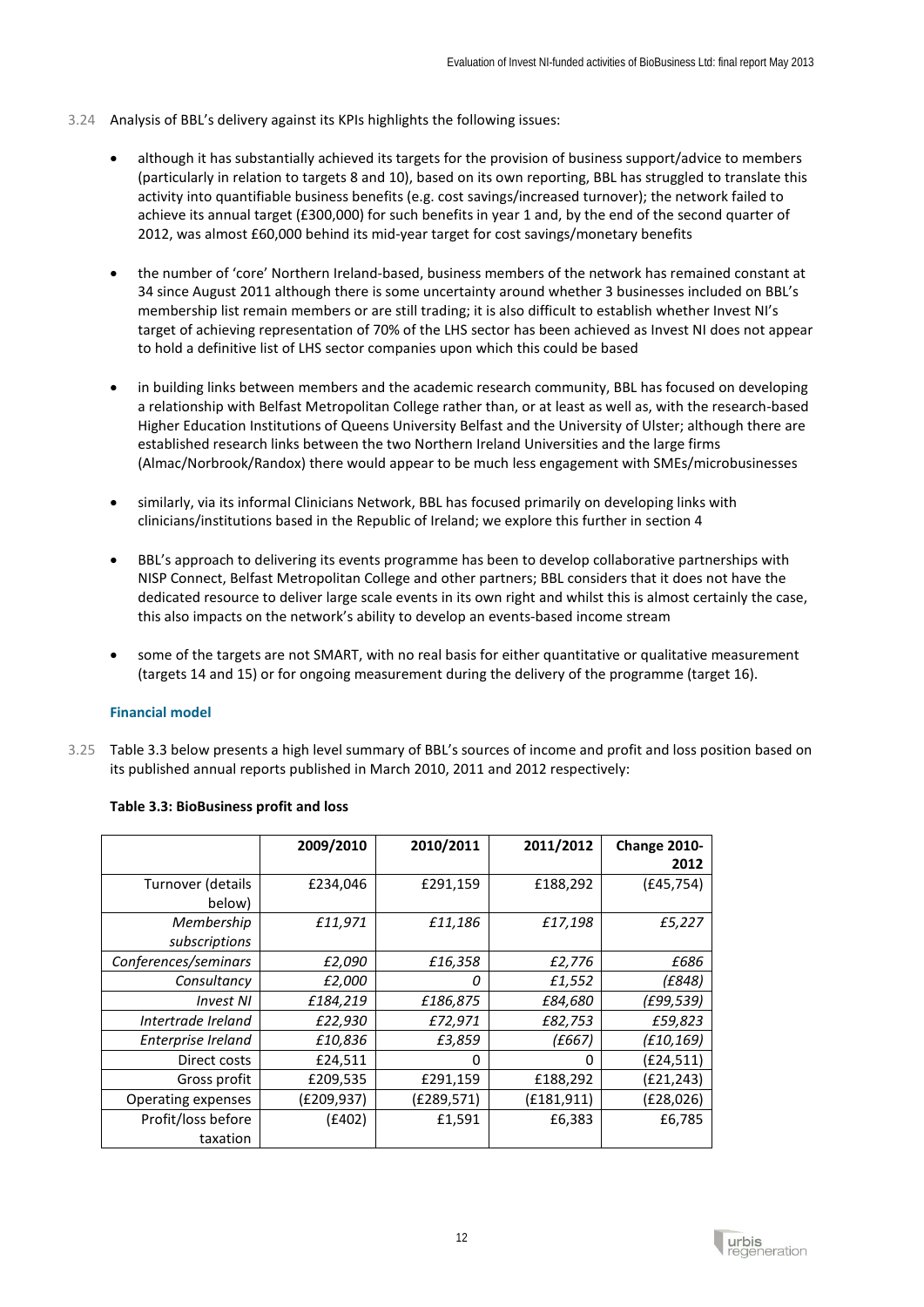3.24 Analysis of BBL's delivery against its KPIs highlights the following issues:

- although it has substantially achieved its targets for the provision of business support/advice to members (particularly in relation to targets 8 and 10), based on its own reporting, BBL has struggled to translate this activity into quantifiable business benefits (e.g. cost savings/increased turnover); the network failed to achieve its annual target (£300,000) for such benefits in year 1 and, by the end of the second quarter of 2012, was almost £60,000 behind its mid-year target for cost savings/monetary benefits
- the number of 'core' Northern Ireland-based, business members of the network has remained constant at 34 since August 2011 although there is some uncertainty around whether 3 businesses included on BBL's membership list remain members or are still trading; it is also difficult to establish whether Invest NI's target of achieving representation of 70% of the LHS sector has been achieved as Invest NI does not appear to hold a definitive list of LHS sector companies upon which this could be based
- in building links between members and the academic research community, BBL has focused on developing a relationship with Belfast Metropolitan College rather than, or at least as well as, with the research-based Higher Education Institutions of Queens University Belfast and the University of Ulster; although there are established research links between the two Northern Ireland Universities and the large firms (Almac/Norbrook/Randox) there would appear to be much less engagement with SMEs/microbusinesses
- similarly, via its informal Clinicians Network, BBL has focused primarily on developing links with clinicians/institutions based in the Republic of Ireland; we explore this further in section 4
- BBL's approach to delivering its events programme has been to develop collaborative partnerships with NISP Connect, Belfast Metropolitan College and other partners; BBL considers that it does not have the dedicated resource to deliver large scale events in its own right and whilst this is almost certainly the case, this also impacts on the network's ability to develop an events-based income stream
- some of the targets are not SMART, with no real basis for either quantitative or qualitative measurement (targets 14 and 15) or for ongoing measurement during the delivery of the programme (target 16).

### Financial model

3.25 Table 3.3 below presents a high level summary of BBL's sources of income and profit and loss position based on its published annual reports published in March 2010, 2011 and 2012 respectively:

**Table 3.3: BioBusiness profit and loss**

| | 2009/2010 | 2010/2011 | 2011/2012 | Change 2010-2012 |
|---|---|---|---|---|
| Turnover (details below) | £234,046 | £291,159 | £188,292 | (£45,754) |
| *Membership subscriptions* | *£11,971* | *£11,186* | *£17,198* | *£5,227* |
| *Conferences/seminars* | *£2,090* | *£16,358* | *£2,776* | *£686* |
| *Consultancy* | *£2,000* | *0* | *£1,552* | *(£848)* |
| *Invest NI* | *£184,219* | *£186,875* | *£84,680* | *(£99,539)* |
| *Intertrade Ireland* | *£22,930* | *£72,971* | *£82,753* | *£59,823* |
| *Enterprise Ireland* | *£10,836* | *£3,859* | *(£667)* | *(£10,169)* |
| Direct costs | £24,511 | 0 | 0 | (£24,511) |
| Gross profit | £209,535 | £291,159 | £188,292 | (£21,243) |
| Operating expenses | (£209,937) | (£289,571) | (£181,911) | (£28,026) |
| Profit/loss before taxation | (£402) | £1,591 | £6,383 | £6,785 |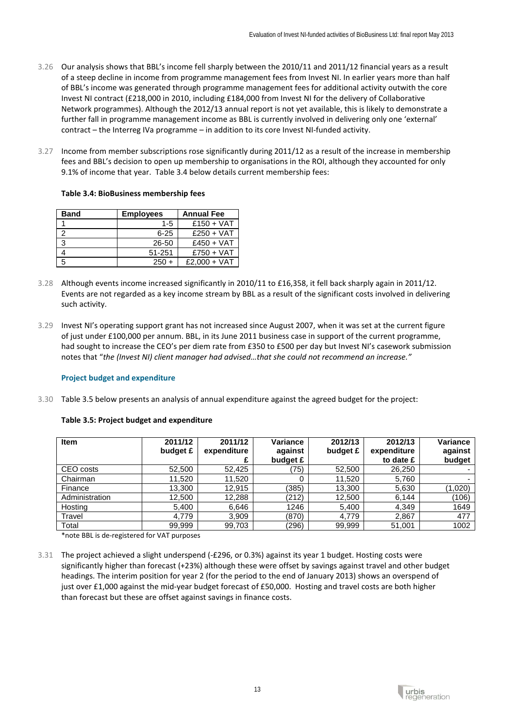3.26 Our analysis shows that BBL's income fell sharply between the 2010/11 and 2011/12 financial years as a result of a steep decline in income from programme management fees from Invest NI. In earlier years more than half of BBL's income was generated through programme management fees for additional activity outwith the core Invest NI contract (£218,000 in 2010, including £184,000 from Invest NI for the delivery of Collaborative Network programmes). Although the 2012/13 annual report is not yet available, this is likely to demonstrate a further fall in programme management income as BBL is currently involved in delivering only one 'external' contract – the Interreg IVa programme – in addition to its core Invest NI-funded activity.

3.27 Income from member subscriptions rose significantly during 2011/12 as a result of the increase in membership fees and BBL's decision to open up membership to organisations in the ROI, although they accounted for only 9.1% of income that year. Table 3.4 below details current membership fees:

**Table 3.4: BioBusiness membership fees**

| Band | Employees | Annual Fee |
|---|---|---|
| 1 | 1-5 | £150 + VAT |
| 2 | 6-25 | £250 + VAT |
| 3 | 26-50 | £450 + VAT |
| 4 | 51-251 | £750 + VAT |
| 5 | 250 + | £2,000 + VAT |

3.28 Although events income increased significantly in 2010/11 to £16,358, it fell back sharply again in 2011/12. Events are not regarded as a key income stream by BBL as a result of the significant costs involved in delivering such activity.

3.29 Invest NI's operating support grant has not increased since August 2007, when it was set at the current figure of just under £100,000 per annum. BBL, in its June 2011 business case in support of the current programme, had sought to increase the CEO's per diem rate from £350 to £500 per day but Invest NI's casework submission notes that "*the (Invest NI) client manager had advised…that she could not recommend an increase.*"

### Project budget and expenditure

3.30 Table 3.5 below presents an analysis of annual expenditure against the agreed budget for the project:

**Table 3.5: Project budget and expenditure**

| Item | 2011/12 budget £ | 2011/12 expenditure £ | Variance against budget £ | 2012/13 budget £ | 2012/13 expenditure to date £ | Variance against budget |
|---|---|---|---|---|---|---|
| CEO costs | 52,500 | 52,425 | (75) | 52,500 | 26,250 | - |
| Chairman | 11,520 | 11,520 | 0 | 11,520 | 5,760 | - |
| Finance | 13,300 | 12,915 | (385) | 13,300 | 5,630 | (1,020) |
| Administration | 12,500 | 12,288 | (212) | 12,500 | 6,144 | (106) |
| Hosting | 5,400 | 6,646 | 1246 | 5,400 | 4,349 | 1649 |
| Travel | 4,779 | 3,909 | (870) | 4,779 | 2,867 | 477 |
| Total | 99,999 | 99,703 | (296) | 99,999 | 51,001 | 1002 |

*note BBL is de-registered for VAT purposes

3.31 The project achieved a slight underspend (-£296, or 0.3%) against its year 1 budget. Hosting costs were significantly higher than forecast (+23%) although these were offset by savings against travel and other budget headings. The interim position for year 2 (for the period to the end of January 2013) shows an overspend of just over £1,000 against the mid-year budget forecast of £50,000. Hosting and travel costs are both higher than forecast but these are offset against savings in finance costs.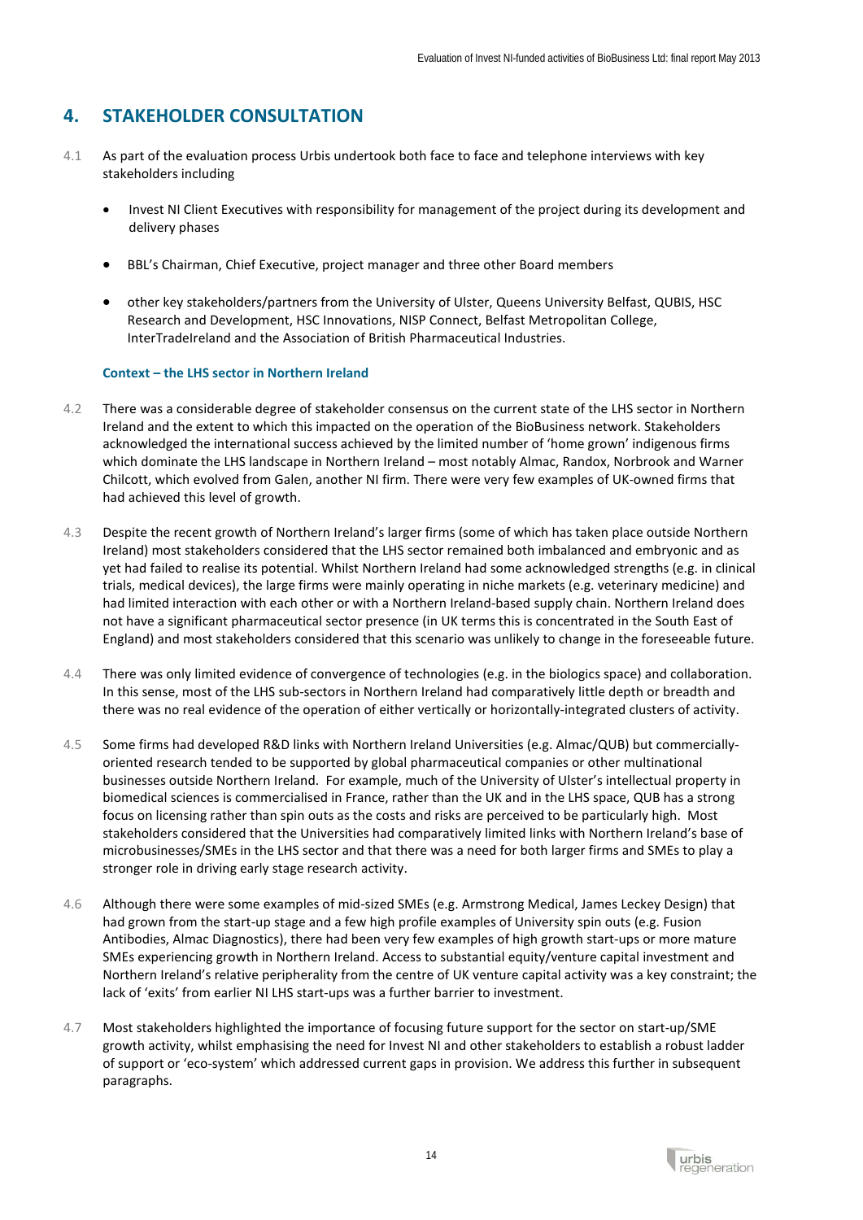## 4. STAKEHOLDER CONSULTATION

4.1 As part of the evaluation process Urbis undertook both face to face and telephone interviews with key stakeholders including

- Invest NI Client Executives with responsibility for management of the project during its development and delivery phases
- BBL's Chairman, Chief Executive, project manager and three other Board members
- other key stakeholders/partners from the University of Ulster, Queens University Belfast, QUBIS, HSC Research and Development, HSC Innovations, NISP Connect, Belfast Metropolitan College, InterTradeIreland and the Association of British Pharmaceutical Industries.

### Context – the LHS sector in Northern Ireland

4.2 There was a considerable degree of stakeholder consensus on the current state of the LHS sector in Northern Ireland and the extent to which this impacted on the operation of the BioBusiness network. Stakeholders acknowledged the international success achieved by the limited number of 'home grown' indigenous firms which dominate the LHS landscape in Northern Ireland – most notably Almac, Randox, Norbrook and Warner Chilcott, which evolved from Galen, another NI firm. There were very few examples of UK-owned firms that had achieved this level of growth.

4.3 Despite the recent growth of Northern Ireland's larger firms (some of which has taken place outside Northern Ireland) most stakeholders considered that the LHS sector remained both imbalanced and embryonic and as yet had failed to realise its potential. Whilst Northern Ireland had some acknowledged strengths (e.g. in clinical trials, medical devices), the large firms were mainly operating in niche markets (e.g. veterinary medicine) and had limited interaction with each other or with a Northern Ireland-based supply chain. Northern Ireland does not have a significant pharmaceutical sector presence (in UK terms this is concentrated in the South East of England) and most stakeholders considered that this scenario was unlikely to change in the foreseeable future.

4.4 There was only limited evidence of convergence of technologies (e.g. in the biologics space) and collaboration. In this sense, most of the LHS sub-sectors in Northern Ireland had comparatively little depth or breadth and there was no real evidence of the operation of either vertically or horizontally-integrated clusters of activity.

4.5 Some firms had developed R&D links with Northern Ireland Universities (e.g. Almac/QUB) but commercially-oriented research tended to be supported by global pharmaceutical companies or other multinational businesses outside Northern Ireland. For example, much of the University of Ulster's intellectual property in biomedical sciences is commercialised in France, rather than the UK and in the LHS space, QUB has a strong focus on licensing rather than spin outs as the costs and risks are perceived to be particularly high. Most stakeholders considered that the Universities had comparatively limited links with Northern Ireland's base of microbusinesses/SMEs in the LHS sector and that there was a need for both larger firms and SMEs to play a stronger role in driving early stage research activity.

4.6 Although there were some examples of mid-sized SMEs (e.g. Armstrong Medical, James Leckey Design) that had grown from the start-up stage and a few high profile examples of University spin outs (e.g. Fusion Antibodies, Almac Diagnostics), there had been very few examples of high growth start-ups or more mature SMEs experiencing growth in Northern Ireland. Access to substantial equity/venture capital investment and Northern Ireland's relative peripherality from the centre of UK venture capital activity was a key constraint; the lack of 'exits' from earlier NI LHS start-ups was a further barrier to investment.

4.7 Most stakeholders highlighted the importance of focusing future support for the sector on start-up/SME growth activity, whilst emphasising the need for Invest NI and other stakeholders to establish a robust ladder of support or 'eco-system' which addressed current gaps in provision. We address this further in subsequent paragraphs.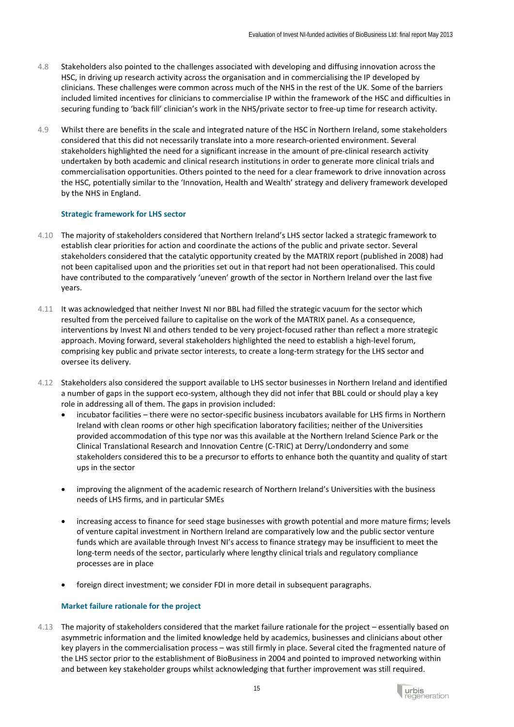4.8 Stakeholders also pointed to the challenges associated with developing and diffusing innovation across the HSC, in driving up research activity across the organisation and in commercialising the IP developed by clinicians. These challenges were common across much of the NHS in the rest of the UK. Some of the barriers included limited incentives for clinicians to commercialise IP within the framework of the HSC and difficulties in securing funding to 'back fill' clinician's work in the NHS/private sector to free-up time for research activity.

4.9 Whilst there are benefits in the scale and integrated nature of the HSC in Northern Ireland, some stakeholders considered that this did not necessarily translate into a more research-oriented environment. Several stakeholders highlighted the need for a significant increase in the amount of pre-clinical research activity undertaken by both academic and clinical research institutions in order to generate more clinical trials and commercialisation opportunities. Others pointed to the need for a clear framework to drive innovation across the HSC, potentially similar to the 'Innovation, Health and Wealth' strategy and delivery framework developed by the NHS in England.

### Strategic framework for LHS sector

4.10 The majority of stakeholders considered that Northern Ireland's LHS sector lacked a strategic framework to establish clear priorities for action and coordinate the actions of the public and private sector. Several stakeholders considered that the catalytic opportunity created by the MATRIX report (published in 2008) had not been capitalised upon and the priorities set out in that report had not been operationalised. This could have contributed to the comparatively 'uneven' growth of the sector in Northern Ireland over the last five years.

4.11 It was acknowledged that neither Invest NI nor BBL had filled the strategic vacuum for the sector which resulted from the perceived failure to capitalise on the work of the MATRIX panel. As a consequence, interventions by Invest NI and others tended to be very project-focused rather than reflect a more strategic approach. Moving forward, several stakeholders highlighted the need to establish a high-level forum, comprising key public and private sector interests, to create a long-term strategy for the LHS sector and oversee its delivery.

4.12 Stakeholders also considered the support available to LHS sector businesses in Northern Ireland and identified a number of gaps in the support eco-system, although they did not infer that BBL could or should play a key role in addressing all of them. The gaps in provision included:

- incubator facilities – there were no sector-specific business incubators available for LHS firms in Northern Ireland with clean rooms or other high specification laboratory facilities; neither of the Universities provided accommodation of this type nor was this available at the Northern Ireland Science Park or the Clinical Translational Research and Innovation Centre (C-TRIC) at Derry/Londonderry and some stakeholders considered this to be a precursor to efforts to enhance both the quantity and quality of start ups in the sector

- improving the alignment of the academic research of Northern Ireland's Universities with the business needs of LHS firms, and in particular SMEs

- increasing access to finance for seed stage businesses with growth potential and more mature firms; levels of venture capital investment in Northern Ireland are comparatively low and the public sector venture funds which are available through Invest NI's access to finance strategy may be insufficient to meet the long-term needs of the sector, particularly where lengthy clinical trials and regulatory compliance processes are in place

- foreign direct investment; we consider FDI in more detail in subsequent paragraphs.

### Market failure rationale for the project

4.13 The majority of stakeholders considered that the market failure rationale for the project – essentially based on asymmetric information and the limited knowledge held by academics, businesses and clinicians about other key players in the commercialisation process – was still firmly in place. Several cited the fragmented nature of the LHS sector prior to the establishment of BioBusiness in 2004 and pointed to improved networking within and between key stakeholder groups whilst acknowledging that further improvement was still required.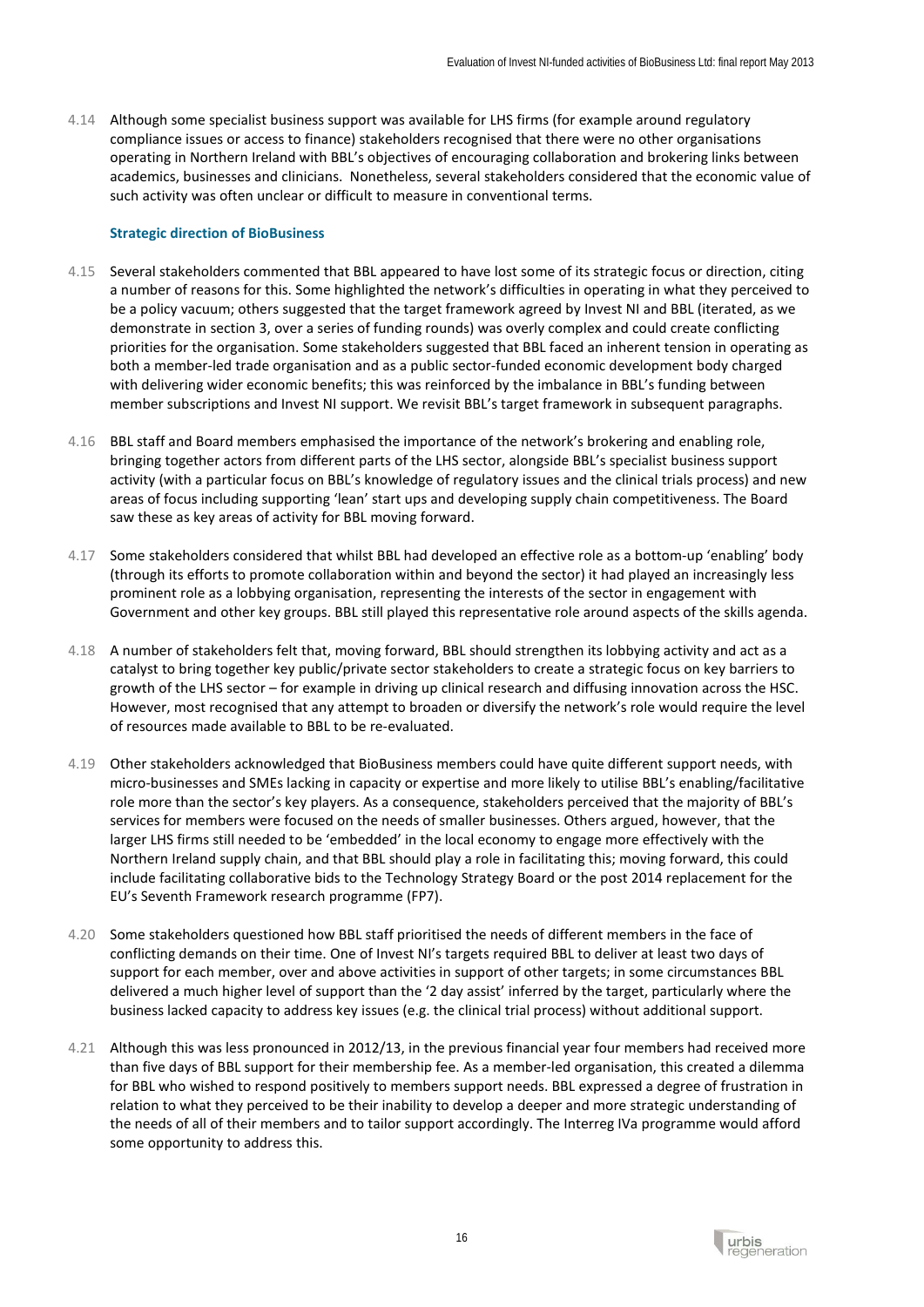4.14 Although some specialist business support was available for LHS firms (for example around regulatory compliance issues or access to finance) stakeholders recognised that there were no other organisations operating in Northern Ireland with BBL's objectives of encouraging collaboration and brokering links between academics, businesses and clinicians. Nonetheless, several stakeholders considered that the economic value of such activity was often unclear or difficult to measure in conventional terms.

### Strategic direction of BioBusiness

4.15 Several stakeholders commented that BBL appeared to have lost some of its strategic focus or direction, citing a number of reasons for this. Some highlighted the network's difficulties in operating in what they perceived to be a policy vacuum; others suggested that the target framework agreed by Invest NI and BBL (iterated, as we demonstrate in section 3, over a series of funding rounds) was overly complex and could create conflicting priorities for the organisation. Some stakeholders suggested that BBL faced an inherent tension in operating as both a member-led trade organisation and as a public sector-funded economic development body charged with delivering wider economic benefits; this was reinforced by the imbalance in BBL's funding between member subscriptions and Invest NI support. We revisit BBL's target framework in subsequent paragraphs.

4.16 BBL staff and Board members emphasised the importance of the network's brokering and enabling role, bringing together actors from different parts of the LHS sector, alongside BBL's specialist business support activity (with a particular focus on BBL's knowledge of regulatory issues and the clinical trials process) and new areas of focus including supporting 'lean' start ups and developing supply chain competitiveness. The Board saw these as key areas of activity for BBL moving forward.

4.17 Some stakeholders considered that whilst BBL had developed an effective role as a bottom-up 'enabling' body (through its efforts to promote collaboration within and beyond the sector) it had played an increasingly less prominent role as a lobbying organisation, representing the interests of the sector in engagement with Government and other key groups. BBL still played this representative role around aspects of the skills agenda.

4.18 A number of stakeholders felt that, moving forward, BBL should strengthen its lobbying activity and act as a catalyst to bring together key public/private sector stakeholders to create a strategic focus on key barriers to growth of the LHS sector – for example in driving up clinical research and diffusing innovation across the HSC. However, most recognised that any attempt to broaden or diversify the network's role would require the level of resources made available to BBL to be re-evaluated.

4.19 Other stakeholders acknowledged that BioBusiness members could have quite different support needs, with micro-businesses and SMEs lacking in capacity or expertise and more likely to utilise BBL's enabling/facilitative role more than the sector's key players. As a consequence, stakeholders perceived that the majority of BBL's services for members were focused on the needs of smaller businesses. Others argued, however, that the larger LHS firms still needed to be 'embedded' in the local economy to engage more effectively with the Northern Ireland supply chain, and that BBL should play a role in facilitating this; moving forward, this could include facilitating collaborative bids to the Technology Strategy Board or the post 2014 replacement for the EU's Seventh Framework research programme (FP7).

4.20 Some stakeholders questioned how BBL staff prioritised the needs of different members in the face of conflicting demands on their time. One of Invest NI's targets required BBL to deliver at least two days of support for each member, over and above activities in support of other targets; in some circumstances BBL delivered a much higher level of support than the '2 day assist' inferred by the target, particularly where the business lacked capacity to address key issues (e.g. the clinical trial process) without additional support.

4.21 Although this was less pronounced in 2012/13, in the previous financial year four members had received more than five days of BBL support for their membership fee. As a member-led organisation, this created a dilemma for BBL who wished to respond positively to members support needs. BBL expressed a degree of frustration in relation to what they perceived to be their inability to develop a deeper and more strategic understanding of the needs of all of their members and to tailor support accordingly. The Interreg IVa programme would afford some opportunity to address this.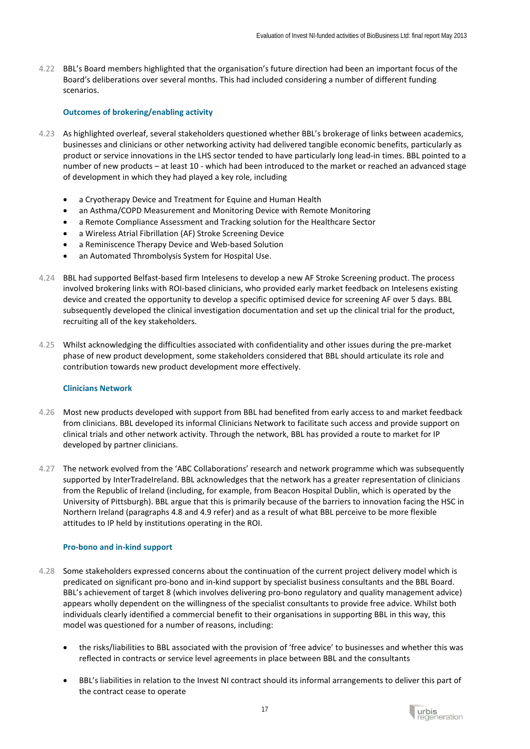4.22 BBL's Board members highlighted that the organisation's future direction had been an important focus of the Board's deliberations over several months. This had included considering a number of different funding scenarios.

### Outcomes of brokering/enabling activity

4.23 As highlighted overleaf, several stakeholders questioned whether BBL's brokerage of links between academics, businesses and clinicians or other networking activity had delivered tangible economic benefits, particularly as product or service innovations in the LHS sector tended to have particularly long lead-in times. BBL pointed to a number of new products – at least 10 - which had been introduced to the market or reached an advanced stage of development in which they had played a key role, including

- a Cryotherapy Device and Treatment for Equine and Human Health
- an Asthma/COPD Measurement and Monitoring Device with Remote Monitoring
- a Remote Compliance Assessment and Tracking solution for the Healthcare Sector
- a Wireless Atrial Fibrillation (AF) Stroke Screening Device
- a Reminiscence Therapy Device and Web-based Solution
- an Automated Thrombolysis System for Hospital Use.

4.24 BBL had supported Belfast-based firm Intelesens to develop a new AF Stroke Screening product. The process involved brokering links with ROI-based clinicians, who provided early market feedback on Intelesens existing device and created the opportunity to develop a specific optimised device for screening AF over 5 days. BBL subsequently developed the clinical investigation documentation and set up the clinical trial for the product, recruiting all of the key stakeholders.

4.25 Whilst acknowledging the difficulties associated with confidentiality and other issues during the pre-market phase of new product development, some stakeholders considered that BBL should articulate its role and contribution towards new product development more effectively.

### Clinicians Network

4.26 Most new products developed with support from BBL had benefited from early access to and market feedback from clinicians. BBL developed its informal Clinicians Network to facilitate such access and provide support on clinical trials and other network activity. Through the network, BBL has provided a route to market for IP developed by partner clinicians.

4.27 The network evolved from the 'ABC Collaborations' research and network programme which was subsequently supported by InterTradeIreland. BBL acknowledges that the network has a greater representation of clinicians from the Republic of Ireland (including, for example, from Beacon Hospital Dublin, which is operated by the University of Pittsburgh). BBL argue that this is primarily because of the barriers to innovation facing the HSC in Northern Ireland (paragraphs 4.8 and 4.9 refer) and as a result of what BBL perceive to be more flexible attitudes to IP held by institutions operating in the ROI.

### Pro-bono and in-kind support

4.28 Some stakeholders expressed concerns about the continuation of the current project delivery model which is predicated on significant pro-bono and in-kind support by specialist business consultants and the BBL Board. BBL's achievement of target 8 (which involves delivering pro-bono regulatory and quality management advice) appears wholly dependent on the willingness of the specialist consultants to provide free advice. Whilst both individuals clearly identified a commercial benefit to their organisations in supporting BBL in this way, this model was questioned for a number of reasons, including:

- the risks/liabilities to BBL associated with the provision of 'free advice' to businesses and whether this was reflected in contracts or service level agreements in place between BBL and the consultants
- BBL's liabilities in relation to the Invest NI contract should its informal arrangements to deliver this part of the contract cease to operate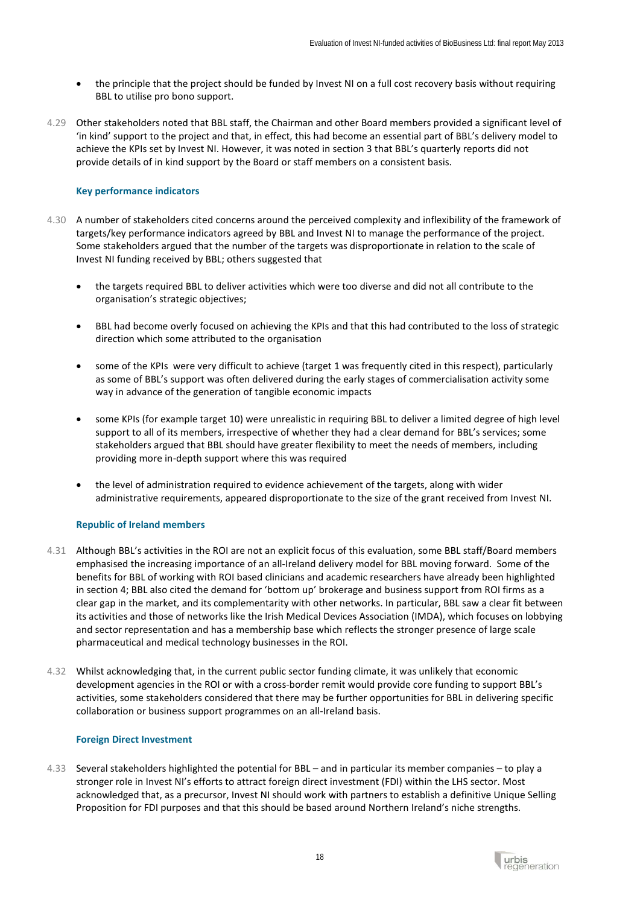- the principle that the project should be funded by Invest NI on a full cost recovery basis without requiring BBL to utilise pro bono support.

4.29 Other stakeholders noted that BBL staff, the Chairman and other Board members provided a significant level of 'in kind' support to the project and that, in effect, this had become an essential part of BBL's delivery model to achieve the KPIs set by Invest NI. However, it was noted in section 3 that BBL's quarterly reports did not provide details of in kind support by the Board or staff members on a consistent basis.

### Key performance indicators

4.30 A number of stakeholders cited concerns around the perceived complexity and inflexibility of the framework of targets/key performance indicators agreed by BBL and Invest NI to manage the performance of the project. Some stakeholders argued that the number of the targets was disproportionate in relation to the scale of Invest NI funding received by BBL; others suggested that

- the targets required BBL to deliver activities which were too diverse and did not all contribute to the organisation's strategic objectives;
- BBL had become overly focused on achieving the KPIs and that this had contributed to the loss of strategic direction which some attributed to the organisation
- some of the KPIs were very difficult to achieve (target 1 was frequently cited in this respect), particularly as some of BBL's support was often delivered during the early stages of commercialisation activity some way in advance of the generation of tangible economic impacts
- some KPIs (for example target 10) were unrealistic in requiring BBL to deliver a limited degree of high level support to all of its members, irrespective of whether they had a clear demand for BBL's services; some stakeholders argued that BBL should have greater flexibility to meet the needs of members, including providing more in-depth support where this was required
- the level of administration required to evidence achievement of the targets, along with wider administrative requirements, appeared disproportionate to the size of the grant received from Invest NI.

### Republic of Ireland members

4.31 Although BBL's activities in the ROI are not an explicit focus of this evaluation, some BBL staff/Board members emphasised the increasing importance of an all-Ireland delivery model for BBL moving forward. Some of the benefits for BBL of working with ROI based clinicians and academic researchers have already been highlighted in section 4; BBL also cited the demand for 'bottom up' brokerage and business support from ROI firms as a clear gap in the market, and its complementarity with other networks. In particular, BBL saw a clear fit between its activities and those of networks like the Irish Medical Devices Association (IMDA), which focuses on lobbying and sector representation and has a membership base which reflects the stronger presence of large scale pharmaceutical and medical technology businesses in the ROI.

4.32 Whilst acknowledging that, in the current public sector funding climate, it was unlikely that economic development agencies in the ROI or with a cross-border remit would provide core funding to support BBL's activities, some stakeholders considered that there may be further opportunities for BBL in delivering specific collaboration or business support programmes on an all-Ireland basis.

### Foreign Direct Investment

4.33 Several stakeholders highlighted the potential for BBL – and in particular its member companies – to play a stronger role in Invest NI's efforts to attract foreign direct investment (FDI) within the LHS sector. Most acknowledged that, as a precursor, Invest NI should work with partners to establish a definitive Unique Selling Proposition for FDI purposes and that this should be based around Northern Ireland's niche strengths.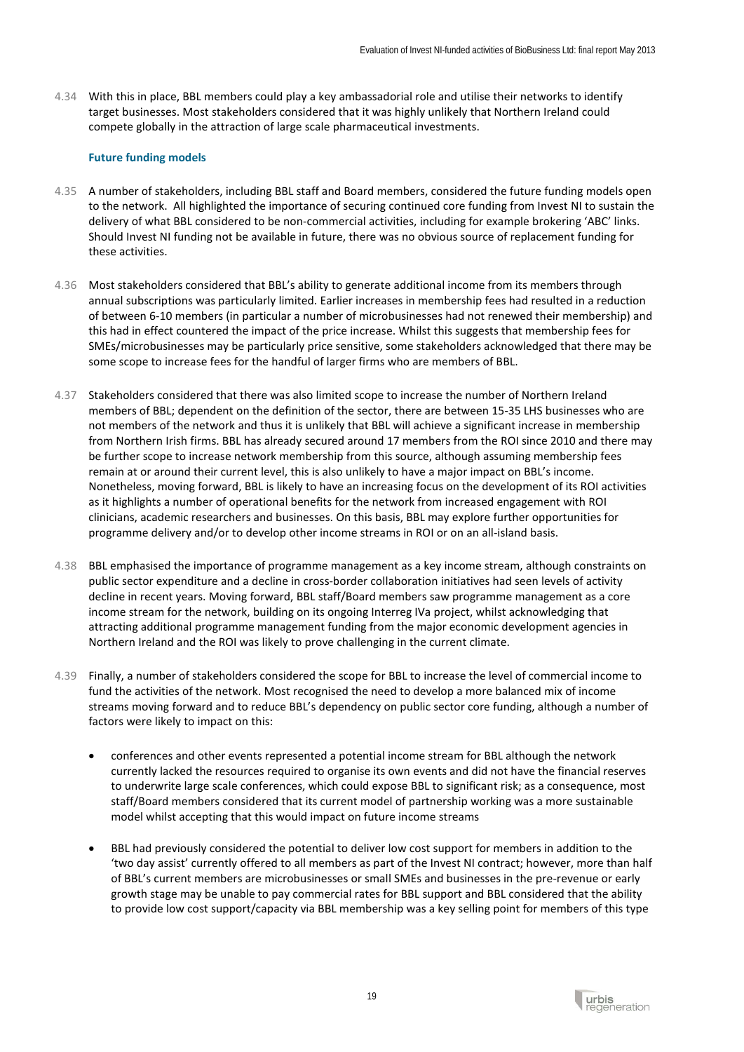4.34 With this in place, BBL members could play a key ambassadorial role and utilise their networks to identify target businesses. Most stakeholders considered that it was highly unlikely that Northern Ireland could compete globally in the attraction of large scale pharmaceutical investments.

### Future funding models

4.35 A number of stakeholders, including BBL staff and Board members, considered the future funding models open to the network. All highlighted the importance of securing continued core funding from Invest NI to sustain the delivery of what BBL considered to be non-commercial activities, including for example brokering 'ABC' links. Should Invest NI funding not be available in future, there was no obvious source of replacement funding for these activities.

4.36 Most stakeholders considered that BBL's ability to generate additional income from its members through annual subscriptions was particularly limited. Earlier increases in membership fees had resulted in a reduction of between 6-10 members (in particular a number of microbusinesses had not renewed their membership) and this had in effect countered the impact of the price increase. Whilst this suggests that membership fees for SMEs/microbusinesses may be particularly price sensitive, some stakeholders acknowledged that there may be some scope to increase fees for the handful of larger firms who are members of BBL.

4.37 Stakeholders considered that there was also limited scope to increase the number of Northern Ireland members of BBL; dependent on the definition of the sector, there are between 15-35 LHS businesses who are not members of the network and thus it is unlikely that BBL will achieve a significant increase in membership from Northern Irish firms. BBL has already secured around 17 members from the ROI since 2010 and there may be further scope to increase network membership from this source, although assuming membership fees remain at or around their current level, this is also unlikely to have a major impact on BBL's income. Nonetheless, moving forward, BBL is likely to have an increasing focus on the development of its ROI activities as it highlights a number of operational benefits for the network from increased engagement with ROI clinicians, academic researchers and businesses. On this basis, BBL may explore further opportunities for programme delivery and/or to develop other income streams in ROI or on an all-island basis.

4.38 BBL emphasised the importance of programme management as a key income stream, although constraints on public sector expenditure and a decline in cross-border collaboration initiatives had seen levels of activity decline in recent years. Moving forward, BBL staff/Board members saw programme management as a core income stream for the network, building on its ongoing Interreg IVa project, whilst acknowledging that attracting additional programme management funding from the major economic development agencies in Northern Ireland and the ROI was likely to prove challenging in the current climate.

4.39 Finally, a number of stakeholders considered the scope for BBL to increase the level of commercial income to fund the activities of the network. Most recognised the need to develop a more balanced mix of income streams moving forward and to reduce BBL's dependency on public sector core funding, although a number of factors were likely to impact on this:

- conferences and other events represented a potential income stream for BBL although the network currently lacked the resources required to organise its own events and did not have the financial reserves to underwrite large scale conferences, which could expose BBL to significant risk; as a consequence, most staff/Board members considered that its current model of partnership working was a more sustainable model whilst accepting that this would impact on future income streams

- BBL had previously considered the potential to deliver low cost support for members in addition to the 'two day assist' currently offered to all members as part of the Invest NI contract; however, more than half of BBL's current members are microbusinesses or small SMEs and businesses in the pre-revenue or early growth stage may be unable to pay commercial rates for BBL support and BBL considered that the ability to provide low cost support/capacity via BBL membership was a key selling point for members of this type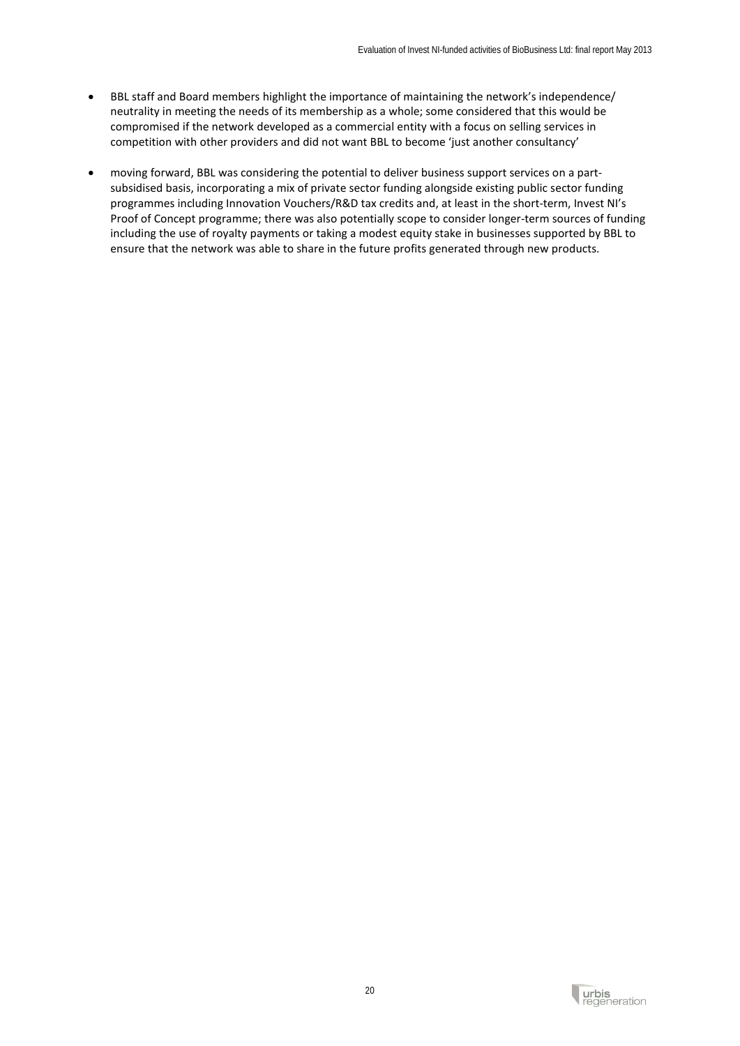- BBL staff and Board members highlight the importance of maintaining the network's independence/ neutrality in meeting the needs of its membership as a whole; some considered that this would be compromised if the network developed as a commercial entity with a focus on selling services in competition with other providers and did not want BBL to become 'just another consultancy'

- moving forward, BBL was considering the potential to deliver business support services on a part-subsidised basis, incorporating a mix of private sector funding alongside existing public sector funding programmes including Innovation Vouchers/R&D tax credits and, at least in the short-term, Invest NI's Proof of Concept programme; there was also potentially scope to consider longer-term sources of funding including the use of royalty payments or taking a modest equity stake in businesses supported by BBL to ensure that the network was able to share in the future profits generated through new products.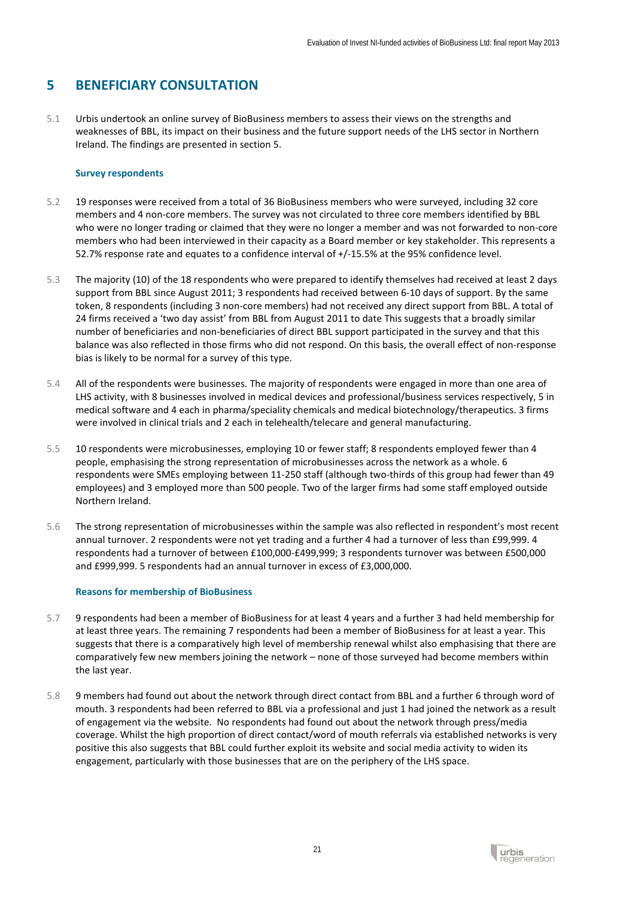## 5 BENEFICIARY CONSULTATION

5.1 Urbis undertook an online survey of BioBusiness members to assess their views on the strengths and weaknesses of BBL, its impact on their business and the future support needs of the LHS sector in Northern Ireland. The findings are presented in section 5.

### Survey respondents

5.2 19 responses were received from a total of 36 BioBusiness members who were surveyed, including 32 core members and 4 non-core members. The survey was not circulated to three core members identified by BBL who were no longer trading or claimed that they were no longer a member and was not forwarded to non-core members who had been interviewed in their capacity as a Board member or key stakeholder. This represents a 52.7% response rate and equates to a confidence interval of +/-15.5% at the 95% confidence level.

5.3 The majority (10) of the 18 respondents who were prepared to identify themselves had received at least 2 days support from BBL since August 2011; 3 respondents had received between 6-10 days of support. By the same token, 8 respondents (including 3 non-core members) had not received any direct support from BBL. A total of 24 firms received a 'two day assist' from BBL from August 2011 to date This suggests that a broadly similar number of beneficiaries and non-beneficiaries of direct BBL support participated in the survey and that this balance was also reflected in those firms who did not respond. On this basis, the overall effect of non-response bias is likely to be normal for a survey of this type.

5.4 All of the respondents were businesses. The majority of respondents were engaged in more than one area of LHS activity, with 8 businesses involved in medical devices and professional/business services respectively, 5 in medical software and 4 each in pharma/speciality chemicals and medical biotechnology/therapeutics. 3 firms were involved in clinical trials and 2 each in telehealth/telecare and general manufacturing.

5.5 10 respondents were microbusinesses, employing 10 or fewer staff; 8 respondents employed fewer than 4 people, emphasising the strong representation of microbusinesses across the network as a whole. 6 respondents were SMEs employing between 11-250 staff (although two-thirds of this group had fewer than 49 employees) and 3 employed more than 500 people. Two of the larger firms had some staff employed outside Northern Ireland.

5.6 The strong representation of microbusinesses within the sample was also reflected in respondent's most recent annual turnover. 2 respondents were not yet trading and a further 4 had a turnover of less than £99,999. 4 respondents had a turnover of between £100,000-£499,999; 3 respondents turnover was between £500,000 and £999,999. 5 respondents had an annual turnover in excess of £3,000,000.

### Reasons for membership of BioBusiness

5.7 9 respondents had been a member of BioBusiness for at least 4 years and a further 3 had held membership for at least three years. The remaining 7 respondents had been a member of BioBusiness for at least a year. This suggests that there is a comparatively high level of membership renewal whilst also emphasising that there are comparatively few new members joining the network – none of those surveyed had become members within the last year.

5.8 9 members had found out about the network through direct contact from BBL and a further 6 through word of mouth. 3 respondents had been referred to BBL via a professional and just 1 had joined the network as a result of engagement via the website. No respondents had found out about the network through press/media coverage. Whilst the high proportion of direct contact/word of mouth referrals via established networks is very positive this also suggests that BBL could further exploit its website and social media activity to widen its engagement, particularly with those businesses that are on the periphery of the LHS space.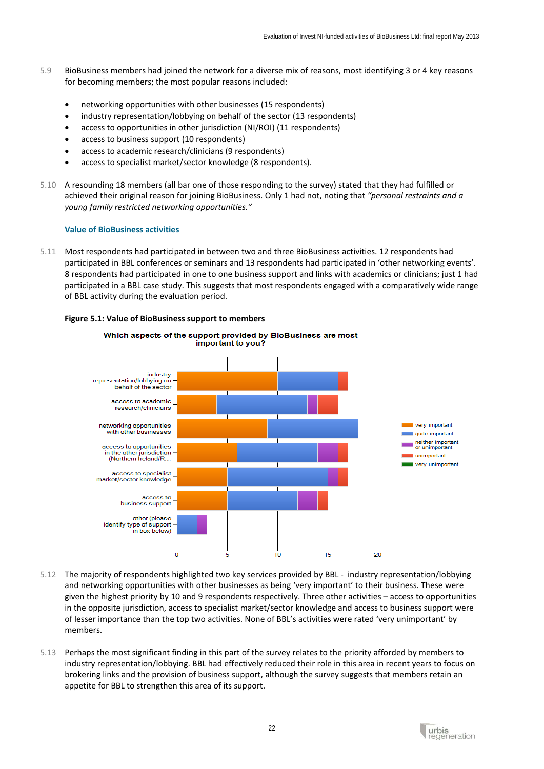5.9 BioBusiness members had joined the network for a diverse mix of reasons, most identifying 3 or 4 key reasons for becoming members; the most popular reasons included:

- networking opportunities with other businesses (15 respondents)
- industry representation/lobbying on behalf of the sector (13 respondents)
- access to opportunities in other jurisdiction (NI/ROI) (11 respondents)
- access to business support (10 respondents)
- access to academic research/clinicians (9 respondents)
- access to specialist market/sector knowledge (8 respondents).

5.10 A resounding 18 members (all bar one of those responding to the survey) stated that they had fulfilled or achieved their original reason for joining BioBusiness. Only 1 had not, noting that *"personal restraints and a young family restricted networking opportunities."*

### Value of BioBusiness activities

5.11 Most respondents had participated in between two and three BioBusiness activities. 12 respondents had participated in BBL conferences or seminars and 13 respondents had participated in 'other networking events'. 8 respondents had participated in one to one business support and links with academics or clinicians; just 1 had participated in a BBL case study. This suggests that most respondents engaged with a comparatively wide range of BBL activity during the evaluation period.

**Figure 5.1: Value of BioBusiness support to members**

**Which aspects of the support provided by BioBusiness are most important to you?**

| Aspect | very important | quite important | neither important or unimportant | unimportant | very unimportant |
|---|---|---|---|---|---|
| industry representation/lobbying on behalf of the sector | 10 | 6 | 0 | 1 | 0 |
| access to academic research/clinicians | 4 | 9 | 1 | 2 | 0 |
| networking opportunities with other businesses | 9 | 9 | 0 | 0 | 0 |
| access to opportunities in the other jurisdiction (Northern Ireland/R… | 6 | 8 | 2 | 1 | 0 |
| access to specialist market/sector knowledge | 5 | 10 | 1 | 1 | 0 |
| access to business support | 5 | 7 | 2 | 1 | 0 |
| other (please identify type of support in box below) | 0 | 2 | 1 | 0 | 0 |

5.12 The majority of respondents highlighted two key services provided by BBL - industry representation/lobbying and networking opportunities with other businesses as being 'very important' to their business. These were given the highest priority by 10 and 9 respondents respectively. Three other activities – access to opportunities in the opposite jurisdiction, access to specialist market/sector knowledge and access to business support were of lesser importance than the top two activities. None of BBL's activities were rated 'very unimportant' by members.

5.13 Perhaps the most significant finding in this part of the survey relates to the priority afforded by members to industry representation/lobbying. BBL had effectively reduced their role in this area in recent years to focus on brokering links and the provision of business support, although the survey suggests that members retain an appetite for BBL to strengthen this area of its support.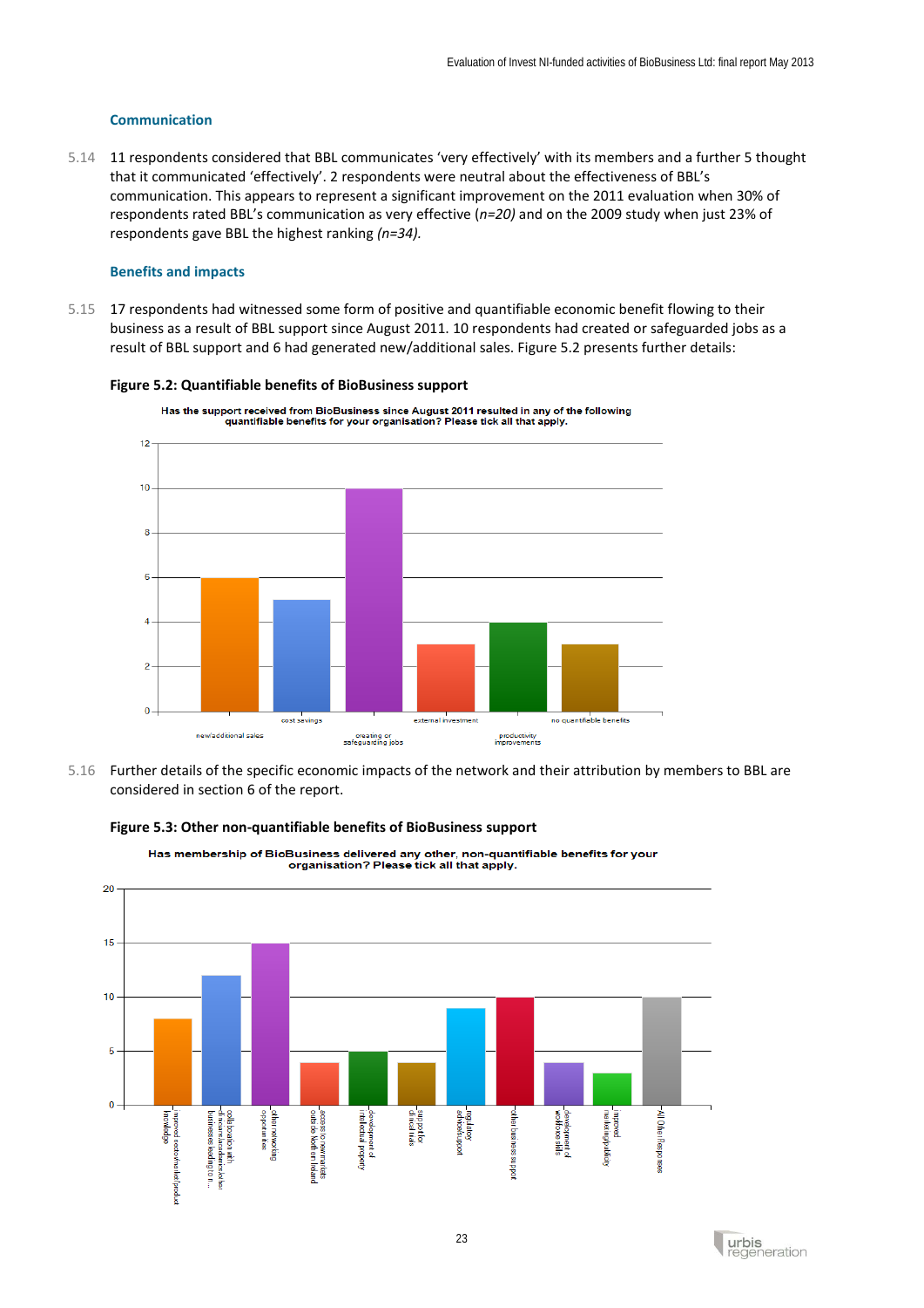### Communication

5.14 11 respondents considered that BBL communicates 'very effectively' with its members and a further 5 thought that it communicated 'effectively'. 2 respondents were neutral about the effectiveness of BBL's communication. This appears to represent a significant improvement on the 2011 evaluation when 30% of respondents rated BBL's communication as very effective (*n=20)* and on the 2009 study when just 23% of respondents gave BBL the highest ranking *(n=34).*

### Benefits and impacts

5.15 17 respondents had witnessed some form of positive and quantifiable economic benefit flowing to their business as a result of BBL support since August 2011. 10 respondents had created or safeguarded jobs as a result of BBL support and 6 had generated new/additional sales. Figure 5.2 presents further details:

**Figure 5.2: Quantifiable benefits of BioBusiness support**

Has the support received from BioBusiness since August 2011 resulted in any of the following quantifiable benefits for your organisation? Please tick all that apply.

| Benefit | Responses |
|---|---|
| new/additional sales | 6 |
| cost savings | 5 |
| creating or safeguarding jobs | 10 |
| external investment | 3 |
| productivity improvements | 4 |
| no quantifiable benefits | 3 |

5.16 Further details of the specific economic impacts of the network and their attribution by members to BBL are considered in section 6 of the report.

**Figure 5.3: Other non-quantifiable benefits of BioBusiness support**

Has membership of BioBusiness delivered any other, non-quantifiable benefits for your organisation? Please tick all that apply.

| Benefit | Responses |
|---|---|
| improved sector/market/product knowledge | 8 |
| collaboration with other businesses/academics leading to n... | 12 |
| other networking opportunities | 15 |
| access to new markets outside Northern Ireland | 4 |
| development of intellectual property | 5 |
| support for clinical trials | 4 |
| regulatory advice/support | 9 |
| other business support | 10 |
| development of workforce skills | 4 |
| improved marketing/publicity | 3 |
| All Other Responses | 10 |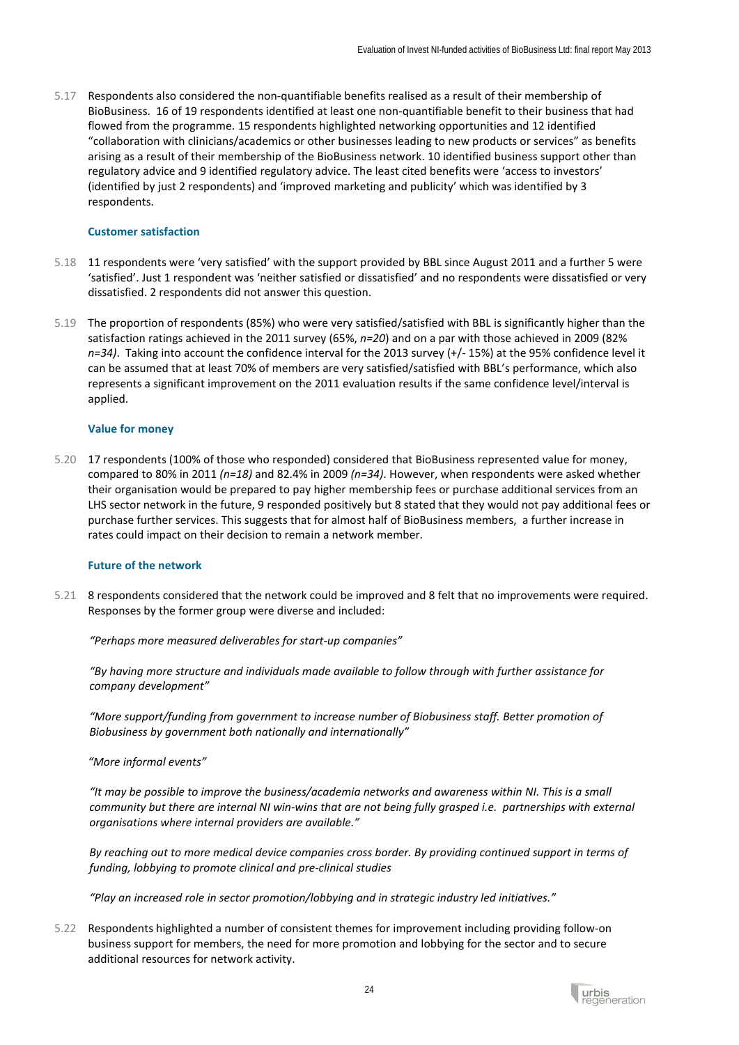5.17 Respondents also considered the non-quantifiable benefits realised as a result of their membership of BioBusiness. 16 of 19 respondents identified at least one non-quantifiable benefit to their business that had flowed from the programme. 15 respondents highlighted networking opportunities and 12 identified "collaboration with clinicians/academics or other businesses leading to new products or services" as benefits arising as a result of their membership of the BioBusiness network. 10 identified business support other than regulatory advice and 9 identified regulatory advice. The least cited benefits were 'access to investors' (identified by just 2 respondents) and 'improved marketing and publicity' which was identified by 3 respondents.

### Customer satisfaction

5.18 11 respondents were 'very satisfied' with the support provided by BBL since August 2011 and a further 5 were 'satisfied'. Just 1 respondent was 'neither satisfied or dissatisfied' and no respondents were dissatisfied or very dissatisfied. 2 respondents did not answer this question.

5.19 The proportion of respondents (85%) who were very satisfied/satisfied with BBL is significantly higher than the satisfaction ratings achieved in the 2011 survey (65%, *n=20*) and on a par with those achieved in 2009 (82% *n=34)*. Taking into account the confidence interval for the 2013 survey (+/- 15%) at the 95% confidence level it can be assumed that at least 70% of members are very satisfied/satisfied with BBL's performance, which also represents a significant improvement on the 2011 evaluation results if the same confidence level/interval is applied.

### Value for money

5.20 17 respondents (100% of those who responded) considered that BioBusiness represented value for money, compared to 80% in 2011 *(n=18)* and 82.4% in 2009 *(n=34)*. However, when respondents were asked whether their organisation would be prepared to pay higher membership fees or purchase additional services from an LHS sector network in the future, 9 responded positively but 8 stated that they would not pay additional fees or purchase further services. This suggests that for almost half of BioBusiness members, a further increase in rates could impact on their decision to remain a network member.

### Future of the network

5.21 8 respondents considered that the network could be improved and 8 felt that no improvements were required. Responses by the former group were diverse and included:

*"Perhaps more measured deliverables for start-up companies"*

*"By having more structure and individuals made available to follow through with further assistance for company development"*

*"More support/funding from government to increase number of Biobusiness staff. Better promotion of Biobusiness by government both nationally and internationally"*

*"More informal events"*

*"It may be possible to improve the business/academia networks and awareness within NI. This is a small community but there are internal NI win-wins that are not being fully grasped i.e. partnerships with external organisations where internal providers are available."*

*By reaching out to more medical device companies cross border. By providing continued support in terms of funding, lobbying to promote clinical and pre-clinical studies*

*"Play an increased role in sector promotion/lobbying and in strategic industry led initiatives."*

5.22 Respondents highlighted a number of consistent themes for improvement including providing follow-on business support for members, the need for more promotion and lobbying for the sector and to secure additional resources for network activity.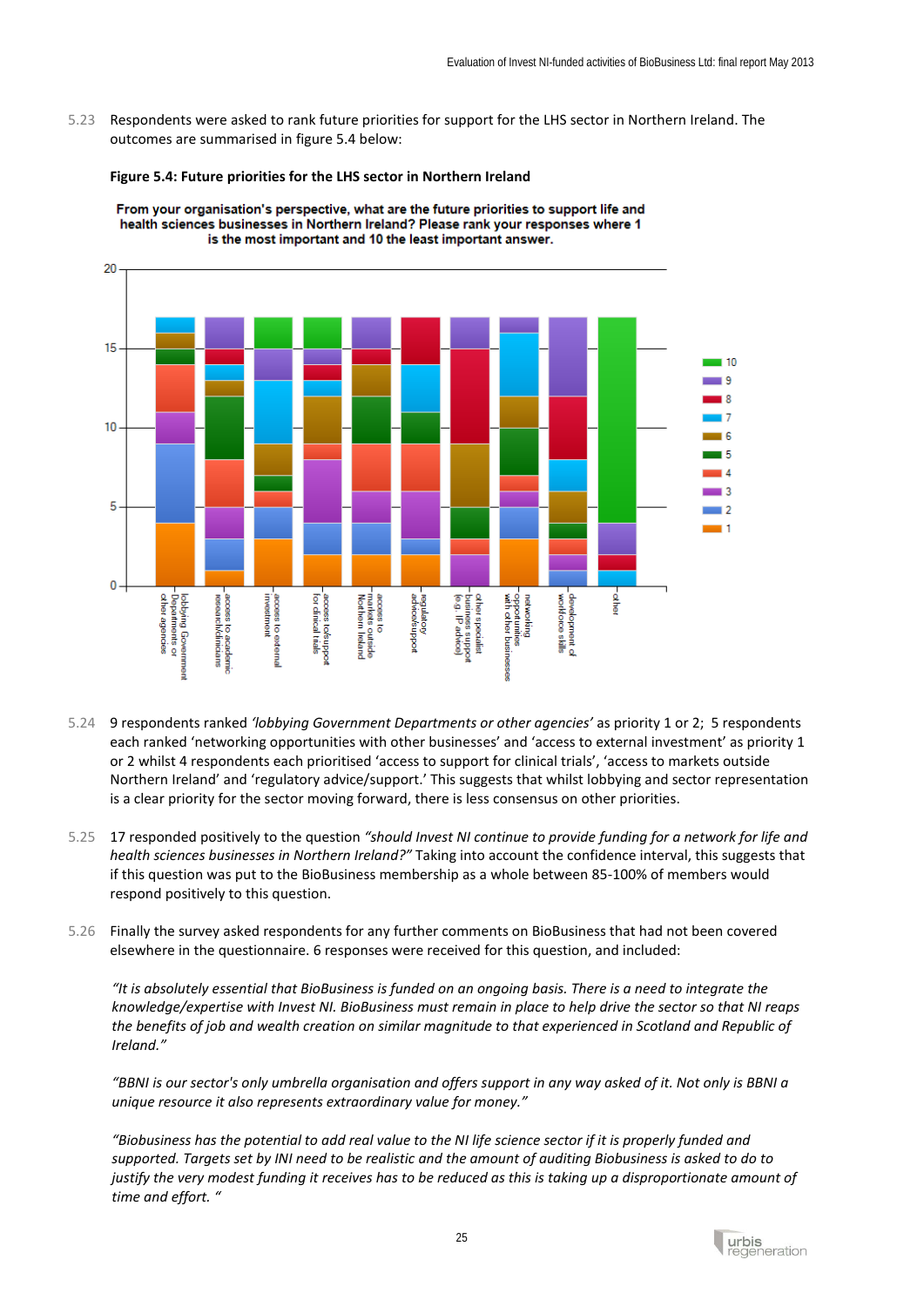5.23 Respondents were asked to rank future priorities for support for the LHS sector in Northern Ireland. The outcomes are summarised in figure 5.4 below:

**Figure 5.4: Future priorities for the LHS sector in Northern Ireland**

**From your organisation's perspective, what are the future priorities to support life and health sciences businesses in Northern Ireland? Please rank your responses where 1 is the most important and 10 the least important answer.**

5.24 9 respondents ranked *'lobbying Government Departments or other agencies'* as priority 1 or 2; 5 respondents each ranked 'networking opportunities with other businesses' and 'access to external investment' as priority 1 or 2 whilst 4 respondents each prioritised 'access to support for clinical trials', 'access to markets outside Northern Ireland' and 'regulatory advice/support.' This suggests that whilst lobbying and sector representation is a clear priority for the sector moving forward, there is less consensus on other priorities.

5.25 17 responded positively to the question *"should Invest NI continue to provide funding for a network for life and health sciences businesses in Northern Ireland?"* Taking into account the confidence interval, this suggests that if this question was put to the BioBusiness membership as a whole between 85-100% of members would respond positively to this question.

5.26 Finally the survey asked respondents for any further comments on BioBusiness that had not been covered elsewhere in the questionnaire. 6 responses were received for this question, and included:

*"It is absolutely essential that BioBusiness is funded on an ongoing basis. There is a need to integrate the knowledge/expertise with Invest NI. BioBusiness must remain in place to help drive the sector so that NI reaps the benefits of job and wealth creation on similar magnitude to that experienced in Scotland and Republic of Ireland."*

*"BBNI is our sector's only umbrella organisation and offers support in any way asked of it. Not only is BBNI a unique resource it also represents extraordinary value for money."*

*"Biobusiness has the potential to add real value to the NI life science sector if it is properly funded and supported. Targets set by INI need to be realistic and the amount of auditing Biobusiness is asked to do to justify the very modest funding it receives has to be reduced as this is taking up a disproportionate amount of time and effort. "*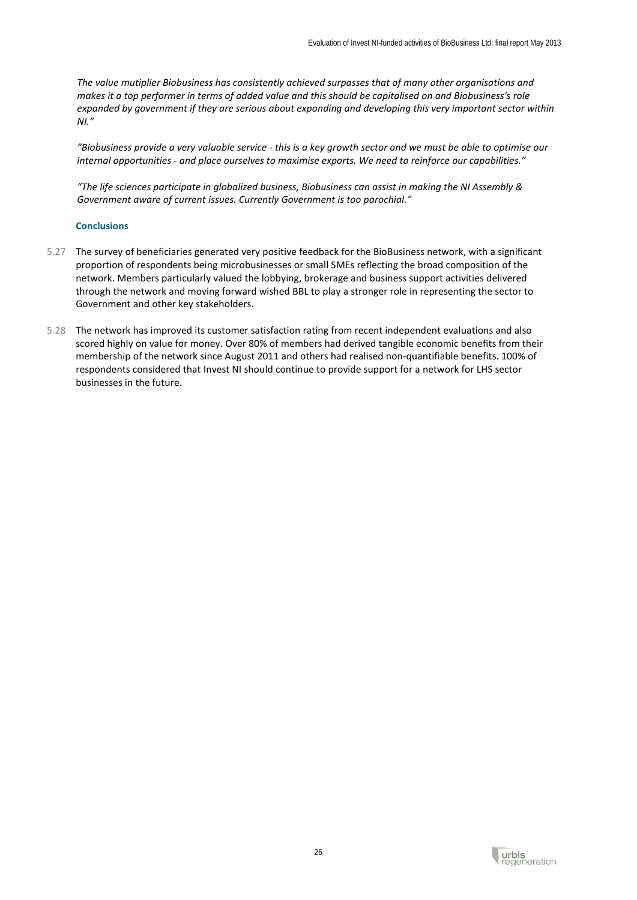*The value mutiplier Biobusiness has consistently achieved surpasses that of many other organisations and makes it a top performer in terms of added value and this should be capitalised on and Biobusiness's role expanded by government if they are serious about expanding and developing this very important sector within NI."*

*"Biobusiness provide a very valuable service - this is a key growth sector and we must be able to optimise our internal opportunities - and place ourselves to maximise exports. We need to reinforce our capabilities."*

*"The life sciences participate in globalized business, Biobusiness can assist in making the NI Assembly & Government aware of current issues. Currently Government is too parochial."*

### Conclusions

5.27 The survey of beneficiaries generated very positive feedback for the BioBusiness network, with a significant proportion of respondents being microbusinesses or small SMEs reflecting the broad composition of the network. Members particularly valued the lobbying, brokerage and business support activities delivered through the network and moving forward wished BBL to play a stronger role in representing the sector to Government and other key stakeholders.

5.28 The network has improved its customer satisfaction rating from recent independent evaluations and also scored highly on value for money. Over 80% of members had derived tangible economic benefits from their membership of the network since August 2011 and others had realised non-quantifiable benefits. 100% of respondents considered that Invest NI should continue to provide support for a network for LHS sector businesses in the future.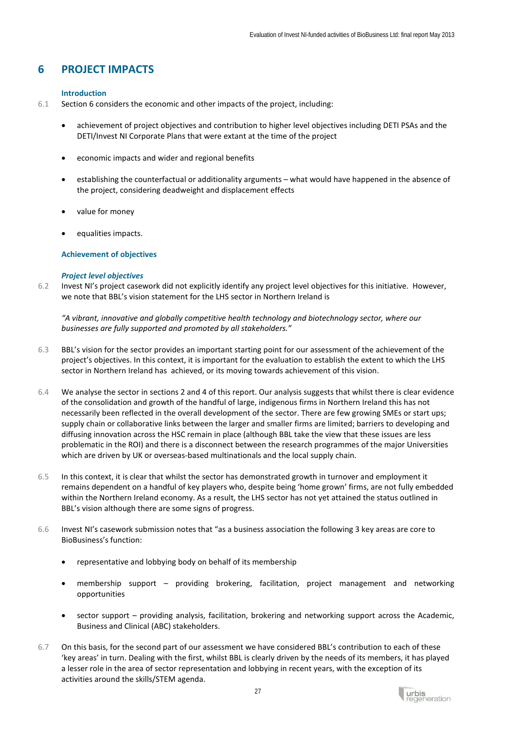# 6 PROJECT IMPACTS

### Introduction

6.1 Section 6 considers the economic and other impacts of the project, including:

- achievement of project objectives and contribution to higher level objectives including DETI PSAs and the DETI/Invest NI Corporate Plans that were extant at the time of the project
- economic impacts and wider and regional benefits
- establishing the counterfactual or additionality arguments – what would have happened in the absence of the project, considering deadweight and displacement effects
- value for money
- equalities impacts.

### Achievement of objectives

#### *Project level objectives*

6.2 Invest NI's project casework did not explicitly identify any project level objectives for this initiative. However, we note that BBL's vision statement for the LHS sector in Northern Ireland is

*"A vibrant, innovative and globally competitive health technology and biotechnology sector, where our businesses are fully supported and promoted by all stakeholders."*

6.3 BBL's vision for the sector provides an important starting point for our assessment of the achievement of the project's objectives. In this context, it is important for the evaluation to establish the extent to which the LHS sector in Northern Ireland has achieved, or its moving towards achievement of this vision.

6.4 We analyse the sector in sections 2 and 4 of this report. Our analysis suggests that whilst there is clear evidence of the consolidation and growth of the handful of large, indigenous firms in Northern Ireland this has not necessarily been reflected in the overall development of the sector. There are few growing SMEs or start ups; supply chain or collaborative links between the larger and smaller firms are limited; barriers to developing and diffusing innovation across the HSC remain in place (although BBL take the view that these issues are less problematic in the ROI) and there is a disconnect between the research programmes of the major Universities which are driven by UK or overseas-based multinationals and the local supply chain.

6.5 In this context, it is clear that whilst the sector has demonstrated growth in turnover and employment it remains dependent on a handful of key players who, despite being 'home grown' firms, are not fully embedded within the Northern Ireland economy. As a result, the LHS sector has not yet attained the status outlined in BBL's vision although there are some signs of progress.

6.6 Invest NI's casework submission notes that "as a business association the following 3 key areas are core to BioBusiness's function:

- representative and lobbying body on behalf of its membership
- membership support – providing brokering, facilitation, project management and networking opportunities
- sector support – providing analysis, facilitation, brokering and networking support across the Academic, Business and Clinical (ABC) stakeholders.

6.7 On this basis, for the second part of our assessment we have considered BBL's contribution to each of these 'key areas' in turn. Dealing with the first, whilst BBL is clearly driven by the needs of its members, it has played a lesser role in the area of sector representation and lobbying in recent years, with the exception of its activities around the skills/STEM agenda.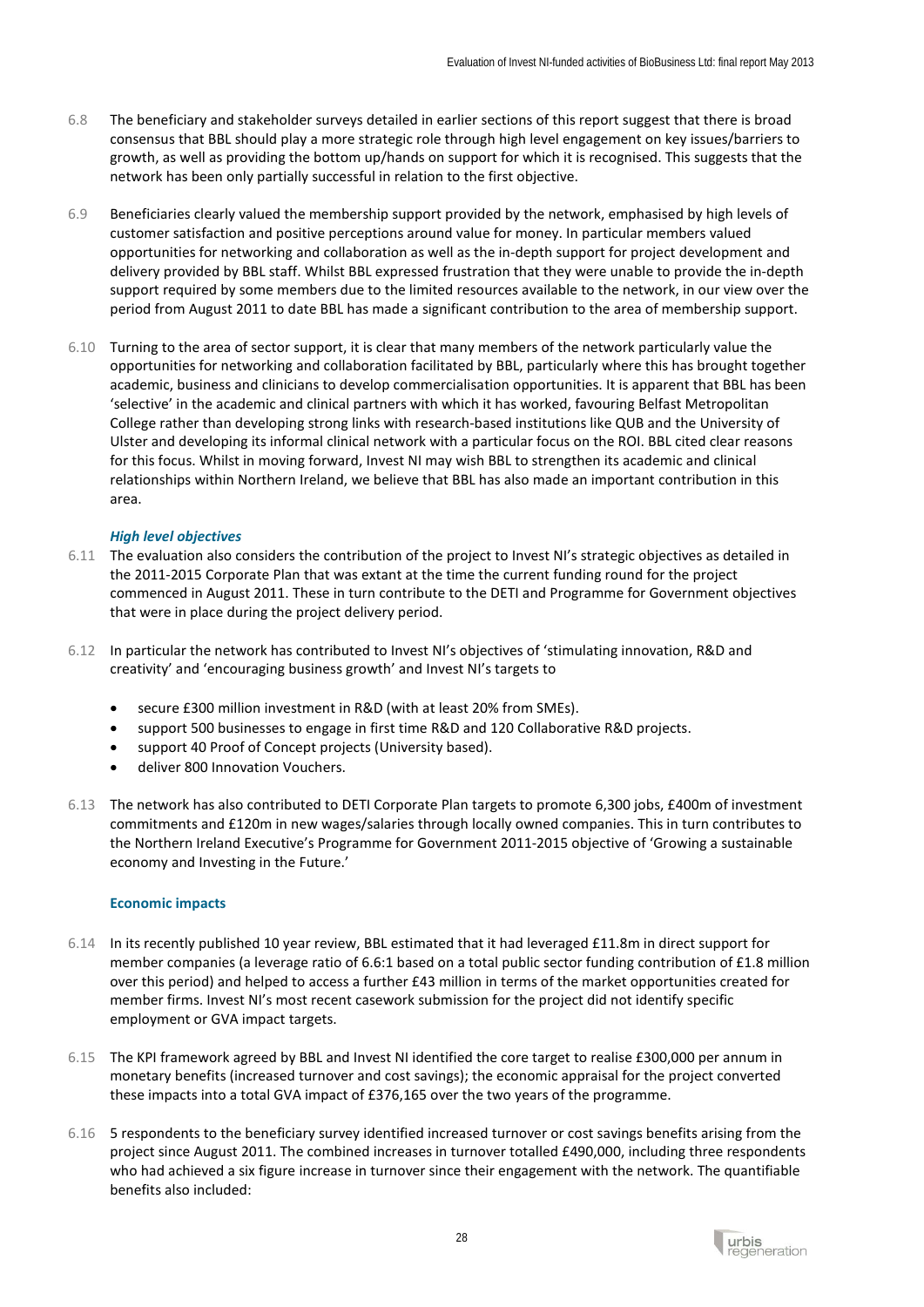6.8 The beneficiary and stakeholder surveys detailed in earlier sections of this report suggest that there is broad consensus that BBL should play a more strategic role through high level engagement on key issues/barriers to growth, as well as providing the bottom up/hands on support for which it is recognised. This suggests that the network has been only partially successful in relation to the first objective.

6.9 Beneficiaries clearly valued the membership support provided by the network, emphasised by high levels of customer satisfaction and positive perceptions around value for money. In particular members valued opportunities for networking and collaboration as well as the in-depth support for project development and delivery provided by BBL staff. Whilst BBL expressed frustration that they were unable to provide the in-depth support required by some members due to the limited resources available to the network, in our view over the period from August 2011 to date BBL has made a significant contribution to the area of membership support.

6.10 Turning to the area of sector support, it is clear that many members of the network particularly value the opportunities for networking and collaboration facilitated by BBL, particularly where this has brought together academic, business and clinicians to develop commercialisation opportunities. It is apparent that BBL has been 'selective' in the academic and clinical partners with which it has worked, favouring Belfast Metropolitan College rather than developing strong links with research-based institutions like QUB and the University of Ulster and developing its informal clinical network with a particular focus on the ROI. BBL cited clear reasons for this focus. Whilst in moving forward, Invest NI may wish BBL to strengthen its academic and clinical relationships within Northern Ireland, we believe that BBL has also made an important contribution in this area.

### *High level objectives*

6.11 The evaluation also considers the contribution of the project to Invest NI's strategic objectives as detailed in the 2011-2015 Corporate Plan that was extant at the time the current funding round for the project commenced in August 2011. These in turn contribute to the DETI and Programme for Government objectives that were in place during the project delivery period.

6.12 In particular the network has contributed to Invest NI's objectives of 'stimulating innovation, R&D and creativity' and 'encouraging business growth' and Invest NI's targets to

- secure £300 million investment in R&D (with at least 20% from SMEs).
- support 500 businesses to engage in first time R&D and 120 Collaborative R&D projects.
- support 40 Proof of Concept projects (University based).
- deliver 800 Innovation Vouchers.

6.13 The network has also contributed to DETI Corporate Plan targets to promote 6,300 jobs, £400m of investment commitments and £120m in new wages/salaries through locally owned companies. This in turn contributes to the Northern Ireland Executive's Programme for Government 2011-2015 objective of 'Growing a sustainable economy and Investing in the Future.'

### Economic impacts

6.14 In its recently published 10 year review, BBL estimated that it had leveraged £11.8m in direct support for member companies (a leverage ratio of 6.6:1 based on a total public sector funding contribution of £1.8 million over this period) and helped to access a further £43 million in terms of the market opportunities created for member firms. Invest NI's most recent casework submission for the project did not identify specific employment or GVA impact targets.

6.15 The KPI framework agreed by BBL and Invest NI identified the core target to realise £300,000 per annum in monetary benefits (increased turnover and cost savings); the economic appraisal for the project converted these impacts into a total GVA impact of £376,165 over the two years of the programme.

6.16 5 respondents to the beneficiary survey identified increased turnover or cost savings benefits arising from the project since August 2011. The combined increases in turnover totalled £490,000, including three respondents who had achieved a six figure increase in turnover since their engagement with the network. The quantifiable benefits also included: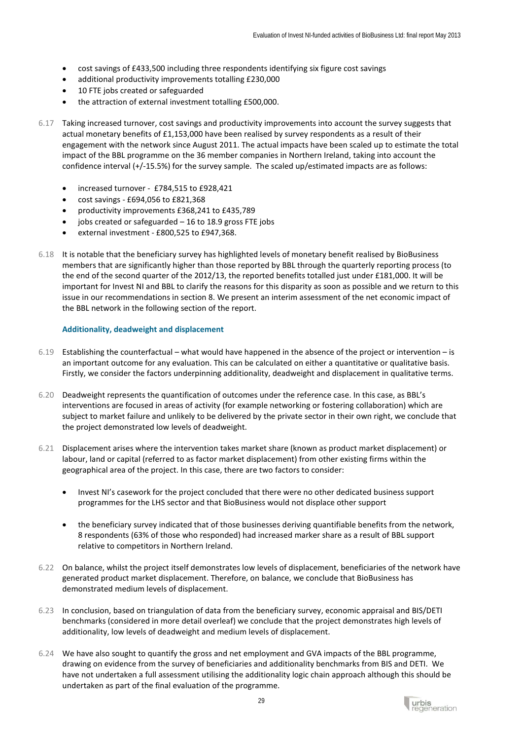- cost savings of £433,500 including three respondents identifying six figure cost savings
- additional productivity improvements totalling £230,000
- 10 FTE jobs created or safeguarded
- the attraction of external investment totalling £500,000.

6.17 Taking increased turnover, cost savings and productivity improvements into account the survey suggests that actual monetary benefits of £1,153,000 have been realised by survey respondents as a result of their engagement with the network since August 2011. The actual impacts have been scaled up to estimate the total impact of the BBL programme on the 36 member companies in Northern Ireland, taking into account the confidence interval (+/-15.5%) for the survey sample. The scaled up/estimated impacts are as follows:

- increased turnover - £784,515 to £928,421
- cost savings - £694,056 to £821,368
- productivity improvements £368,241 to £435,789
- jobs created or safeguarded – 16 to 18.9 gross FTE jobs
- external investment - £800,525 to £947,368.

6.18 It is notable that the beneficiary survey has highlighted levels of monetary benefit realised by BioBusiness members that are significantly higher than those reported by BBL through the quarterly reporting process (to the end of the second quarter of the 2012/13, the reported benefits totalled just under £181,000. It will be important for Invest NI and BBL to clarify the reasons for this disparity as soon as possible and we return to this issue in our recommendations in section 8. We present an interim assessment of the net economic impact of the BBL network in the following section of the report.

### Additionality, deadweight and displacement

6.19 Establishing the counterfactual – what would have happened in the absence of the project or intervention – is an important outcome for any evaluation. This can be calculated on either a quantitative or qualitative basis. Firstly, we consider the factors underpinning additionality, deadweight and displacement in qualitative terms.

6.20 Deadweight represents the quantification of outcomes under the reference case. In this case, as BBL's interventions are focused in areas of activity (for example networking or fostering collaboration) which are subject to market failure and unlikely to be delivered by the private sector in their own right, we conclude that the project demonstrated low levels of deadweight.

6.21 Displacement arises where the intervention takes market share (known as product market displacement) or labour, land or capital (referred to as factor market displacement) from other existing firms within the geographical area of the project. In this case, there are two factors to consider:

- Invest NI's casework for the project concluded that there were no other dedicated business support programmes for the LHS sector and that BioBusiness would not displace other support

- the beneficiary survey indicated that of those businesses deriving quantifiable benefits from the network, 8 respondents (63% of those who responded) had increased marker share as a result of BBL support relative to competitors in Northern Ireland.

6.22 On balance, whilst the project itself demonstrates low levels of displacement, beneficiaries of the network have generated product market displacement. Therefore, on balance, we conclude that BioBusiness has demonstrated medium levels of displacement.

6.23 In conclusion, based on triangulation of data from the beneficiary survey, economic appraisal and BIS/DETI benchmarks (considered in more detail overleaf) we conclude that the project demonstrates high levels of additionality, low levels of deadweight and medium levels of displacement.

6.24 We have also sought to quantify the gross and net employment and GVA impacts of the BBL programme, drawing on evidence from the survey of beneficiaries and additionality benchmarks from BIS and DETI. We have not undertaken a full assessment utilising the additionality logic chain approach although this should be undertaken as part of the final evaluation of the programme.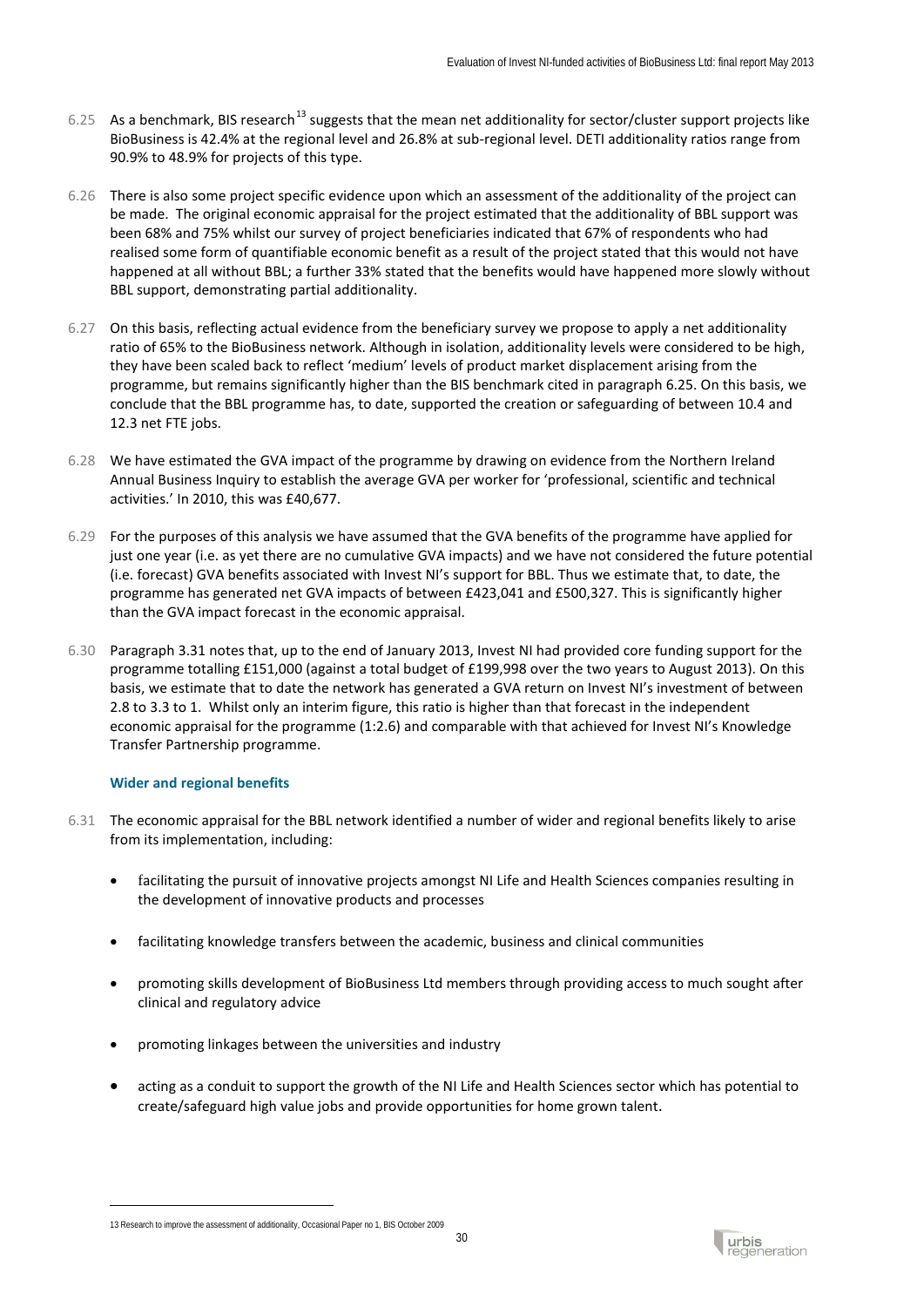6.25 As a benchmark, BIS research[13] suggests that the mean net additionality for sector/cluster support projects like BioBusiness is 42.4% at the regional level and 26.8% at sub-regional level. DETI additionality ratios range from 90.9% to 48.9% for projects of this type.

6.26 There is also some project specific evidence upon which an assessment of the additionality of the project can be made. The original economic appraisal for the project estimated that the additionality of BBL support was been 68% and 75% whilst our survey of project beneficiaries indicated that 67% of respondents who had realised some form of quantifiable economic benefit as a result of the project stated that this would not have happened at all without BBL; a further 33% stated that the benefits would have happened more slowly without BBL support, demonstrating partial additionality.

6.27 On this basis, reflecting actual evidence from the beneficiary survey we propose to apply a net additionality ratio of 65% to the BioBusiness network. Although in isolation, additionality levels were considered to be high, they have been scaled back to reflect 'medium' levels of product market displacement arising from the programme, but remains significantly higher than the BIS benchmark cited in paragraph 6.25. On this basis, we conclude that the BBL programme has, to date, supported the creation or safeguarding of between 10.4 and 12.3 net FTE jobs.

6.28 We have estimated the GVA impact of the programme by drawing on evidence from the Northern Ireland Annual Business Inquiry to establish the average GVA per worker for 'professional, scientific and technical activities.' In 2010, this was £40,677.

6.29 For the purposes of this analysis we have assumed that the GVA benefits of the programme have applied for just one year (i.e. as yet there are no cumulative GVA impacts) and we have not considered the future potential (i.e. forecast) GVA benefits associated with Invest NI's support for BBL. Thus we estimate that, to date, the programme has generated net GVA impacts of between £423,041 and £500,327. This is significantly higher than the GVA impact forecast in the economic appraisal.

6.30 Paragraph 3.31 notes that, up to the end of January 2013, Invest NI had provided core funding support for the programme totalling £151,000 (against a total budget of £199,998 over the two years to August 2013). On this basis, we estimate that to date the network has generated a GVA return on Invest NI's investment of between 2.8 to 3.3 to 1. Whilst only an interim figure, this ratio is higher than that forecast in the independent economic appraisal for the programme (1:2.6) and comparable with that achieved for Invest NI's Knowledge Transfer Partnership programme.

### Wider and regional benefits

6.31 The economic appraisal for the BBL network identified a number of wider and regional benefits likely to arise from its implementation, including:

- facilitating the pursuit of innovative projects amongst NI Life and Health Sciences companies resulting in the development of innovative products and processes
- facilitating knowledge transfers between the academic, business and clinical communities
- promoting skills development of BioBusiness Ltd members through providing access to much sought after clinical and regulatory advice
- promoting linkages between the universities and industry
- acting as a conduit to support the growth of the NI Life and Health Sciences sector which has potential to create/safeguard high value jobs and provide opportunities for home grown talent.

[13] Research to improve the assessment of additionality, Occasional Paper no 1, BIS October 2009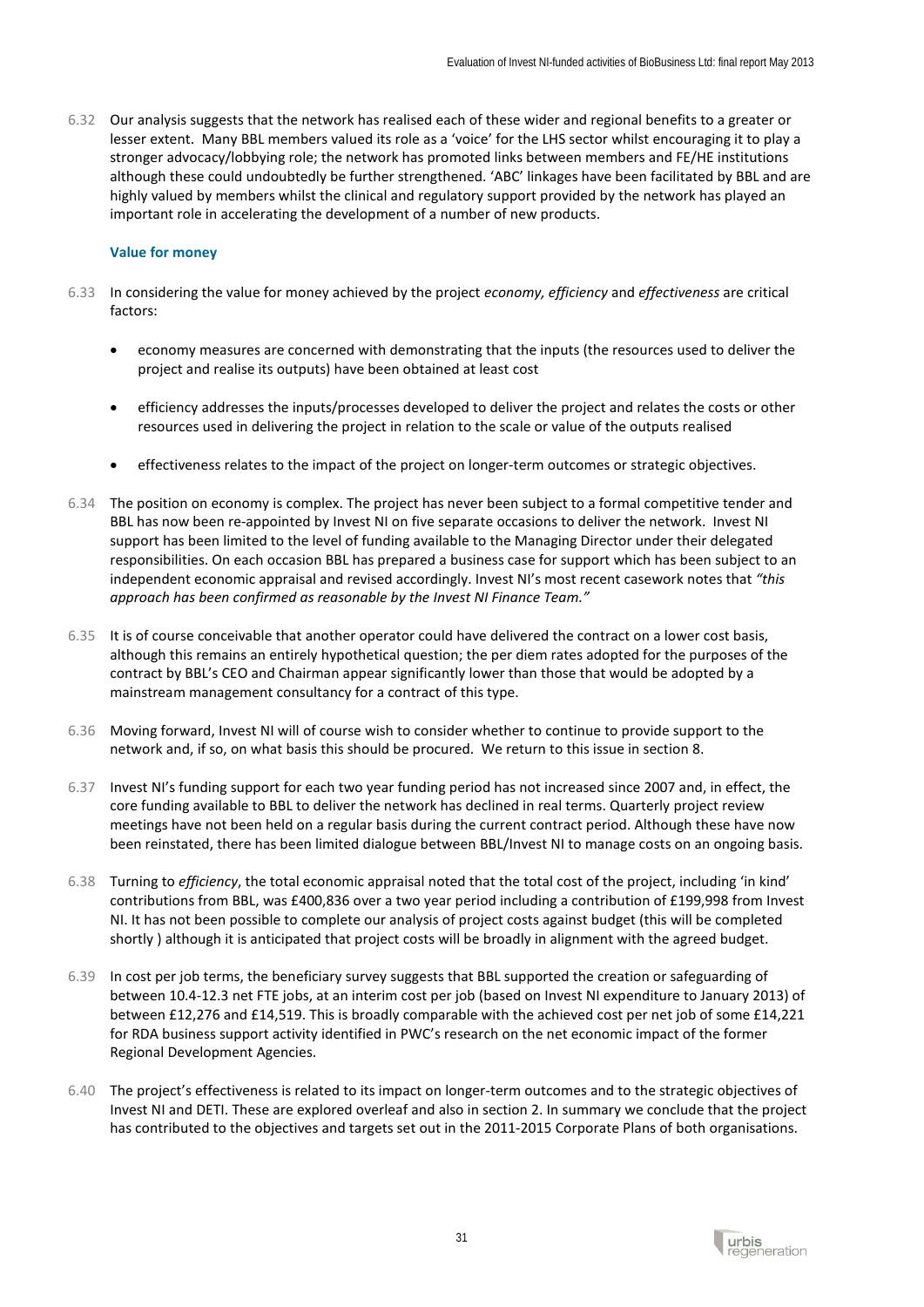6.32 Our analysis suggests that the network has realised each of these wider and regional benefits to a greater or lesser extent. Many BBL members valued its role as a 'voice' for the LHS sector whilst encouraging it to play a stronger advocacy/lobbying role; the network has promoted links between members and FE/HE institutions although these could undoubtedly be further strengthened. 'ABC' linkages have been facilitated by BBL and are highly valued by members whilst the clinical and regulatory support provided by the network has played an important role in accelerating the development of a number of new products.

### Value for money

6.33 In considering the value for money achieved by the project *economy, efficiency* and *effectiveness* are critical factors:

- economy measures are concerned with demonstrating that the inputs (the resources used to deliver the project and realise its outputs) have been obtained at least cost
- efficiency addresses the inputs/processes developed to deliver the project and relates the costs or other resources used in delivering the project in relation to the scale or value of the outputs realised
- effectiveness relates to the impact of the project on longer-term outcomes or strategic objectives.

6.34 The position on economy is complex. The project has never been subject to a formal competitive tender and BBL has now been re-appointed by Invest NI on five separate occasions to deliver the network. Invest NI support has been limited to the level of funding available to the Managing Director under their delegated responsibilities. On each occasion BBL has prepared a business case for support which has been subject to an independent economic appraisal and revised accordingly. Invest NI's most recent casework notes that *"this approach has been confirmed as reasonable by the Invest NI Finance Team."*

6.35 It is of course conceivable that another operator could have delivered the contract on a lower cost basis, although this remains an entirely hypothetical question; the per diem rates adopted for the purposes of the contract by BBL's CEO and Chairman appear significantly lower than those that would be adopted by a mainstream management consultancy for a contract of this type.

6.36 Moving forward, Invest NI will of course wish to consider whether to continue to provide support to the network and, if so, on what basis this should be procured. We return to this issue in section 8.

6.37 Invest NI's funding support for each two year funding period has not increased since 2007 and, in effect, the core funding available to BBL to deliver the network has declined in real terms. Quarterly project review meetings have not been held on a regular basis during the current contract period. Although these have now been reinstated, there has been limited dialogue between BBL/Invest NI to manage costs on an ongoing basis.

6.38 Turning to *efficiency*, the total economic appraisal noted that the total cost of the project, including 'in kind' contributions from BBL, was £400,836 over a two year period including a contribution of £199,998 from Invest NI. It has not been possible to complete our analysis of project costs against budget (this will be completed shortly ) although it is anticipated that project costs will be broadly in alignment with the agreed budget.

6.39 In cost per job terms, the beneficiary survey suggests that BBL supported the creation or safeguarding of between 10.4-12.3 net FTE jobs, at an interim cost per job (based on Invest NI expenditure to January 2013) of between £12,276 and £14,519. This is broadly comparable with the achieved cost per net job of some £14,221 for RDA business support activity identified in PWC's research on the net economic impact of the former Regional Development Agencies.

6.40 The project's effectiveness is related to its impact on longer-term outcomes and to the strategic objectives of Invest NI and DETI. These are explored overleaf and also in section 2. In summary we conclude that the project has contributed to the objectives and targets set out in the 2011-2015 Corporate Plans of both organisations.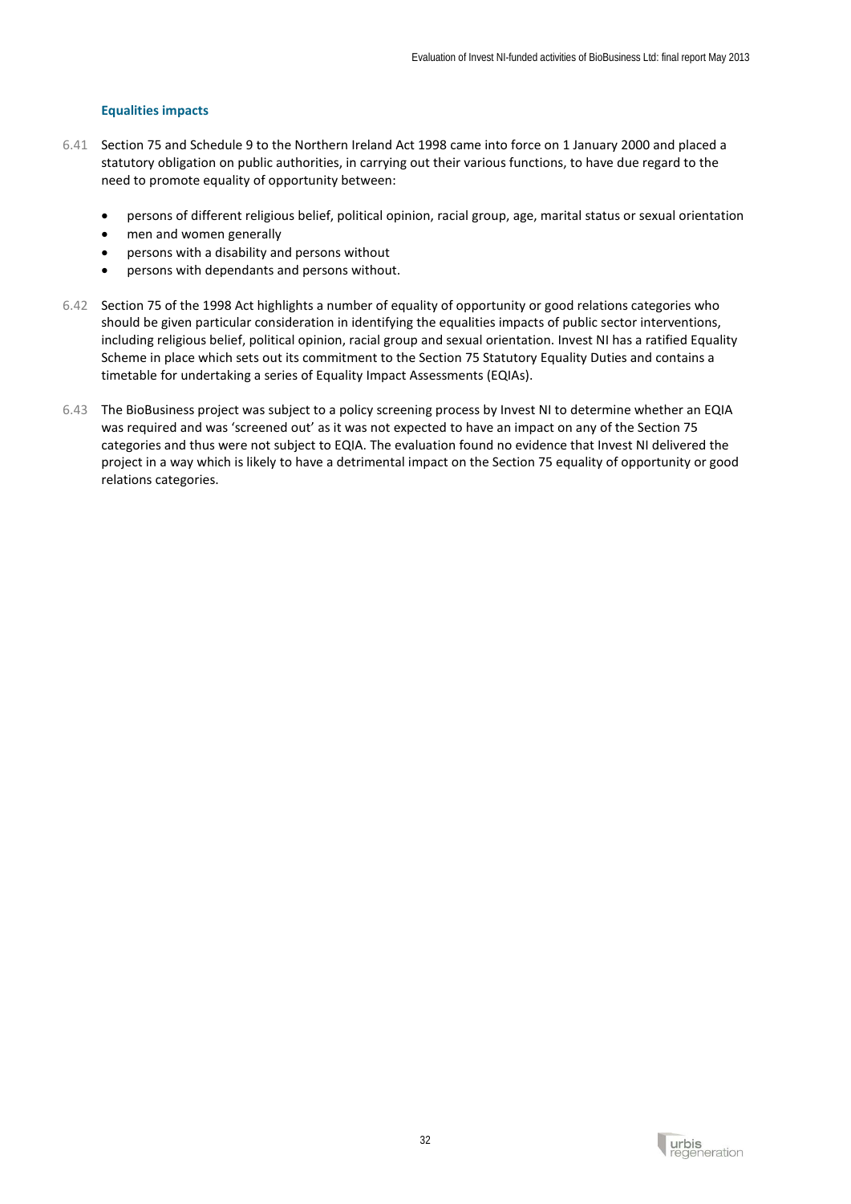### Equalities impacts

6.41 Section 75 and Schedule 9 to the Northern Ireland Act 1998 came into force on 1 January 2000 and placed a statutory obligation on public authorities, in carrying out their various functions, to have due regard to the need to promote equality of opportunity between:

- persons of different religious belief, political opinion, racial group, age, marital status or sexual orientation
- men and women generally
- persons with a disability and persons without
- persons with dependants and persons without.

6.42 Section 75 of the 1998 Act highlights a number of equality of opportunity or good relations categories who should be given particular consideration in identifying the equalities impacts of public sector interventions, including religious belief, political opinion, racial group and sexual orientation. Invest NI has a ratified Equality Scheme in place which sets out its commitment to the Section 75 Statutory Equality Duties and contains a timetable for undertaking a series of Equality Impact Assessments (EQIAs).

6.43 The BioBusiness project was subject to a policy screening process by Invest NI to determine whether an EQIA was required and was 'screened out' as it was not expected to have an impact on any of the Section 75 categories and thus were not subject to EQIA. The evaluation found no evidence that Invest NI delivered the project in a way which is likely to have a detrimental impact on the Section 75 equality of opportunity or good relations categories.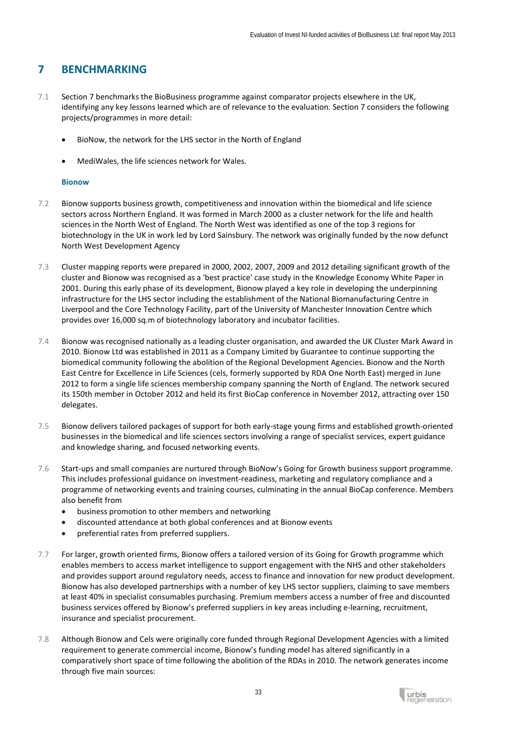# 7 BENCHMARKING

7.1 Section 7 benchmarks the BioBusiness programme against comparator projects elsewhere in the UK, identifying any key lessons learned which are of relevance to the evaluation. Section 7 considers the following projects/programmes in more detail:

- BioNow, the network for the LHS sector in the North of England
- MediWales, the life sciences network for Wales.

### Bionow

7.2 Bionow supports business growth, competitiveness and innovation within the biomedical and life science sectors across Northern England. It was formed in March 2000 as a cluster network for the life and health sciences in the North West of England. The North West was identified as one of the top 3 regions for biotechnology in the UK in work led by Lord Sainsbury. The network was originally funded by the now defunct North West Development Agency

7.3 Cluster mapping reports were prepared in 2000, 2002, 2007, 2009 and 2012 detailing significant growth of the cluster and Bionow was recognised as a 'best practice' case study in the Knowledge Economy White Paper in 2001. During this early phase of its development, Bionow played a key role in developing the underpinning infrastructure for the LHS sector including the establishment of the National Biomanufacturing Centre in Liverpool and the Core Technology Facility, part of the University of Manchester Innovation Centre which provides over 16,000 sq.m of biotechnology laboratory and incubator facilities.

7.4 Bionow was recognised nationally as a leading cluster organisation, and awarded the UK Cluster Mark Award in 2010. Bionow Ltd was established in 2011 as a Company Limited by Guarantee to continue supporting the biomedical community following the abolition of the Regional Development Agencies. Bionow and the North East Centre for Excellence in Life Sciences (cels, formerly supported by RDA One North East) merged in June 2012 to form a single life sciences membership company spanning the North of England. The network secured its 150th member in October 2012 and held its first BioCap conference in November 2012, attracting over 150 delegates.

7.5 Bionow delivers tailored packages of support for both early-stage young firms and established growth-oriented businesses in the biomedical and life sciences sectors involving a range of specialist services, expert guidance and knowledge sharing, and focused networking events.

7.6 Start-ups and small companies are nurtured through BioNow's Going for Growth business support programme. This includes professional guidance on investment-readiness, marketing and regulatory compliance and a programme of networking events and training courses, culminating in the annual BioCap conference. Members also benefit from

- business promotion to other members and networking
- discounted attendance at both global conferences and at Bionow events
- preferential rates from preferred suppliers.

7.7 For larger, growth oriented firms, Bionow offers a tailored version of its Going for Growth programme which enables members to access market intelligence to support engagement with the NHS and other stakeholders and provides support around regulatory needs, access to finance and innovation for new product development. Bionow has also developed partnerships with a number of key LHS sector suppliers, claiming to save members at least 40% in specialist consumables purchasing. Premium members access a number of free and discounted business services offered by Bionow's preferred suppliers in key areas including e-learning, recruitment, insurance and specialist procurement.

7.8 Although Bionow and Cels were originally core funded through Regional Development Agencies with a limited requirement to generate commercial income, Bionow's funding model has altered significantly in a comparatively short space of time following the abolition of the RDAs in 2010. The network generates income through five main sources: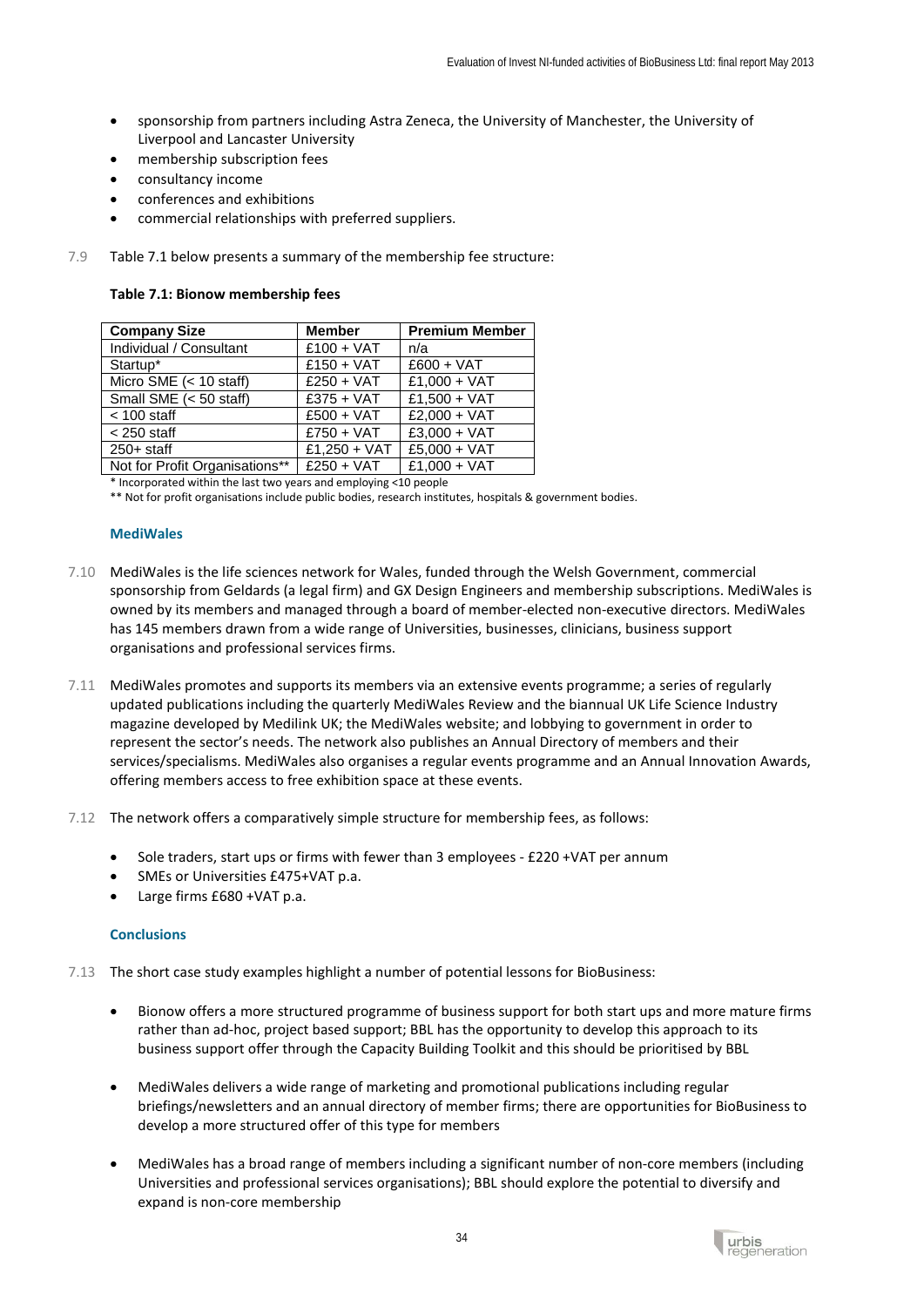- sponsorship from partners including Astra Zeneca, the University of Manchester, the University of Liverpool and Lancaster University
- membership subscription fees
- consultancy income
- conferences and exhibitions
- commercial relationships with preferred suppliers.

7.9 Table 7.1 below presents a summary of the membership fee structure:

**Table 7.1: Bionow membership fees**

| Company Size | Member | Premium Member |
|---|---|---|
| Individual / Consultant | £100 + VAT | n/a |
| Startup* | £150 + VAT | £600 + VAT |
| Micro SME (< 10 staff) | £250 + VAT | £1,000 + VAT |
| Small SME (< 50 staff) | £375 + VAT | £1,500 + VAT |
| < 100 staff | £500 + VAT | £2,000 + VAT |
| < 250 staff | £750 + VAT | £3,000 + VAT |
| 250+ staff | £1,250 + VAT | £5,000 + VAT |
| Not for Profit Organisations** | £250 + VAT | £1,000 + VAT |

\* Incorporated within the last two years and employing <10 people

** Not for profit organisations include public bodies, research institutes, hospitals & government bodies.

### MediWales

7.10 MediWales is the life sciences network for Wales, funded through the Welsh Government, commercial sponsorship from Geldards (a legal firm) and GX Design Engineers and membership subscriptions. MediWales is owned by its members and managed through a board of member-elected non-executive directors. MediWales has 145 members drawn from a wide range of Universities, businesses, clinicians, business support organisations and professional services firms.

7.11 MediWales promotes and supports its members via an extensive events programme; a series of regularly updated publications including the quarterly MediWales Review and the biannual UK Life Science Industry magazine developed by Medilink UK; the MediWales website; and lobbying to government in order to represent the sector's needs. The network also publishes an Annual Directory of members and their services/specialisms. MediWales also organises a regular events programme and an Annual Innovation Awards, offering members access to free exhibition space at these events.

7.12 The network offers a comparatively simple structure for membership fees, as follows:

- Sole traders, start ups or firms with fewer than 3 employees - £220 +VAT per annum
- SMEs or Universities £475+VAT p.a.
- Large firms £680 +VAT p.a.

### Conclusions

7.13 The short case study examples highlight a number of potential lessons for BioBusiness:

- Bionow offers a more structured programme of business support for both start ups and more mature firms rather than ad-hoc, project based support; BBL has the opportunity to develop this approach to its business support offer through the Capacity Building Toolkit and this should be prioritised by BBL
- MediWales delivers a wide range of marketing and promotional publications including regular briefings/newsletters and an annual directory of member firms; there are opportunities for BioBusiness to develop a more structured offer of this type for members
- MediWales has a broad range of members including a significant number of non-core members (including Universities and professional services organisations); BBL should explore the potential to diversify and expand is non-core membership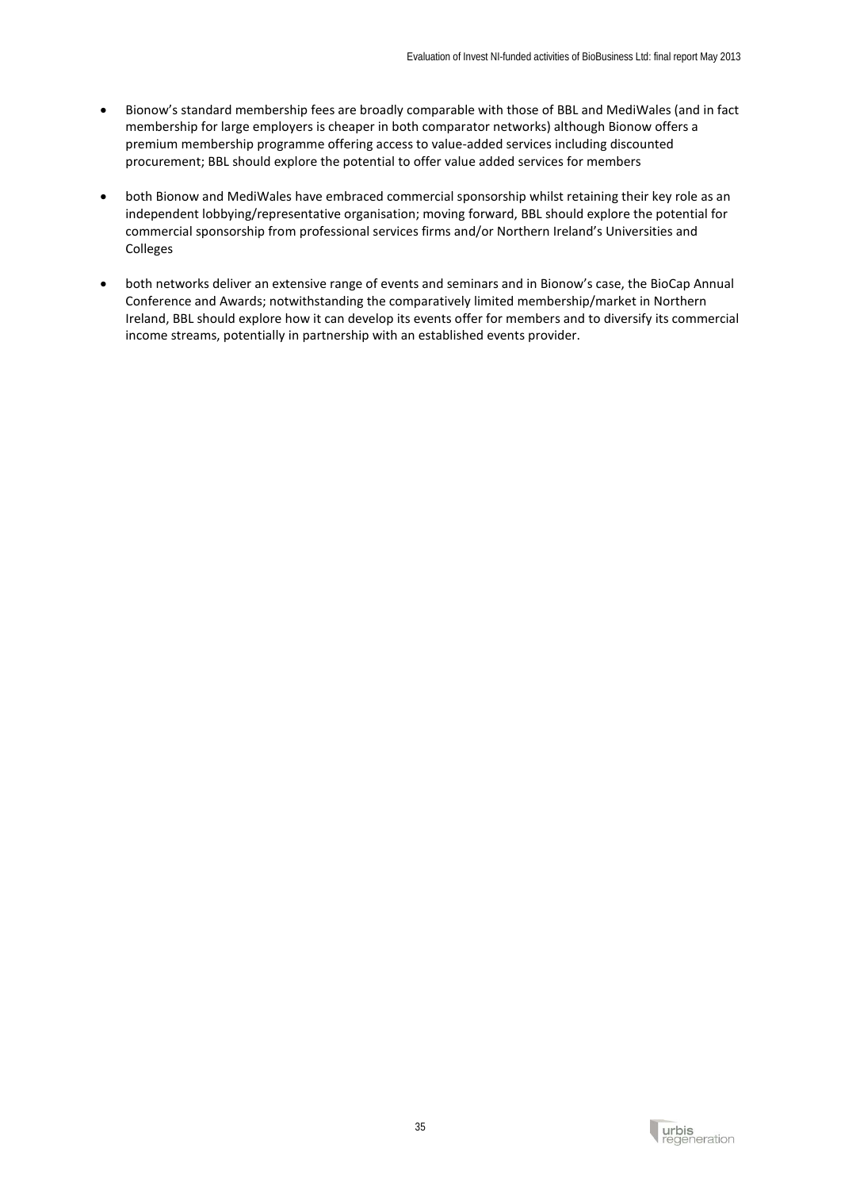- Bionow's standard membership fees are broadly comparable with those of BBL and MediWales (and in fact membership for large employers is cheaper in both comparator networks) although Bionow offers a premium membership programme offering access to value-added services including discounted procurement; BBL should explore the potential to offer value added services for members

- both Bionow and MediWales have embraced commercial sponsorship whilst retaining their key role as an independent lobbying/representative organisation; moving forward, BBL should explore the potential for commercial sponsorship from professional services firms and/or Northern Ireland's Universities and Colleges

- both networks deliver an extensive range of events and seminars and in Bionow's case, the BioCap Annual Conference and Awards; notwithstanding the comparatively limited membership/market in Northern Ireland, BBL should explore how it can develop its events offer for members and to diversify its commercial income streams, potentially in partnership with an established events provider.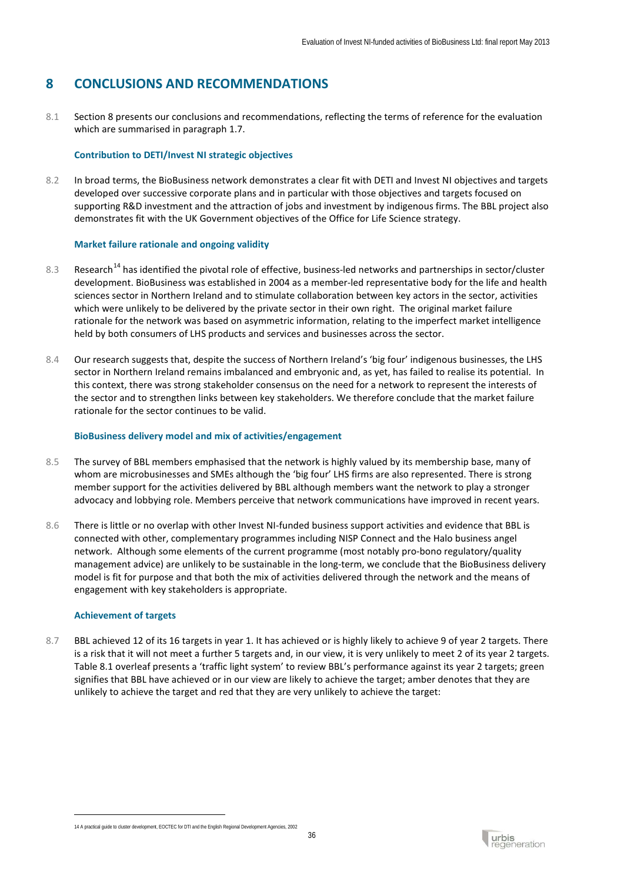# 8 CONCLUSIONS AND RECOMMENDATIONS

8.1 Section 8 presents our conclusions and recommendations, reflecting the terms of reference for the evaluation which are summarised in paragraph 1.7.

### Contribution to DETI/Invest NI strategic objectives

8.2 In broad terms, the BioBusiness network demonstrates a clear fit with DETI and Invest NI objectives and targets developed over successive corporate plans and in particular with those objectives and targets focused on supporting R&D investment and the attraction of jobs and investment by indigenous firms. The BBL project also demonstrates fit with the UK Government objectives of the Office for Life Science strategy.

### Market failure rationale and ongoing validity

8.3 Research[14] has identified the pivotal role of effective, business-led networks and partnerships in sector/cluster development. BioBusiness was established in 2004 as a member-led representative body for the life and health sciences sector in Northern Ireland and to stimulate collaboration between key actors in the sector, activities which were unlikely to be delivered by the private sector in their own right. The original market failure rationale for the network was based on asymmetric information, relating to the imperfect market intelligence held by both consumers of LHS products and services and businesses across the sector.

8.4 Our research suggests that, despite the success of Northern Ireland's 'big four' indigenous businesses, the LHS sector in Northern Ireland remains imbalanced and embryonic and, as yet, has failed to realise its potential. In this context, there was strong stakeholder consensus on the need for a network to represent the interests of the sector and to strengthen links between key stakeholders. We therefore conclude that the market failure rationale for the sector continues to be valid.

### BioBusiness delivery model and mix of activities/engagement

8.5 The survey of BBL members emphasised that the network is highly valued by its membership base, many of whom are microbusinesses and SMEs although the 'big four' LHS firms are also represented. There is strong member support for the activities delivered by BBL although members want the network to play a stronger advocacy and lobbying role. Members perceive that network communications have improved in recent years.

8.6 There is little or no overlap with other Invest NI-funded business support activities and evidence that BBL is connected with other, complementary programmes including NISP Connect and the Halo business angel network. Although some elements of the current programme (most notably pro-bono regulatory/quality management advice) are unlikely to be sustainable in the long-term, we conclude that the BioBusiness delivery model is fit for purpose and that both the mix of activities delivered through the network and the means of engagement with key stakeholders is appropriate.

### Achievement of targets

8.7 BBL achieved 12 of its 16 targets in year 1. It has achieved or is highly likely to achieve 9 of year 2 targets. There is a risk that it will not meet a further 5 targets and, in our view, it is very unlikely to meet 2 of its year 2 targets. Table 8.1 overleaf presents a 'traffic light system' to review BBL's performance against its year 2 targets; green signifies that BBL have achieved or in our view are likely to achieve the target; amber denotes that they are unlikely to achieve the target and red that they are very unlikely to achieve the target:

---

14 A practical guide to cluster development, EOCTEC for DTI and the English Regional Development Agencies, 2002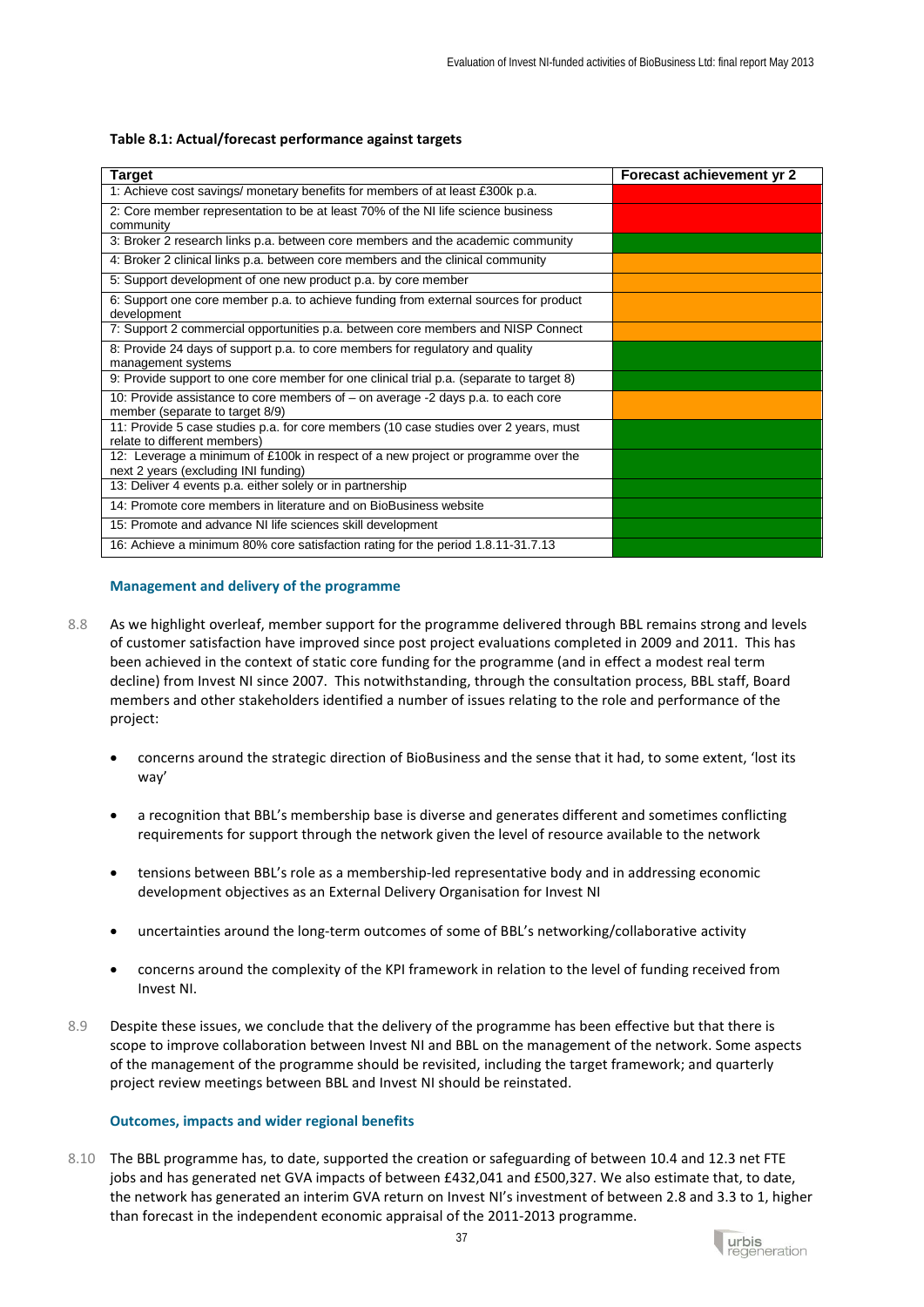**Table 8.1: Actual/forecast performance against targets**

| Target | Forecast achievement yr 2 |
|---|---|
| 1: Achieve cost savings/ monetary benefits for members of at least £300k p.a. | (red) |
| 2: Core member representation to be at least 70% of the NI life science business community | (red) |
| 3: Broker 2 research links p.a. between core members and the academic community | (green) |
| 4: Broker 2 clinical links p.a. between core members and the clinical community | (orange) |
| 5: Support development of one new product p.a. by core member | (orange) |
| 6: Support one core member p.a. to achieve funding from external sources for product development | (orange) |
| 7: Support 2 commercial opportunities p.a. between core members and NISP Connect | (orange) |
| 8: Provide 24 days of support p.a. to core members for regulatory and quality management systems | (green) |
| 9: Provide support to one core member for one clinical trial p.a. (separate to target 8) | (green) |
| 10: Provide assistance to core members of – on average -2 days p.a. to each core member (separate to target 8/9) | (orange) |
| 11: Provide 5 case studies p.a. for core members (10 case studies over 2 years, must relate to different members) | (green) |
| 12: Leverage a minimum of £100k in respect of a new project or programme over the next 2 years (excluding INI funding) | (green) |
| 13: Deliver 4 events p.a. either solely or in partnership | (green) |
| 14: Promote core members in literature and on BioBusiness website | (green) |
| 15: Promote and advance NI life sciences skill development | (green) |
| 16: Achieve a minimum 80% core satisfaction rating for the period 1.8.11-31.7.13 | (green) |

### Management and delivery of the programme

8.8 As we highlight overleaf, member support for the programme delivered through BBL remains strong and levels of customer satisfaction have improved since post project evaluations completed in 2009 and 2011. This has been achieved in the context of static core funding for the programme (and in effect a modest real term decline) from Invest NI since 2007. This notwithstanding, through the consultation process, BBL staff, Board members and other stakeholders identified a number of issues relating to the role and performance of the project:

- concerns around the strategic direction of BioBusiness and the sense that it had, to some extent, 'lost its way'
- a recognition that BBL's membership base is diverse and generates different and sometimes conflicting requirements for support through the network given the level of resource available to the network
- tensions between BBL's role as a membership-led representative body and in addressing economic development objectives as an External Delivery Organisation for Invest NI
- uncertainties around the long-term outcomes of some of BBL's networking/collaborative activity
- concerns around the complexity of the KPI framework in relation to the level of funding received from Invest NI.

8.9 Despite these issues, we conclude that the delivery of the programme has been effective but that there is scope to improve collaboration between Invest NI and BBL on the management of the network. Some aspects of the management of the programme should be revisited, including the target framework; and quarterly project review meetings between BBL and Invest NI should be reinstated.

### Outcomes, impacts and wider regional benefits

8.10 The BBL programme has, to date, supported the creation or safeguarding of between 10.4 and 12.3 net FTE jobs and has generated net GVA impacts of between £432,041 and £500,327. We also estimate that, to date, the network has generated an interim GVA return on Invest NI's investment of between 2.8 and 3.3 to 1, higher than forecast in the independent economic appraisal of the 2011-2013 programme.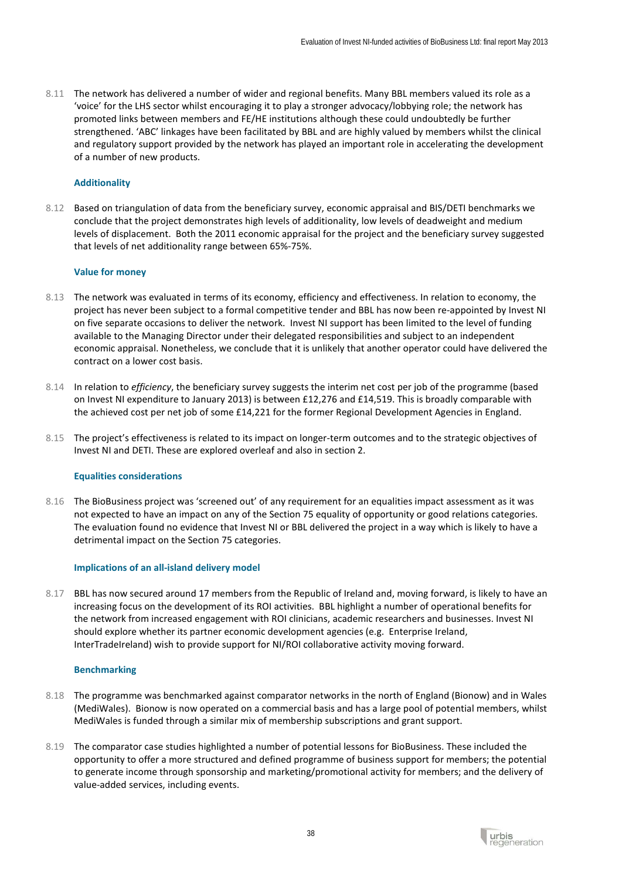8.11 The network has delivered a number of wider and regional benefits. Many BBL members valued its role as a 'voice' for the LHS sector whilst encouraging it to play a stronger advocacy/lobbying role; the network has promoted links between members and FE/HE institutions although these could undoubtedly be further strengthened. 'ABC' linkages have been facilitated by BBL and are highly valued by members whilst the clinical and regulatory support provided by the network has played an important role in accelerating the development of a number of new products.

### Additionality

8.12 Based on triangulation of data from the beneficiary survey, economic appraisal and BIS/DETI benchmarks we conclude that the project demonstrates high levels of additionality, low levels of deadweight and medium levels of displacement. Both the 2011 economic appraisal for the project and the beneficiary survey suggested that levels of net additionality range between 65%-75%.

### Value for money

8.13 The network was evaluated in terms of its economy, efficiency and effectiveness. In relation to economy, the project has never been subject to a formal competitive tender and BBL has now been re-appointed by Invest NI on five separate occasions to deliver the network. Invest NI support has been limited to the level of funding available to the Managing Director under their delegated responsibilities and subject to an independent economic appraisal. Nonetheless, we conclude that it is unlikely that another operator could have delivered the contract on a lower cost basis.

8.14 In relation to *efficiency*, the beneficiary survey suggests the interim net cost per job of the programme (based on Invest NI expenditure to January 2013) is between £12,276 and £14,519. This is broadly comparable with the achieved cost per net job of some £14,221 for the former Regional Development Agencies in England.

8.15 The project's effectiveness is related to its impact on longer-term outcomes and to the strategic objectives of Invest NI and DETI. These are explored overleaf and also in section 2.

### Equalities considerations

8.16 The BioBusiness project was 'screened out' of any requirement for an equalities impact assessment as it was not expected to have an impact on any of the Section 75 equality of opportunity or good relations categories. The evaluation found no evidence that Invest NI or BBL delivered the project in a way which is likely to have a detrimental impact on the Section 75 categories.

### Implications of an all-island delivery model

8.17 BBL has now secured around 17 members from the Republic of Ireland and, moving forward, is likely to have an increasing focus on the development of its ROI activities. BBL highlight a number of operational benefits for the network from increased engagement with ROI clinicians, academic researchers and businesses. Invest NI should explore whether its partner economic development agencies (e.g. Enterprise Ireland, InterTradeIreland) wish to provide support for NI/ROI collaborative activity moving forward.

### Benchmarking

8.18 The programme was benchmarked against comparator networks in the north of England (Bionow) and in Wales (MediWales). Bionow is now operated on a commercial basis and has a large pool of potential members, whilst MediWales is funded through a similar mix of membership subscriptions and grant support.

8.19 The comparator case studies highlighted a number of potential lessons for BioBusiness. These included the opportunity to offer a more structured and defined programme of business support for members; the potential to generate income through sponsorship and marketing/promotional activity for members; and the delivery of value-added services, including events.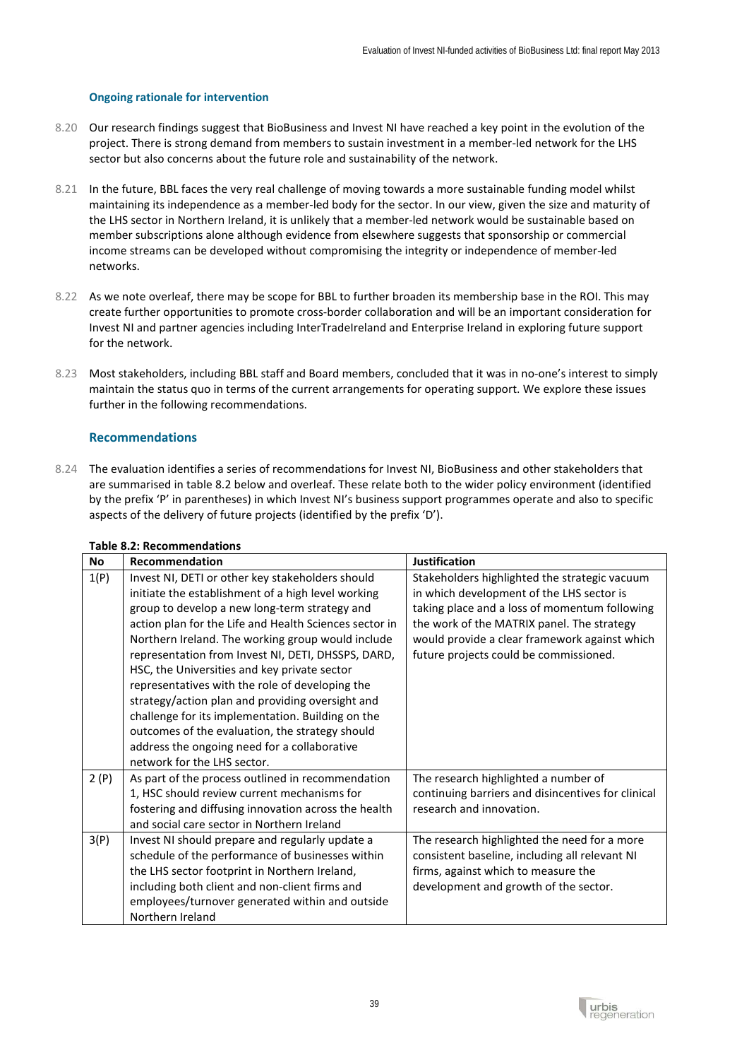### Ongoing rationale for intervention

8.20 Our research findings suggest that BioBusiness and Invest NI have reached a key point in the evolution of the project. There is strong demand from members to sustain investment in a member-led network for the LHS sector but also concerns about the future role and sustainability of the network.

8.21 In the future, BBL faces the very real challenge of moving towards a more sustainable funding model whilst maintaining its independence as a member-led body for the sector. In our view, given the size and maturity of the LHS sector in Northern Ireland, it is unlikely that a member-led network would be sustainable based on member subscriptions alone although evidence from elsewhere suggests that sponsorship or commercial income streams can be developed without compromising the integrity or independence of member-led networks.

8.22 As we note overleaf, there may be scope for BBL to further broaden its membership base in the ROI. This may create further opportunities to promote cross-border collaboration and will be an important consideration for Invest NI and partner agencies including InterTradeIreland and Enterprise Ireland in exploring future support for the network.

8.23 Most stakeholders, including BBL staff and Board members, concluded that it was in no-one's interest to simply maintain the status quo in terms of the current arrangements for operating support. We explore these issues further in the following recommendations.

### Recommendations

8.24 The evaluation identifies a series of recommendations for Invest NI, BioBusiness and other stakeholders that are summarised in table 8.2 below and overleaf. These relate both to the wider policy environment (identified by the prefix 'P' in parentheses) in which Invest NI's business support programmes operate and also to specific aspects of the delivery of future projects (identified by the prefix 'D').

**Table 8.2: Recommendations**

| No | Recommendation | Justification |
|---|---|---|
| 1(P) | Invest NI, DETI or other key stakeholders should initiate the establishment of a high level working group to develop a new long-term strategy and action plan for the Life and Health Sciences sector in Northern Ireland. The working group would include representation from Invest NI, DETI, DHSSPS, DARD, HSC, the Universities and key private sector representatives with the role of developing the strategy/action plan and providing oversight and challenge for its implementation. Building on the outcomes of the evaluation, the strategy should address the ongoing need for a collaborative network for the LHS sector. | Stakeholders highlighted the strategic vacuum in which development of the LHS sector is taking place and a loss of momentum following the work of the MATRIX panel. The strategy would provide a clear framework against which future projects could be commissioned. |
| 2 (P) | As part of the process outlined in recommendation 1, HSC should review current mechanisms for fostering and diffusing innovation across the health and social care sector in Northern Ireland | The research highlighted a number of continuing barriers and disincentives for clinical research and innovation. |
| 3(P) | Invest NI should prepare and regularly update a schedule of the performance of businesses within the LHS sector footprint in Northern Ireland, including both client and non-client firms and employees/turnover generated within and outside Northern Ireland | The research highlighted the need for a more consistent baseline, including all relevant NI firms, against which to measure the development and growth of the sector. |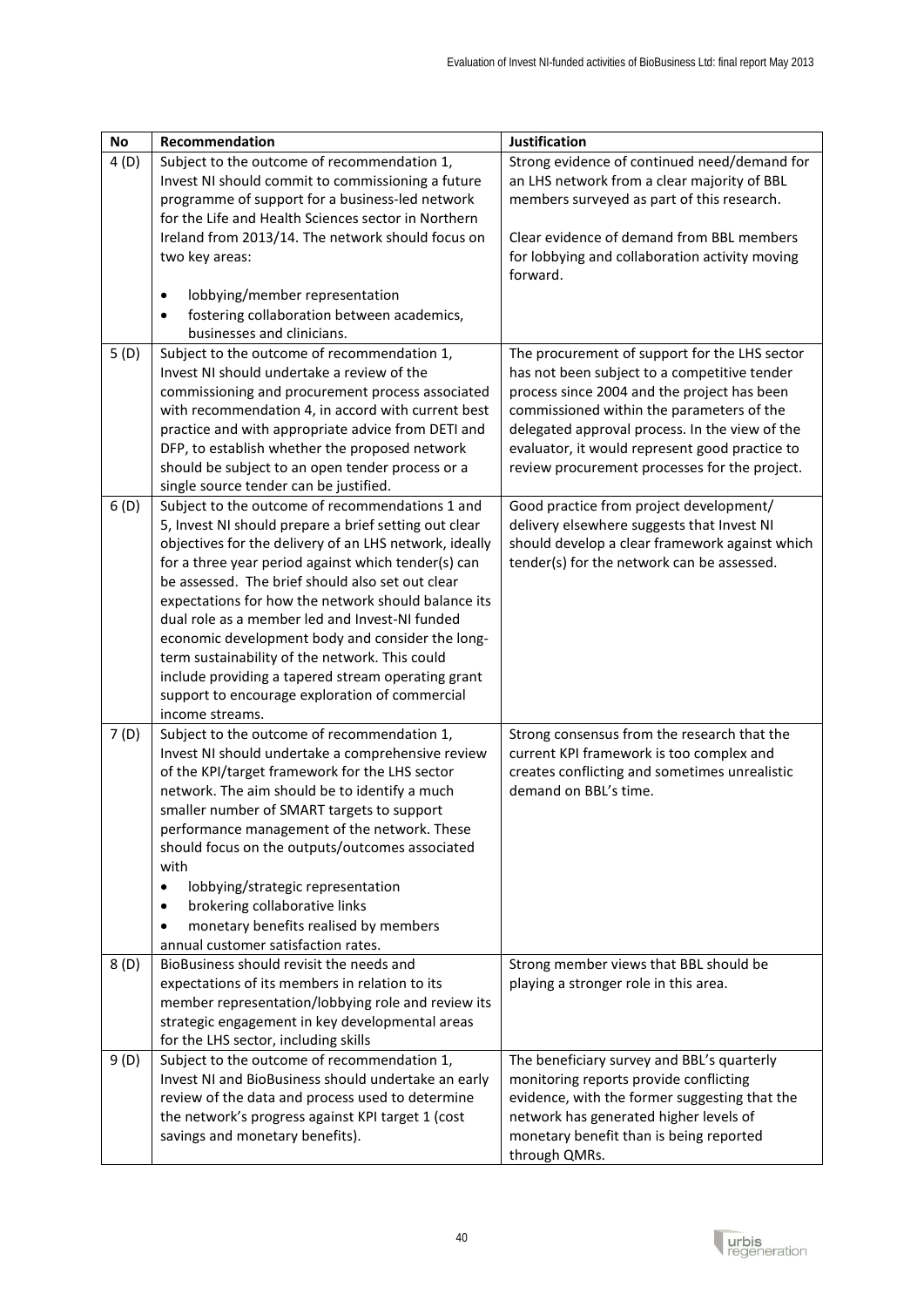| No | Recommendation | Justification |
|---|---|---|
| 4 (D) | Subject to the outcome of recommendation 1, Invest NI should commit to commissioning a future programme of support for a business-led network for the Life and Health Sciences sector in Northern Ireland from 2013/14. The network should focus on two key areas:<br><br>• lobbying/member representation<br>• fostering collaboration between academics, businesses and clinicians. | Strong evidence of continued need/demand for an LHS network from a clear majority of BBL members surveyed as part of this research.<br><br>Clear evidence of demand from BBL members for lobbying and collaboration activity moving forward. |
| 5 (D) | Subject to the outcome of recommendation 1, Invest NI should undertake a review of the commissioning and procurement process associated with recommendation 4, in accord with current best practice and with appropriate advice from DETI and DFP, to establish whether the proposed network should be subject to an open tender process or a single source tender can be justified. | The procurement of support for the LHS sector has not been subject to a competitive tender process since 2004 and the project has been commissioned within the parameters of the delegated approval process. In the view of the evaluator, it would represent good practice to review procurement processes for the project. |
| 6 (D) | Subject to the outcome of recommendations 1 and 5, Invest NI should prepare a brief setting out clear objectives for the delivery of an LHS network, ideally for a three year period against which tender(s) can be assessed. The brief should also set out clear expectations for how the network should balance its dual role as a member led and Invest-NI funded economic development body and consider the long-term sustainability of the network. This could include providing a tapered stream operating grant support to encourage exploration of commercial income streams. | Good practice from project development/ delivery elsewhere suggests that Invest NI should develop a clear framework against which tender(s) for the network can be assessed. |
| 7 (D) | Subject to the outcome of recommendation 1, Invest NI should undertake a comprehensive review of the KPI/target framework for the LHS sector network. The aim should be to identify a much smaller number of SMART targets to support performance management of the network. These should focus on the outputs/outcomes associated with<br>• lobbying/strategic representation<br>• brokering collaborative links<br>• monetary benefits realised by members<br>annual customer satisfaction rates. | Strong consensus from the research that the current KPI framework is too complex and creates conflicting and sometimes unrealistic demand on BBL's time. |
| 8 (D) | BioBusiness should revisit the needs and expectations of its members in relation to its member representation/lobbying role and review its strategic engagement in key developmental areas for the LHS sector, including skills | Strong member views that BBL should be playing a stronger role in this area. |
| 9 (D) | Subject to the outcome of recommendation 1, Invest NI and BioBusiness should undertake an early review of the data and process used to determine the network's progress against KPI target 1 (cost savings and monetary benefits). | The beneficiary survey and BBL's quarterly monitoring reports provide conflicting evidence, with the former suggesting that the network has generated higher levels of monetary benefit than is being reported through QMRs. |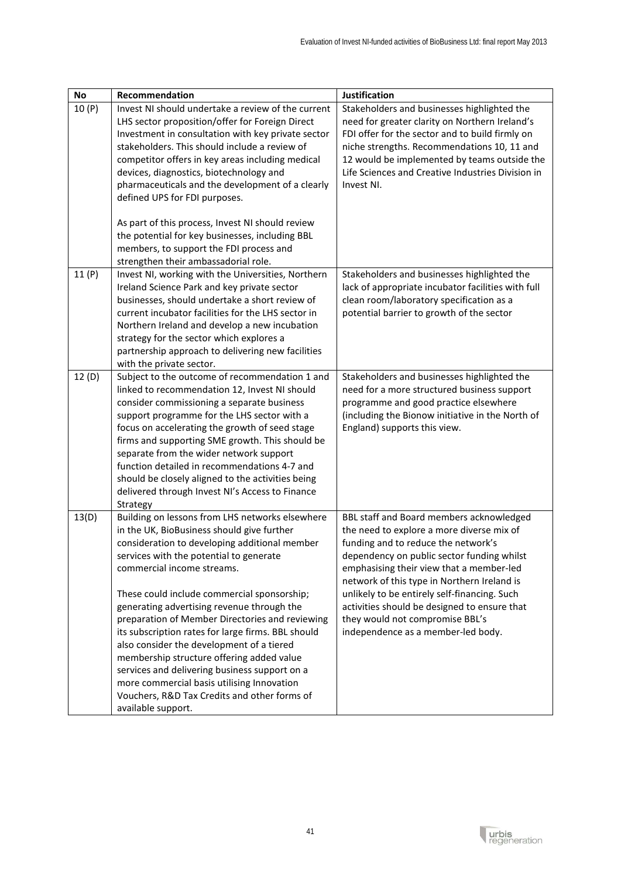| No | Recommendation | Justification |
|---|---|---|
| 10 (P) | Invest NI should undertake a review of the current LHS sector proposition/offer for Foreign Direct Investment in consultation with key private sector stakeholders. This should include a review of competitor offers in key areas including medical devices, diagnostics, biotechnology and pharmaceuticals and the development of a clearly defined UPS for FDI purposes.<br><br>As part of this process, Invest NI should review the potential for key businesses, including BBL members, to support the FDI process and strengthen their ambassadorial role. | Stakeholders and businesses highlighted the need for greater clarity on Northern Ireland's FDI offer for the sector and to build firmly on niche strengths. Recommendations 10, 11 and 12 would be implemented by teams outside the Life Sciences and Creative Industries Division in Invest NI. |
| 11 (P) | Invest NI, working with the Universities, Northern Ireland Science Park and key private sector businesses, should undertake a short review of current incubator facilities for the LHS sector in Northern Ireland and develop a new incubation strategy for the sector which explores a partnership approach to delivering new facilities with the private sector. | Stakeholders and businesses highlighted the lack of appropriate incubator facilities with full clean room/laboratory specification as a potential barrier to growth of the sector |
| 12 (D) | Subject to the outcome of recommendation 1 and linked to recommendation 12, Invest NI should consider commissioning a separate business support programme for the LHS sector with a focus on accelerating the growth of seed stage firms and supporting SME growth. This should be separate from the wider network support function detailed in recommendations 4-7 and should be closely aligned to the activities being delivered through Invest NI's Access to Finance Strategy | Stakeholders and businesses highlighted the need for a more structured business support programme and good practice elsewhere (including the Bionow initiative in the North of England) supports this view. |
| 13(D) | Building on lessons from LHS networks elsewhere in the UK, BioBusiness should give further consideration to developing additional member services with the potential to generate commercial income streams.<br><br>These could include commercial sponsorship; generating advertising revenue through the preparation of Member Directories and reviewing its subscription rates for large firms. BBL should also consider the development of a tiered membership structure offering added value services and delivering business support on a more commercial basis utilising Innovation Vouchers, R&D Tax Credits and other forms of available support. | BBL staff and Board members acknowledged the need to explore a more diverse mix of funding and to reduce the network's dependency on public sector funding whilst emphasising their view that a member-led network of this type in Northern Ireland is unlikely to be entirely self-financing. Such activities should be designed to ensure that they would not compromise BBL's independence as a member-led body. |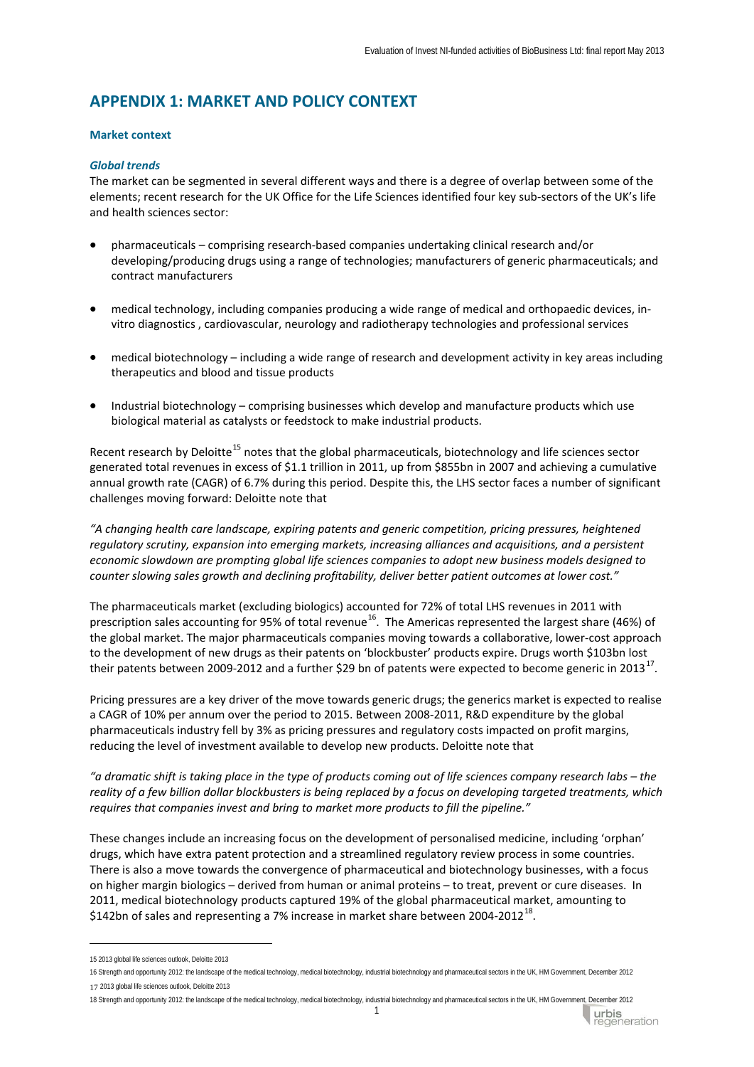# APPENDIX 1: MARKET AND POLICY CONTEXT

### Market context

#### *Global trends*

The market can be segmented in several different ways and there is a degree of overlap between some of the elements; recent research for the UK Office for the Life Sciences identified four key sub-sectors of the UK's life and health sciences sector:

- pharmaceuticals – comprising research-based companies undertaking clinical research and/or developing/producing drugs using a range of technologies; manufacturers of generic pharmaceuticals; and contract manufacturers
- medical technology, including companies producing a wide range of medical and orthopaedic devices, in-vitro diagnostics , cardiovascular, neurology and radiotherapy technologies and professional services
- medical biotechnology – including a wide range of research and development activity in key areas including therapeutics and blood and tissue products
- Industrial biotechnology – comprising businesses which develop and manufacture products which use biological material as catalysts or feedstock to make industrial products.

Recent research by Deloitte[15] notes that the global pharmaceuticals, biotechnology and life sciences sector generated total revenues in excess of $1.1 trillion in 2011, up from $855bn in 2007 and achieving a cumulative annual growth rate (CAGR) of 6.7% during this period. Despite this, the LHS sector faces a number of significant challenges moving forward: Deloitte note that

*"A changing health care landscape, expiring patents and generic competition, pricing pressures, heightened regulatory scrutiny, expansion into emerging markets, increasing alliances and acquisitions, and a persistent economic slowdown are prompting global life sciences companies to adopt new business models designed to counter slowing sales growth and declining profitability, deliver better patient outcomes at lower cost."*

The pharmaceuticals market (excluding biologics) accounted for 72% of total LHS revenues in 2011 with prescription sales accounting for 95% of total revenue[16]. The Americas represented the largest share (46%) of the global market. The major pharmaceuticals companies moving towards a collaborative, lower-cost approach to the development of new drugs as their patents on 'blockbuster' products expire. Drugs worth $103bn lost their patents between 2009-2012 and a further $29 bn of patents were expected to become generic in 2013[17].

Pricing pressures are a key driver of the move towards generic drugs; the generics market is expected to realise a CAGR of 10% per annum over the period to 2015. Between 2008-2011, R&D expenditure by the global pharmaceuticals industry fell by 3% as pricing pressures and regulatory costs impacted on profit margins, reducing the level of investment available to develop new products. Deloitte note that

*"a dramatic shift is taking place in the type of products coming out of life sciences company research labs – the reality of a few billion dollar blockbusters is being replaced by a focus on developing targeted treatments, which requires that companies invest and bring to market more products to fill the pipeline."*

These changes include an increasing focus on the development of personalised medicine, including 'orphan' drugs, which have extra patent protection and a streamlined regulatory review process in some countries. There is also a move towards the convergence of pharmaceutical and biotechnology businesses, with a focus on higher margin biologics – derived from human or animal proteins – to treat, prevent or cure diseases. In 2011, medical biotechnology products captured 19% of the global pharmaceutical market, amounting to $142bn of sales and representing a 7% increase in market share between 2004-2012[18].

---

15 2013 global life sciences outlook, Deloitte 2013

16 Strength and opportunity 2012: the landscape of the medical technology, medical biotechnology, industrial biotechnology and pharmaceutical sectors in the UK, HM Government, December 2012

17 2013 global life sciences outlook, Deloitte 2013

18 Strength and opportunity 2012: the landscape of the medical technology, medical biotechnology, industrial biotechnology and pharmaceutical sectors in the UK, HM Government, December 2012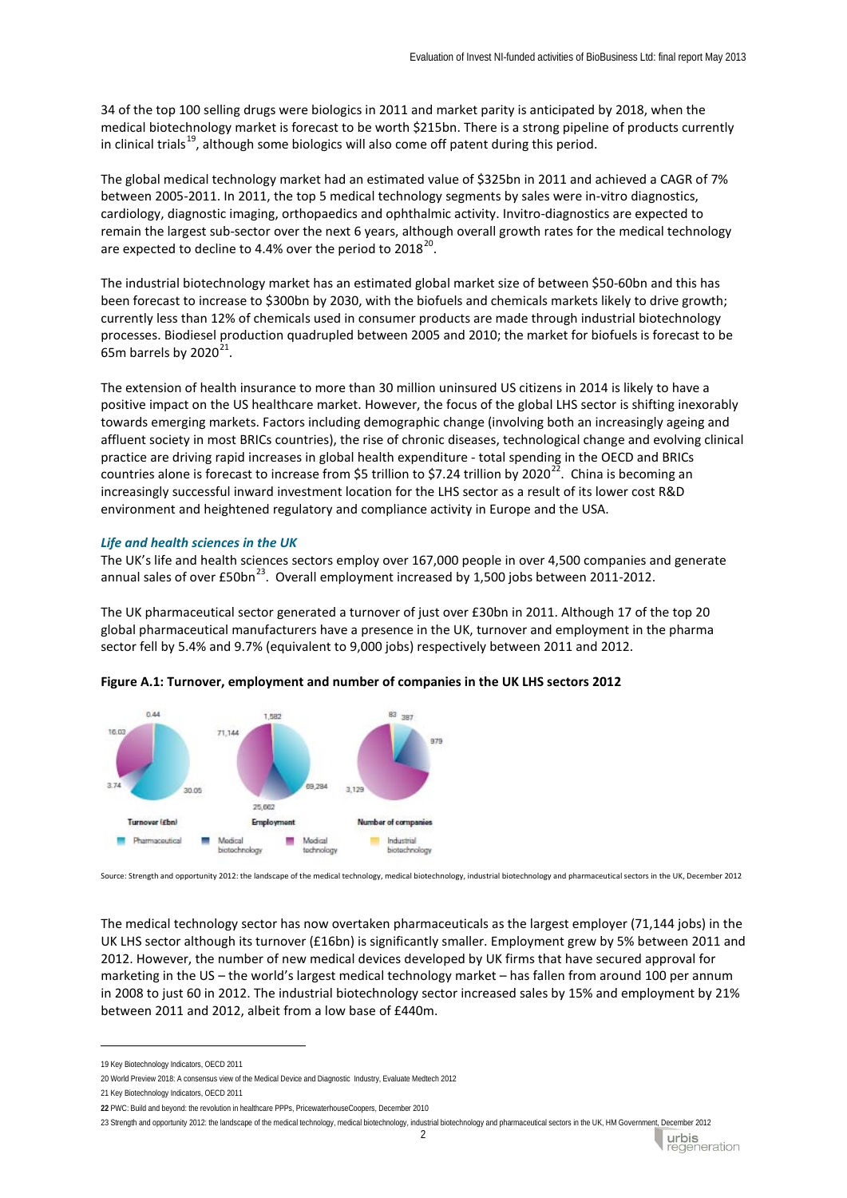34 of the top 100 selling drugs were biologics in 2011 and market parity is anticipated by 2018, when the medical biotechnology market is forecast to be worth \$215bn. There is a strong pipeline of products currently in clinical trials[19], although some biologics will also come off patent during this period.

The global medical technology market had an estimated value of \$325bn in 2011 and achieved a CAGR of 7% between 2005-2011. In 2011, the top 5 medical technology segments by sales were in-vitro diagnostics, cardiology, diagnostic imaging, orthopaedics and ophthalmic activity. Invitro-diagnostics are expected to remain the largest sub-sector over the next 6 years, although overall growth rates for the medical technology are expected to decline to 4.4% over the period to 2018[20].

The industrial biotechnology market has an estimated global market size of between \$50-60bn and this has been forecast to increase to \$300bn by 2030, with the biofuels and chemicals markets likely to drive growth; currently less than 12% of chemicals used in consumer products are made through industrial biotechnology processes. Biodiesel production quadrupled between 2005 and 2010; the market for biofuels is forecast to be 65m barrels by 2020[21].

The extension of health insurance to more than 30 million uninsured US citizens in 2014 is likely to have a positive impact on the US healthcare market. However, the focus of the global LHS sector is shifting inexorably towards emerging markets. Factors including demographic change (involving both an increasingly ageing and affluent society in most BRICs countries), the rise of chronic diseases, technological change and evolving clinical practice are driving rapid increases in global health expenditure - total spending in the OECD and BRICs countries alone is forecast to increase from \$5 trillion to \$7.24 trillion by 2020[22]. China is becoming an increasingly successful inward investment location for the LHS sector as a result of its lower cost R&D environment and heightened regulatory and compliance activity in Europe and the USA.

### *Life and health sciences in the UK*

The UK's life and health sciences sectors employ over 167,000 people in over 4,500 companies and generate annual sales of over £50bn[23]. Overall employment increased by 1,500 jobs between 2011-2012.

The UK pharmaceutical sector generated a turnover of just over £30bn in 2011. Although 17 of the top 20 global pharmaceutical manufacturers have a presence in the UK, turnover and employment in the pharma sector fell by 5.4% and 9.7% (equivalent to 9,000 jobs) respectively between 2011 and 2012.

**Figure A.1: Turnover, employment and number of companies in the UK LHS sectors 2012**

| | Turnover (£bn) | Employment | Number of companies |
|---|---|---|---|
| Pharmaceutical | 30.05 | 69,294 | 387 |
| Medical biotechnology | 3.74 | 25,662 | 979 |
| Medical technology | 16.03 | 71,144 | 3,129 |
| Industrial biotechnology | 0.44 | 1,582 | 83 |

Source: Strength and opportunity 2012: the landscape of the medical technology, medical biotechnology, industrial biotechnology and pharmaceutical sectors in the UK, December 2012

The medical technology sector has now overtaken pharmaceuticals as the largest employer (71,144 jobs) in the UK LHS sector although its turnover (£16bn) is significantly smaller. Employment grew by 5% between 2011 and 2012. However, the number of new medical devices developed by UK firms that have secured approval for marketing in the US – the world's largest medical technology market – has fallen from around 100 per annum in 2008 to just 60 in 2012. The industrial biotechnology sector increased sales by 15% and employment by 21% between 2011 and 2012, albeit from a low base of £440m.

---

19 Key Biotechnology Indicators, OECD 2011

20 World Preview 2018: A consensus view of the Medical Device and Diagnostic Industry, Evaluate Medtech 2012

21 Key Biotechnology Indicators, OECD 2011

22 PWC: Build and beyond: the revolution in healthcare PPPs, PricewaterhouseCoopers, December 2010

23 Strength and opportunity 2012: the landscape of the medical technology, medical biotechnology, industrial biotechnology and pharmaceutical sectors in the UK, HM Government, December 2012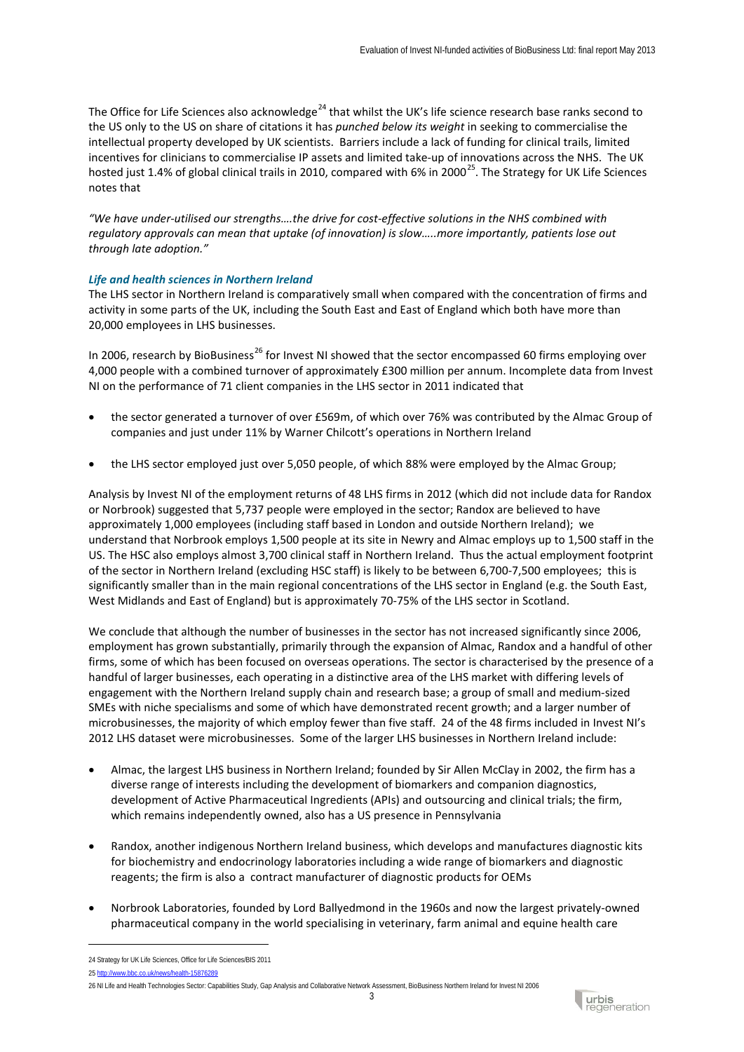The Office for Life Sciences also acknowledge[24] that whilst the UK's life science research base ranks second to the US only to the US on share of citations it has *punched below its weight* in seeking to commercialise the intellectual property developed by UK scientists. Barriers include a lack of funding for clinical trails, limited incentives for clinicians to commercialise IP assets and limited take-up of innovations across the NHS. The UK hosted just 1.4% of global clinical trails in 2010, compared with 6% in 2000[25]. The Strategy for UK Life Sciences notes that

*"We have under-utilised our strengths….the drive for cost-effective solutions in the NHS combined with regulatory approvals can mean that uptake (of innovation) is slow…..more importantly, patients lose out through late adoption."*

### *Life and health sciences in Northern Ireland*

The LHS sector in Northern Ireland is comparatively small when compared with the concentration of firms and activity in some parts of the UK, including the South East and East of England which both have more than 20,000 employees in LHS businesses.

In 2006, research by BioBusiness[26] for Invest NI showed that the sector encompassed 60 firms employing over 4,000 people with a combined turnover of approximately £300 million per annum. Incomplete data from Invest NI on the performance of 71 client companies in the LHS sector in 2011 indicated that

- the sector generated a turnover of over £569m, of which over 76% was contributed by the Almac Group of companies and just under 11% by Warner Chilcott's operations in Northern Ireland
- the LHS sector employed just over 5,050 people, of which 88% were employed by the Almac Group;

Analysis by Invest NI of the employment returns of 48 LHS firms in 2012 (which did not include data for Randox or Norbrook) suggested that 5,737 people were employed in the sector; Randox are believed to have approximately 1,000 employees (including staff based in London and outside Northern Ireland); we understand that Norbrook employs 1,500 people at its site in Newry and Almac employs up to 1,500 staff in the US. The HSC also employs almost 3,700 clinical staff in Northern Ireland. Thus the actual employment footprint of the sector in Northern Ireland (excluding HSC staff) is likely to be between 6,700-7,500 employees; this is significantly smaller than in the main regional concentrations of the LHS sector in England (e.g. the South East, West Midlands and East of England) but is approximately 70-75% of the LHS sector in Scotland.

We conclude that although the number of businesses in the sector has not increased significantly since 2006, employment has grown substantially, primarily through the expansion of Almac, Randox and a handful of other firms, some of which has been focused on overseas operations. The sector is characterised by the presence of a handful of larger businesses, each operating in a distinctive area of the LHS market with differing levels of engagement with the Northern Ireland supply chain and research base; a group of small and medium-sized SMEs with niche specialisms and some of which have demonstrated recent growth; and a larger number of microbusinesses, the majority of which employ fewer than five staff. 24 of the 48 firms included in Invest NI's 2012 LHS dataset were microbusinesses. Some of the larger LHS businesses in Northern Ireland include:

- Almac, the largest LHS business in Northern Ireland; founded by Sir Allen McClay in 2002, the firm has a diverse range of interests including the development of biomarkers and companion diagnostics, development of Active Pharmaceutical Ingredients (APIs) and outsourcing and clinical trials; the firm, which remains independently owned, also has a US presence in Pennsylvania
- Randox, another indigenous Northern Ireland business, which develops and manufactures diagnostic kits for biochemistry and endocrinology laboratories including a wide range of biomarkers and diagnostic reagents; the firm is also a contract manufacturer of diagnostic products for OEMs
- Norbrook Laboratories, founded by Lord Ballyedmond in the 1960s and now the largest privately-owned pharmaceutical company in the world specialising in veterinary, farm animal and equine health care

24 Strategy for UK Life Sciences, Office for Life Sciences/BIS 2011

25 http://www.bbc.co.uk/news/health-15876289

26 NI Life and Health Technologies Sector: Capabilities Study, Gap Analysis and Collaborative Network Assessment, BioBusiness Northern Ireland for Invest NI 2006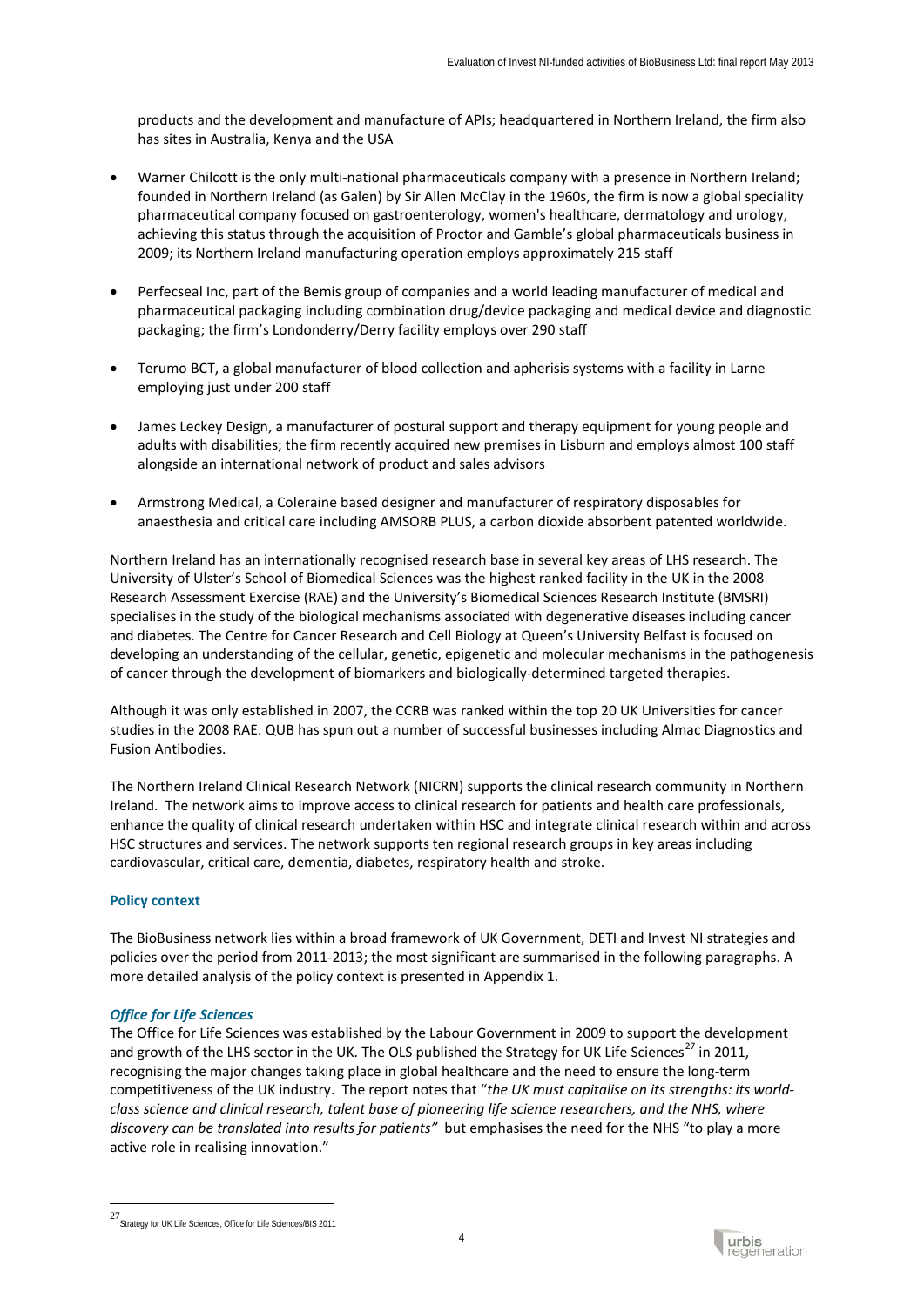products and the development and manufacture of APIs; headquartered in Northern Ireland, the firm also has sites in Australia, Kenya and the USA

- Warner Chilcott is the only multi-national pharmaceuticals company with a presence in Northern Ireland; founded in Northern Ireland (as Galen) by Sir Allen McClay in the 1960s, the firm is now a global speciality pharmaceutical company focused on gastroenterology, women's healthcare, dermatology and urology, achieving this status through the acquisition of Proctor and Gamble's global pharmaceuticals business in 2009; its Northern Ireland manufacturing operation employs approximately 215 staff

- Perfecseal Inc, part of the Bemis group of companies and a world leading manufacturer of medical and pharmaceutical packaging including combination drug/device packaging and medical device and diagnostic packaging; the firm's Londonderry/Derry facility employs over 290 staff

- Terumo BCT, a global manufacturer of blood collection and apherisis systems with a facility in Larne employing just under 200 staff

- James Leckey Design, a manufacturer of postural support and therapy equipment for young people and adults with disabilities; the firm recently acquired new premises in Lisburn and employs almost 100 staff alongside an international network of product and sales advisors

- Armstrong Medical, a Coleraine based designer and manufacturer of respiratory disposables for anaesthesia and critical care including AMSORB PLUS, a carbon dioxide absorbent patented worldwide.

Northern Ireland has an internationally recognised research base in several key areas of LHS research. The University of Ulster's School of Biomedical Sciences was the highest ranked facility in the UK in the 2008 Research Assessment Exercise (RAE) and the University's Biomedical Sciences Research Institute (BMSRI) specialises in the study of the biological mechanisms associated with degenerative diseases including cancer and diabetes. The Centre for Cancer Research and Cell Biology at Queen's University Belfast is focused on developing an understanding of the cellular, genetic, epigenetic and molecular mechanisms in the pathogenesis of cancer through the development of biomarkers and biologically-determined targeted therapies.

Although it was only established in 2007, the CCRB was ranked within the top 20 UK Universities for cancer studies in the 2008 RAE. QUB has spun out a number of successful businesses including Almac Diagnostics and Fusion Antibodies.

The Northern Ireland Clinical Research Network (NICRN) supports the clinical research community in Northern Ireland. The network aims to improve access to clinical research for patients and health care professionals, enhance the quality of clinical research undertaken within HSC and integrate clinical research within and across HSC structures and services. The network supports ten regional research groups in key areas including cardiovascular, critical care, dementia, diabetes, respiratory health and stroke.

### Policy context

The BioBusiness network lies within a broad framework of UK Government, DETI and Invest NI strategies and policies over the period from 2011-2013; the most significant are summarised in the following paragraphs. A more detailed analysis of the policy context is presented in Appendix 1.

#### *Office for Life Sciences*

The Office for Life Sciences was established by the Labour Government in 2009 to support the development and growth of the LHS sector in the UK. The OLS published the Strategy for UK Life Sciences[27] in 2011, recognising the major changes taking place in global healthcare and the need to ensure the long-term competitiveness of the UK industry. The report notes that "*the UK must capitalise on its strengths: its world-class science and clinical research, talent base of pioneering life science researchers, and the NHS, where discovery can be translated into results for patients"* but emphasises the need for the NHS "to play a more active role in realising innovation."

---

[27] Strategy for UK Life Sciences, Office for Life Sciences/BIS 2011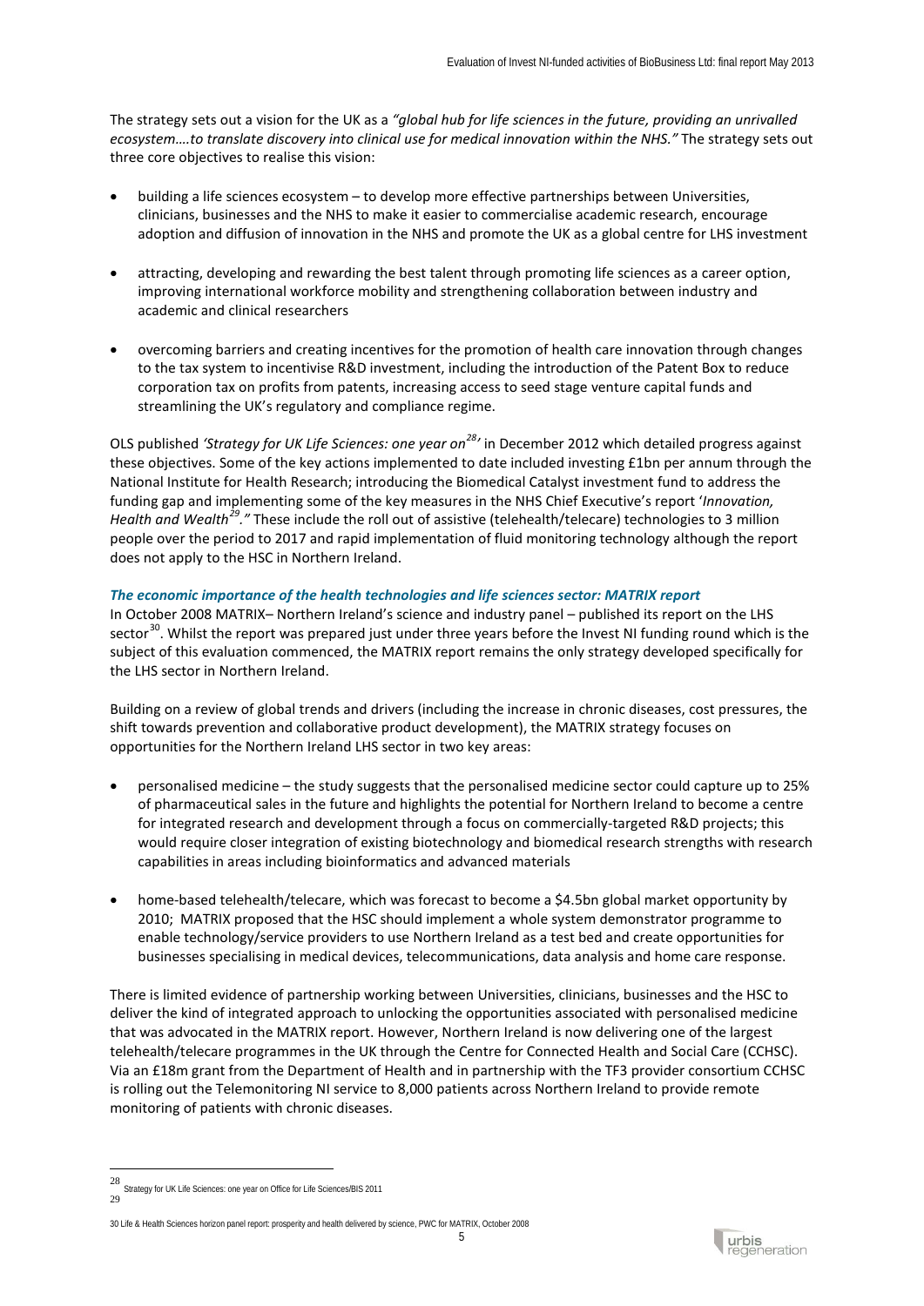The strategy sets out a vision for the UK as a *"global hub for life sciences in the future, providing an unrivalled ecosystem….to translate discovery into clinical use for medical innovation within the NHS."* The strategy sets out three core objectives to realise this vision:

- building a life sciences ecosystem – to develop more effective partnerships between Universities, clinicians, businesses and the NHS to make it easier to commercialise academic research, encourage adoption and diffusion of innovation in the NHS and promote the UK as a global centre for LHS investment
- attracting, developing and rewarding the best talent through promoting life sciences as a career option, improving international workforce mobility and strengthening collaboration between industry and academic and clinical researchers
- overcoming barriers and creating incentives for the promotion of health care innovation through changes to the tax system to incentivise R&D investment, including the introduction of the Patent Box to reduce corporation tax on profits from patents, increasing access to seed stage venture capital funds and streamlining the UK's regulatory and compliance regime.

OLS published *'Strategy for UK Life Sciences: one year on*[28]*'* in December 2012 which detailed progress against these objectives. Some of the key actions implemented to date included investing £1bn per annum through the National Institute for Health Research; introducing the Biomedical Catalyst investment fund to address the funding gap and implementing some of the key measures in the NHS Chief Executive's report '*Innovation, Health and Wealth*[29]*."* These include the roll out of assistive (telehealth/telecare) technologies to 3 million people over the period to 2017 and rapid implementation of fluid monitoring technology although the report does not apply to the HSC in Northern Ireland.

#### *The economic importance of the health technologies and life sciences sector: MATRIX report*

In October 2008 MATRIX– Northern Ireland's science and industry panel – published its report on the LHS sector[30]. Whilst the report was prepared just under three years before the Invest NI funding round which is the subject of this evaluation commenced, the MATRIX report remains the only strategy developed specifically for the LHS sector in Northern Ireland.

Building on a review of global trends and drivers (including the increase in chronic diseases, cost pressures, the shift towards prevention and collaborative product development), the MATRIX strategy focuses on opportunities for the Northern Ireland LHS sector in two key areas:

- personalised medicine – the study suggests that the personalised medicine sector could capture up to 25% of pharmaceutical sales in the future and highlights the potential for Northern Ireland to become a centre for integrated research and development through a focus on commercially-targeted R&D projects; this would require closer integration of existing biotechnology and biomedical research strengths with research capabilities in areas including bioinformatics and advanced materials
- home-based telehealth/telecare, which was forecast to become a $4.5bn global market opportunity by 2010; MATRIX proposed that the HSC should implement a whole system demonstrator programme to enable technology/service providers to use Northern Ireland as a test bed and create opportunities for businesses specialising in medical devices, telecommunications, data analysis and home care response.

There is limited evidence of partnership working between Universities, clinicians, businesses and the HSC to deliver the kind of integrated approach to unlocking the opportunities associated with personalised medicine that was advocated in the MATRIX report. However, Northern Ireland is now delivering one of the largest telehealth/telecare programmes in the UK through the Centre for Connected Health and Social Care (CCHSC). Via an £18m grant from the Department of Health and in partnership with the TF3 provider consortium CCHSC is rolling out the Telemonitoring NI service to 8,000 patients across Northern Ireland to provide remote monitoring of patients with chronic diseases.

---

28 Strategy for UK Life Sciences: one year on Office for Life Sciences/BIS 2011

29

30 Life & Health Sciences horizon panel report: prosperity and health delivered by science, PWC for MATRIX, October 2008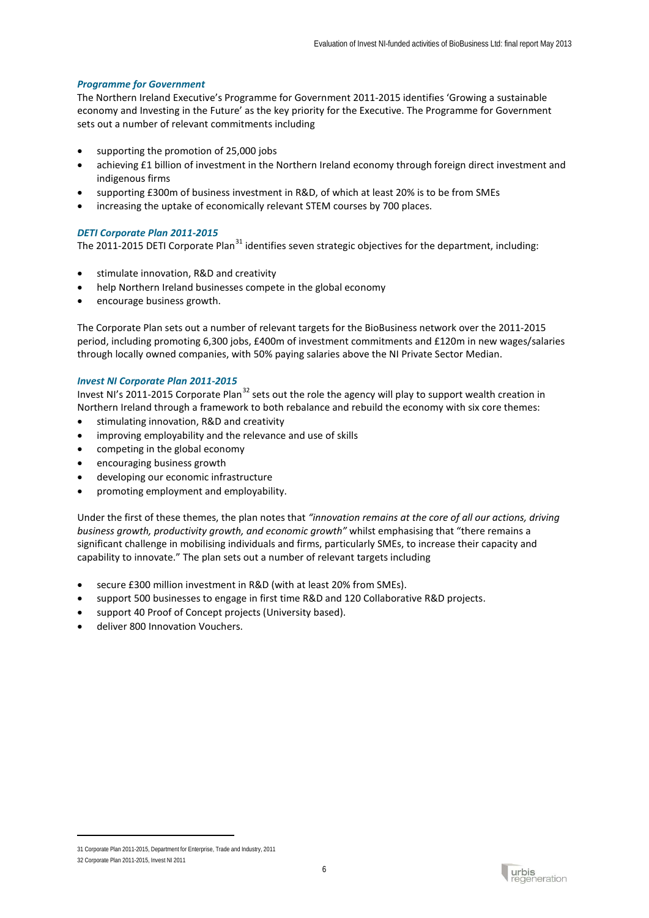### *Programme for Government*

The Northern Ireland Executive's Programme for Government 2011-2015 identifies 'Growing a sustainable economy and Investing in the Future' as the key priority for the Executive. The Programme for Government sets out a number of relevant commitments including

- supporting the promotion of 25,000 jobs
- achieving £1 billion of investment in the Northern Ireland economy through foreign direct investment and indigenous firms
- supporting £300m of business investment in R&D, of which at least 20% is to be from SMEs
- increasing the uptake of economically relevant STEM courses by 700 places.

### *DETI Corporate Plan 2011-2015*

The 2011-2015 DETI Corporate Plan[31] identifies seven strategic objectives for the department, including:

- stimulate innovation, R&D and creativity
- help Northern Ireland businesses compete in the global economy
- encourage business growth.

The Corporate Plan sets out a number of relevant targets for the BioBusiness network over the 2011-2015 period, including promoting 6,300 jobs, £400m of investment commitments and £120m in new wages/salaries through locally owned companies, with 50% paying salaries above the NI Private Sector Median.

### *Invest NI Corporate Plan 2011-2015*

Invest NI's 2011-2015 Corporate Plan[32] sets out the role the agency will play to support wealth creation in Northern Ireland through a framework to both rebalance and rebuild the economy with six core themes:

- stimulating innovation, R&D and creativity
- improving employability and the relevance and use of skills
- competing in the global economy
- encouraging business growth
- developing our economic infrastructure
- promoting employment and employability.

Under the first of these themes, the plan notes that *"innovation remains at the core of all our actions, driving business growth, productivity growth, and economic growth"* whilst emphasising that "there remains a significant challenge in mobilising individuals and firms, particularly SMEs, to increase their capacity and capability to innovate." The plan sets out a number of relevant targets including

- secure £300 million investment in R&D (with at least 20% from SMEs).
- support 500 businesses to engage in first time R&D and 120 Collaborative R&D projects.
- support 40 Proof of Concept projects (University based).
- deliver 800 Innovation Vouchers.

31 Corporate Plan 2011-2015, Department for Enterprise, Trade and Industry, 2011

32 Corporate Plan 2011-2015, Invest NI 2011